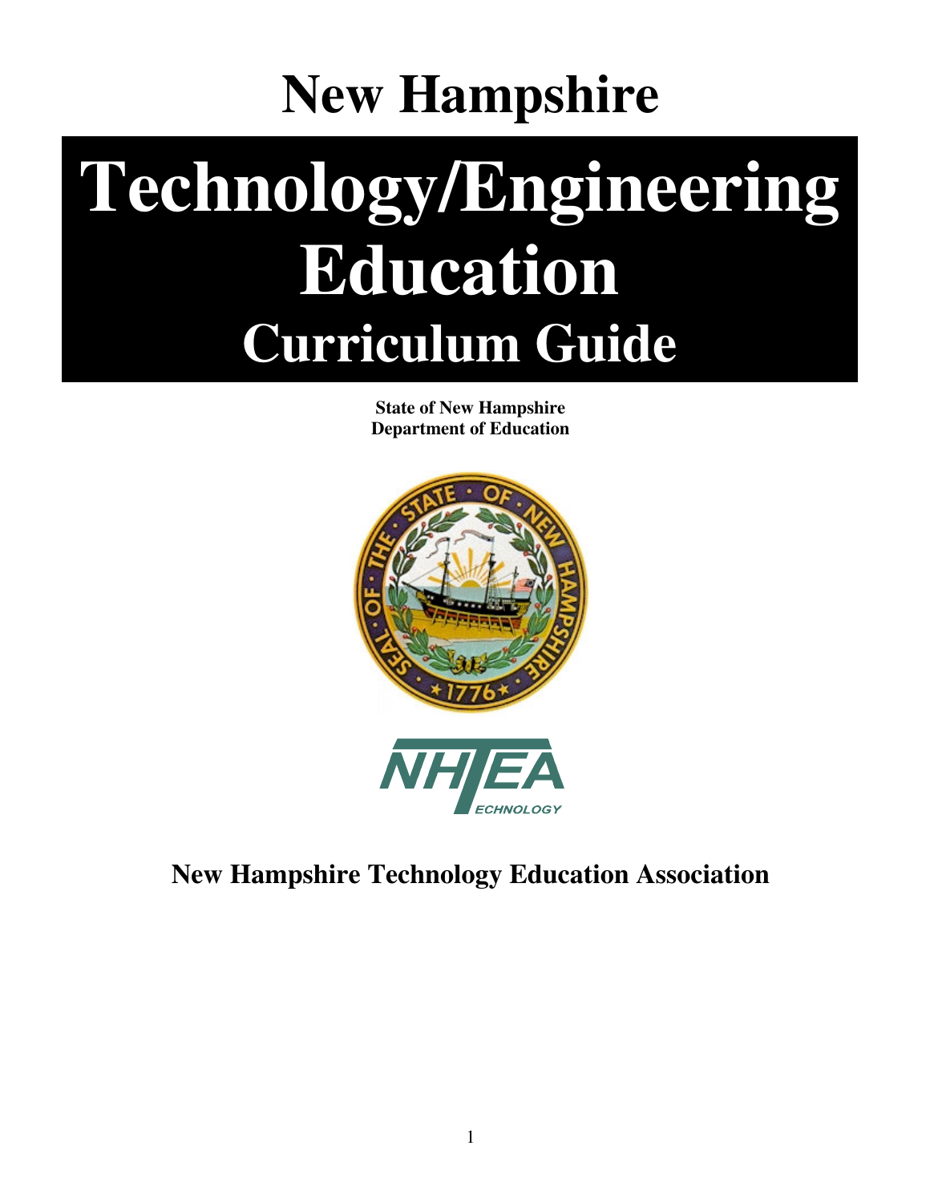# New Hampshire

# Technology/Engineering Education

## Curriculum Guide

**State of New Hampshire**
**Department of Education**

**New Hampshire Technology Education Association**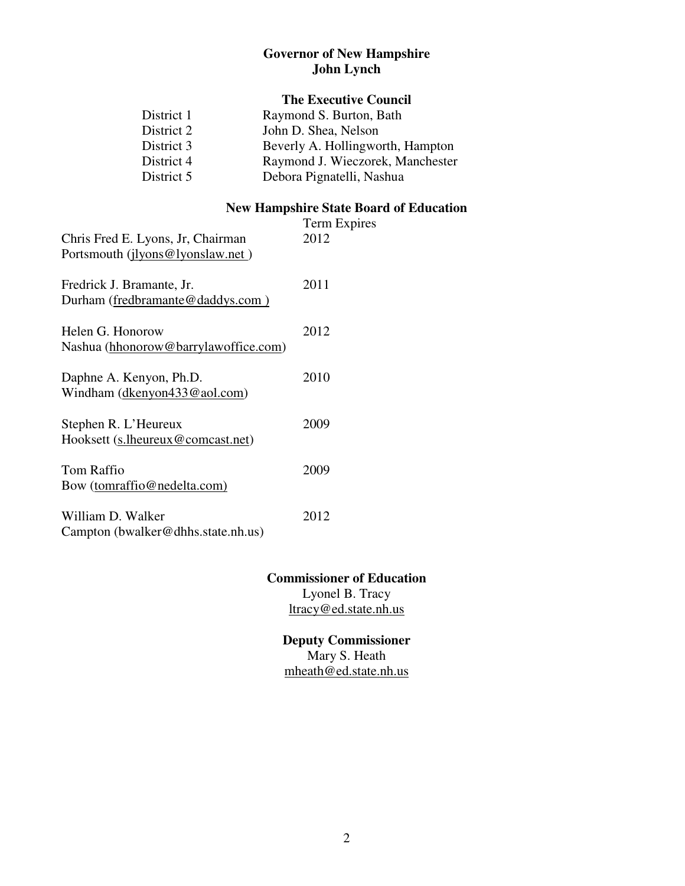## Governor of New Hampshire
## John Lynch

### The Executive Council

| | |
|---|---|
| District 1 | Raymond S. Burton, Bath |
| District 2 | John D. Shea, Nelson |
| District 3 | Beverly A. Hollingworth, Hampton |
| District 4 | Raymond J. Wieczorek, Manchester |
| District 5 | Debora Pignatelli, Nashua |

### New Hampshire State Board of Education

| | Term Expires |
|---|---|
| Chris Fred E. Lyons, Jr, Chairman<br>Portsmouth (jlyons@lyonslaw.net ) | 2012 |
| Fredrick J. Bramante, Jr.<br>Durham (fredbramante@daddys.com ) | 2011 |
| Helen G. Honorow<br>Nashua (hhonorow@barrylawoffice.com) | 2012 |
| Daphne A. Kenyon, Ph.D.<br>Windham (dkenyon433@aol.com) | 2010 |
| Stephen R. L'Heureux<br>Hooksett (s.lheureux@comcast.net) | 2009 |
| Tom Raffio<br>Bow (tomraffio@nedelta.com) | 2009 |
| William D. Walker<br>Campton (bwalker@dhhs.state.nh.us) | 2012 |

### Commissioner of Education

Lyonel B. Tracy
ltracy@ed.state.nh.us

### Deputy Commissioner

Mary S. Heath
mheath@ed.state.nh.us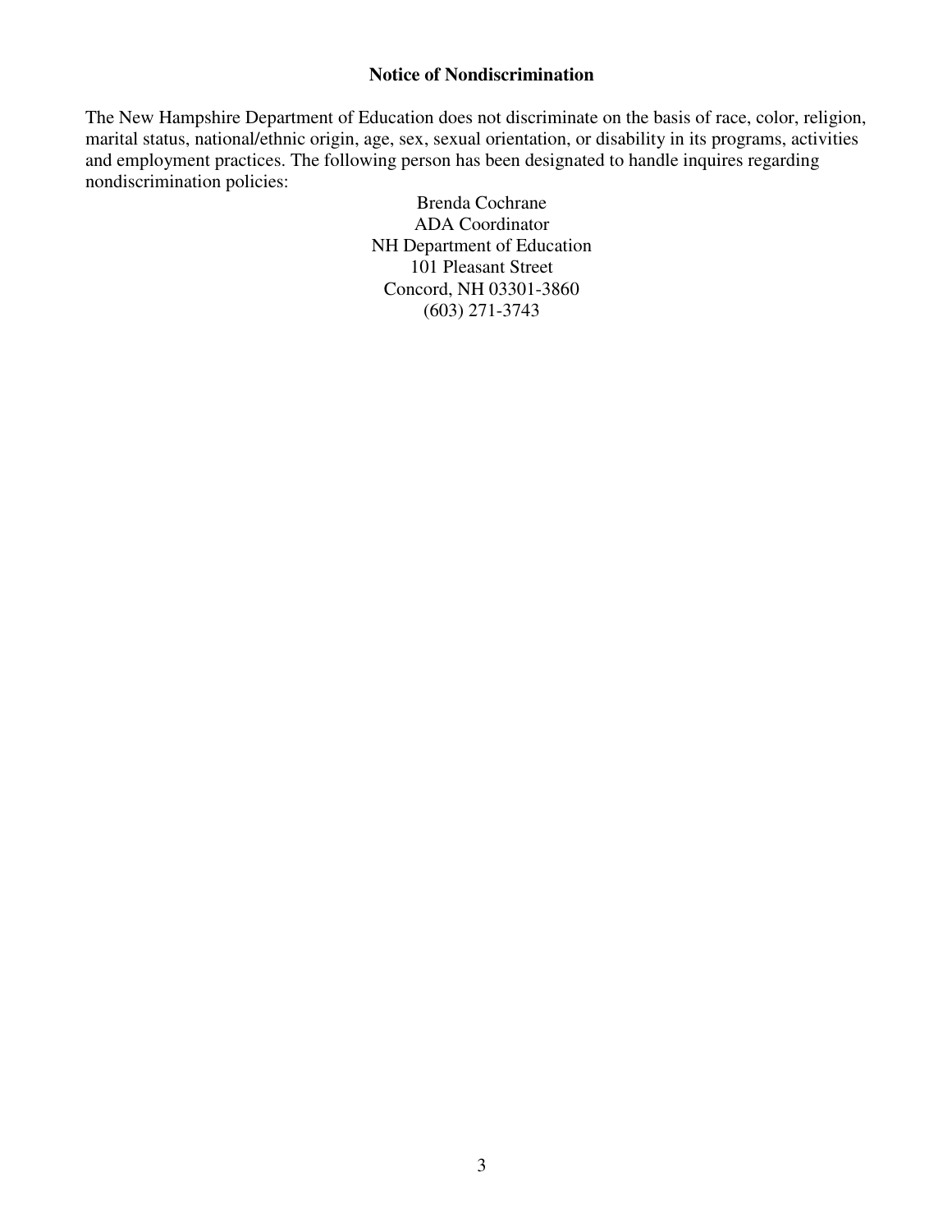## Notice of Nondiscrimination

The New Hampshire Department of Education does not discriminate on the basis of race, color, religion, marital status, national/ethnic origin, age, sex, sexual orientation, or disability in its programs, activities and employment practices. The following person has been designated to handle inquires regarding nondiscrimination policies:

Brenda Cochrane
ADA Coordinator
NH Department of Education
101 Pleasant Street
Concord, NH 03301-3860
(603) 271-3743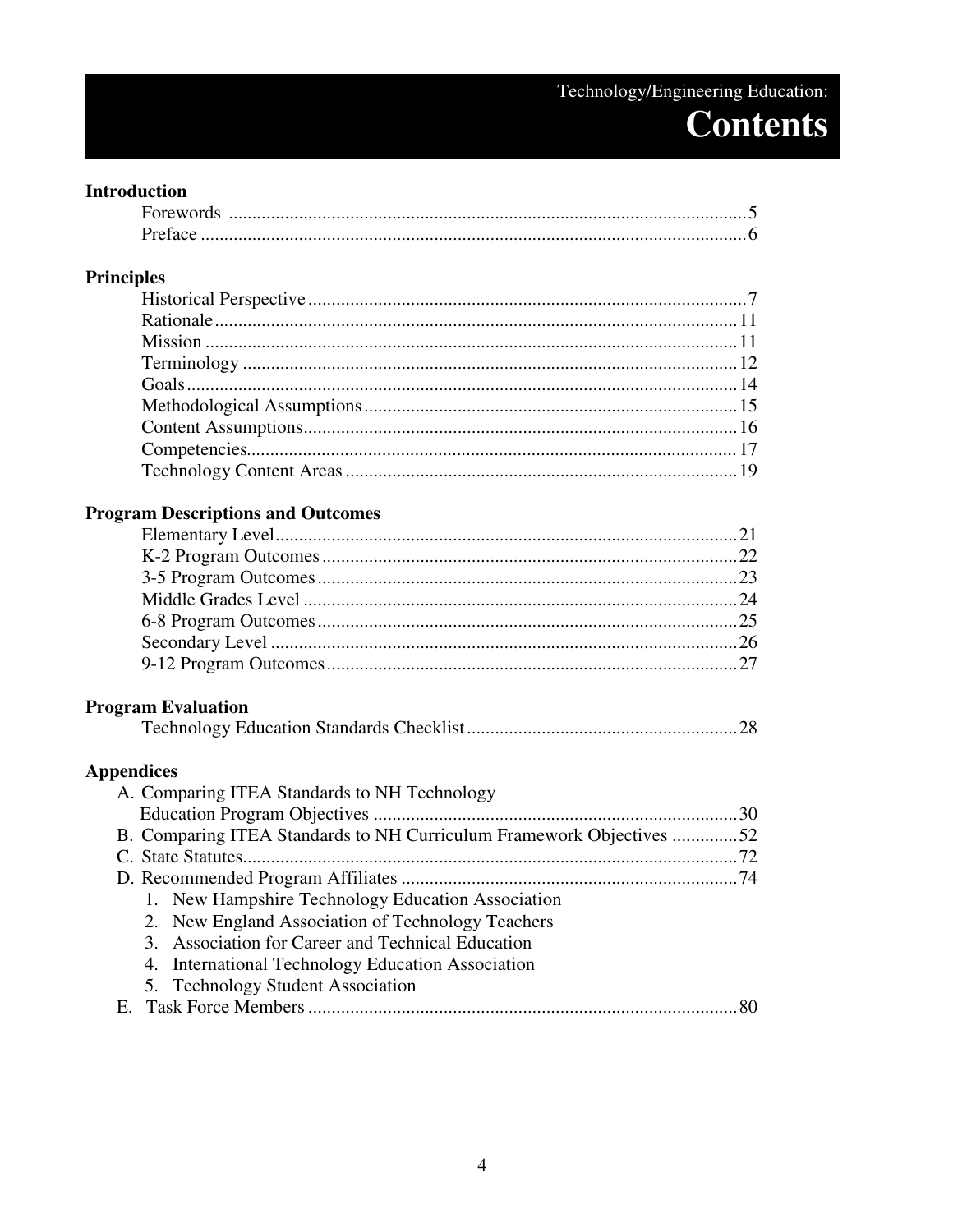Technology/Engineering Education:

# Contents

**Introduction**

- Forewords ........ 5
- Preface ........ 6

**Principles**

- Historical Perspective ........ 7
- Rationale ........ 11
- Mission ........ 11
- Terminology ........ 12
- Goals ........ 14
- Methodological Assumptions ........ 15
- Content Assumptions ........ 16
- Competencies ........ 17
- Technology Content Areas ........ 19

**Program Descriptions and Outcomes**

- Elementary Level ........ 21
- K-2 Program Outcomes ........ 22
- 3-5 Program Outcomes ........ 23
- Middle Grades Level ........ 24
- 6-8 Program Outcomes ........ 25
- Secondary Level ........ 26
- 9-12 Program Outcomes ........ 27

**Program Evaluation**

- Technology Education Standards Checklist ........ 28

**Appendices**

- A. Comparing ITEA Standards to NH Technology Education Program Objectives ........ 30
- B. Comparing ITEA Standards to NH Curriculum Framework Objectives ........ 52
- C. State Statutes ........ 72
- D. Recommended Program Affiliates ........ 74
  1. New Hampshire Technology Education Association
  2. New England Association of Technology Teachers
  3. Association for Career and Technical Education
  4. International Technology Education Association
  5. Technology Student Association
- E. Task Force Members ........ 80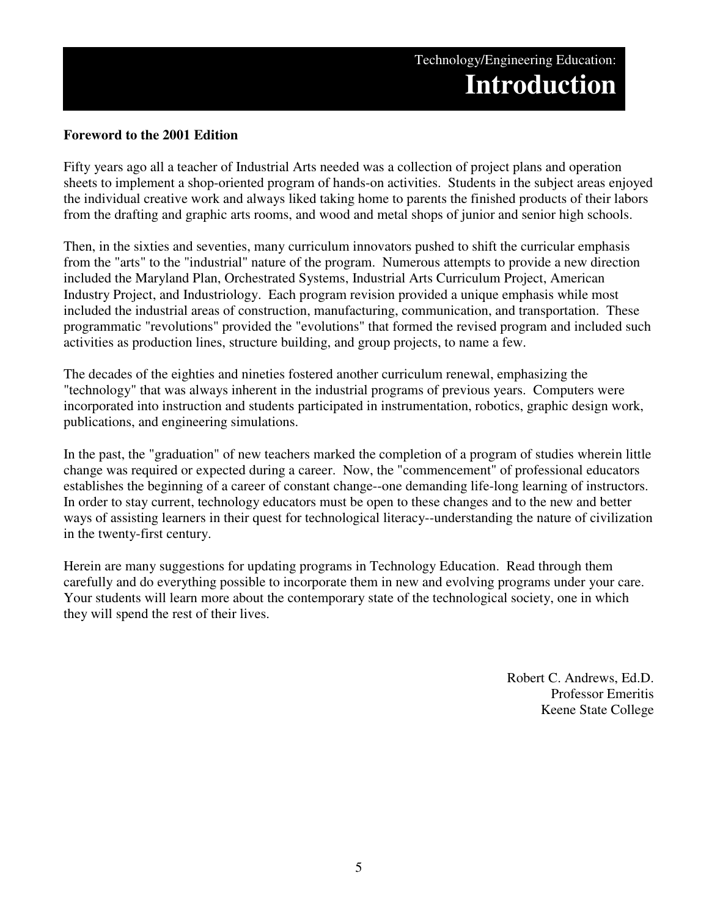# Technology/Engineering Education: Introduction

**Foreword to the 2001 Edition**

Fifty years ago all a teacher of Industrial Arts needed was a collection of project plans and operation sheets to implement a shop-oriented program of hands-on activities. Students in the subject areas enjoyed the individual creative work and always liked taking home to parents the finished products of their labors from the drafting and graphic arts rooms, and wood and metal shops of junior and senior high schools.

Then, in the sixties and seventies, many curriculum innovators pushed to shift the curricular emphasis from the "arts" to the "industrial" nature of the program. Numerous attempts to provide a new direction included the Maryland Plan, Orchestrated Systems, Industrial Arts Curriculum Project, American Industry Project, and Industriology. Each program revision provided a unique emphasis while most included the industrial areas of construction, manufacturing, communication, and transportation. These programmatic "revolutions" provided the "evolutions" that formed the revised program and included such activities as production lines, structure building, and group projects, to name a few.

The decades of the eighties and nineties fostered another curriculum renewal, emphasizing the "technology" that was always inherent in the industrial programs of previous years. Computers were incorporated into instruction and students participated in instrumentation, robotics, graphic design work, publications, and engineering simulations.

In the past, the "graduation" of new teachers marked the completion of a program of studies wherein little change was required or expected during a career. Now, the "commencement" of professional educators establishes the beginning of a career of constant change--one demanding life-long learning of instructors. In order to stay current, technology educators must be open to these changes and to the new and better ways of assisting learners in their quest for technological literacy--understanding the nature of civilization in the twenty-first century.

Herein are many suggestions for updating programs in Technology Education. Read through them carefully and do everything possible to incorporate them in new and evolving programs under your care. Your students will learn more about the contemporary state of the technological society, one in which they will spend the rest of their lives.

Robert C. Andrews, Ed.D.
Professor Emeritis
Keene State College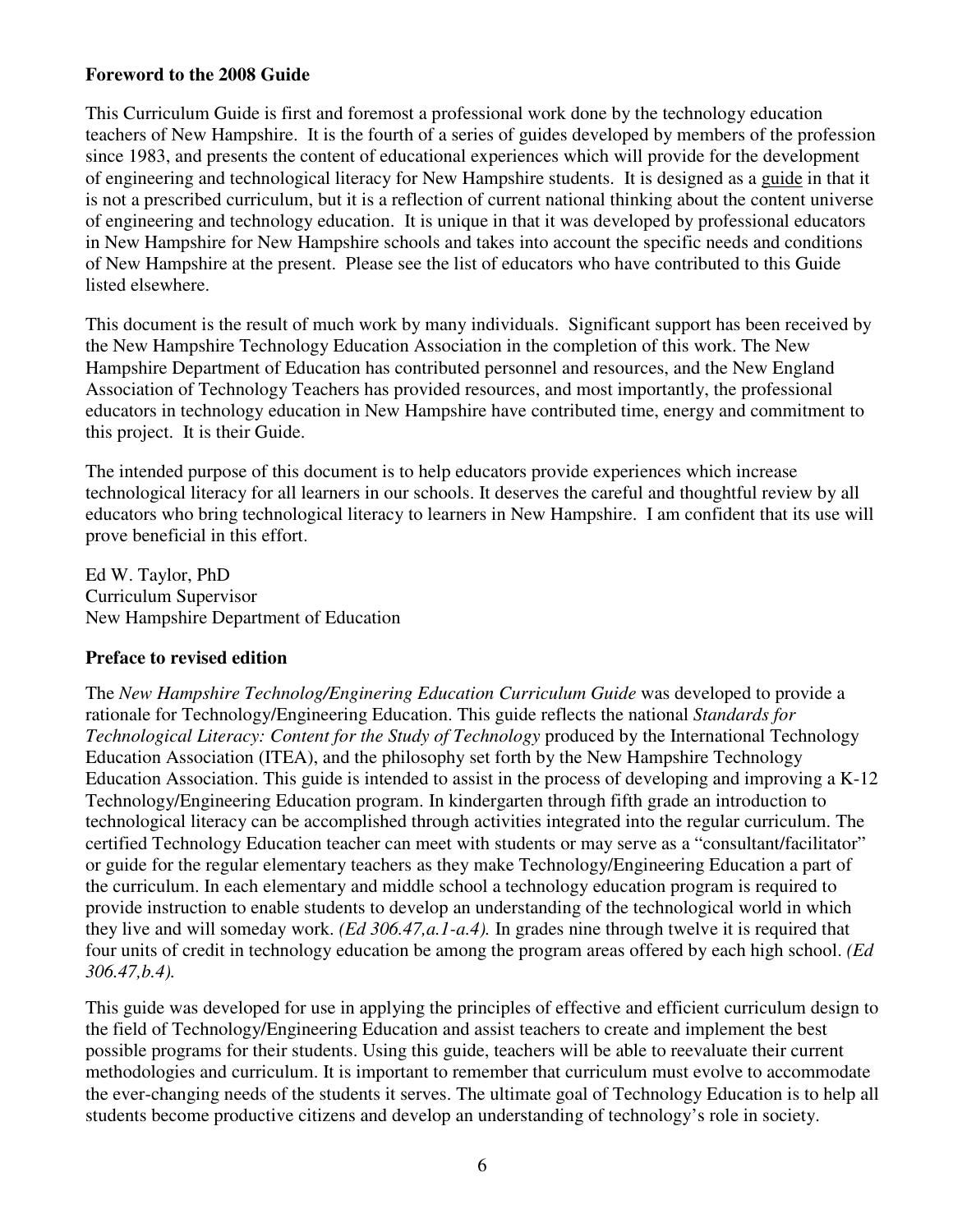## Foreword to the 2008 Guide

This Curriculum Guide is first and foremost a professional work done by the technology education teachers of New Hampshire. It is the fourth of a series of guides developed by members of the profession since 1983, and presents the content of educational experiences which will provide for the development of engineering and technological literacy for New Hampshire students. It is designed as a <u>guide</u> in that it is not a prescribed curriculum, but it is a reflection of current national thinking about the content universe of engineering and technology education. It is unique in that it was developed by professional educators in New Hampshire for New Hampshire schools and takes into account the specific needs and conditions of New Hampshire at the present. Please see the list of educators who have contributed to this Guide listed elsewhere.

This document is the result of much work by many individuals. Significant support has been received by the New Hampshire Technology Education Association in the completion of this work. The New Hampshire Department of Education has contributed personnel and resources, and the New England Association of Technology Teachers has provided resources, and most importantly, the professional educators in technology education in New Hampshire have contributed time, energy and commitment to this project. It is their Guide.

The intended purpose of this document is to help educators provide experiences which increase technological literacy for all learners in our schools. It deserves the careful and thoughtful review by all educators who bring technological literacy to learners in New Hampshire. I am confident that its use will prove beneficial in this effort.

Ed W. Taylor, PhD
Curriculum Supervisor
New Hampshire Department of Education

## Preface to revised edition

The *New Hampshire Technolog/Enginering Education Curriculum Guide* was developed to provide a rationale for Technology/Engineering Education. This guide reflects the national *Standards for Technological Literacy: Content for the Study of Technology* produced by the International Technology Education Association (ITEA), and the philosophy set forth by the New Hampshire Technology Education Association. This guide is intended to assist in the process of developing and improving a K-12 Technology/Engineering Education program. In kindergarten through fifth grade an introduction to technological literacy can be accomplished through activities integrated into the regular curriculum. The certified Technology Education teacher can meet with students or may serve as a "consultant/facilitator" or guide for the regular elementary teachers as they make Technology/Engineering Education a part of the curriculum. In each elementary and middle school a technology education program is required to provide instruction to enable students to develop an understanding of the technological world in which they live and will someday work. *(Ed 306.47,a.1-a.4).* In grades nine through twelve it is required that four units of credit in technology education be among the program areas offered by each high school. *(Ed 306.47,b.4).*

This guide was developed for use in applying the principles of effective and efficient curriculum design to the field of Technology/Engineering Education and assist teachers to create and implement the best possible programs for their students. Using this guide, teachers will be able to reevaluate their current methodologies and curriculum. It is important to remember that curriculum must evolve to accommodate the ever-changing needs of the students it serves. The ultimate goal of Technology Education is to help all students become productive citizens and develop an understanding of technology's role in society.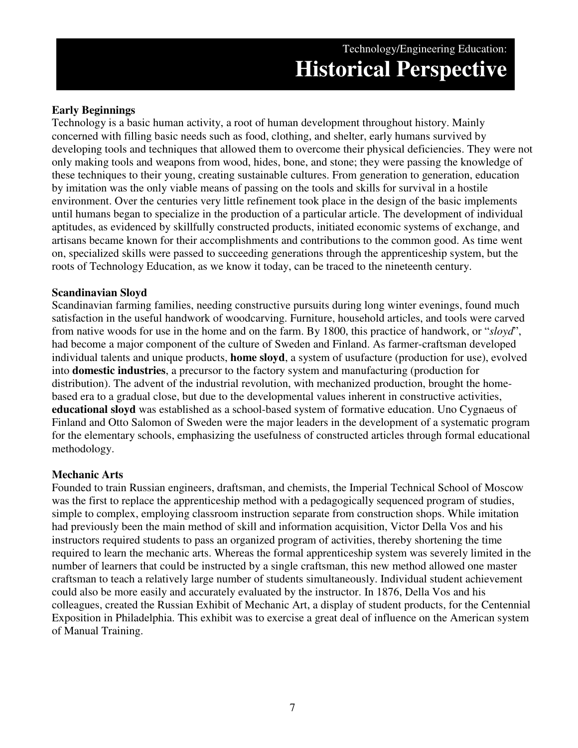# Technology/Engineering Education: Historical Perspective

## Early Beginnings

Technology is a basic human activity, a root of human development throughout history. Mainly concerned with filling basic needs such as food, clothing, and shelter, early humans survived by developing tools and techniques that allowed them to overcome their physical deficiencies. They were not only making tools and weapons from wood, hides, bone, and stone; they were passing the knowledge of these techniques to their young, creating sustainable cultures. From generation to generation, education by imitation was the only viable means of passing on the tools and skills for survival in a hostile environment. Over the centuries very little refinement took place in the design of the basic implements until humans began to specialize in the production of a particular article. The development of individual aptitudes, as evidenced by skillfully constructed products, initiated economic systems of exchange, and artisans became known for their accomplishments and contributions to the common good. As time went on, specialized skills were passed to succeeding generations through the apprenticeship system, but the roots of Technology Education, as we know it today, can be traced to the nineteenth century.

## Scandinavian Sloyd

Scandinavian farming families, needing constructive pursuits during long winter evenings, found much satisfaction in the useful handwork of woodcarving. Furniture, household articles, and tools were carved from native woods for use in the home and on the farm. By 1800, this practice of handwork, or "*sloyd*", had become a major component of the culture of Sweden and Finland. As farmer-craftsman developed individual talents and unique products, **home sloyd**, a system of usufacture (production for use), evolved into **domestic industries**, a precursor to the factory system and manufacturing (production for distribution). The advent of the industrial revolution, with mechanized production, brought the home-based era to a gradual close, but due to the developmental values inherent in constructive activities, **educational sloyd** was established as a school-based system of formative education. Uno Cygnaeus of Finland and Otto Salomon of Sweden were the major leaders in the development of a systematic program for the elementary schools, emphasizing the usefulness of constructed articles through formal educational methodology.

## Mechanic Arts

Founded to train Russian engineers, draftsman, and chemists, the Imperial Technical School of Moscow was the first to replace the apprenticeship method with a pedagogically sequenced program of studies, simple to complex, employing classroom instruction separate from construction shops. While imitation had previously been the main method of skill and information acquisition, Victor Della Vos and his instructors required students to pass an organized program of activities, thereby shortening the time required to learn the mechanic arts. Whereas the formal apprenticeship system was severely limited in the number of learners that could be instructed by a single craftsman, this new method allowed one master craftsman to teach a relatively large number of students simultaneously. Individual student achievement could also be more easily and accurately evaluated by the instructor. In 1876, Della Vos and his colleagues, created the Russian Exhibit of Mechanic Art, a display of student products, for the Centennial Exposition in Philadelphia. This exhibit was to exercise a great deal of influence on the American system of Manual Training.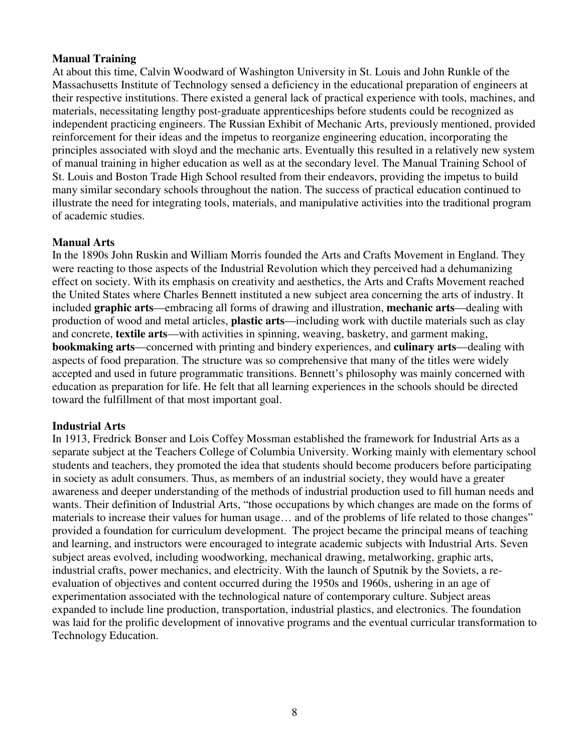**Manual Training**

At about this time, Calvin Woodward of Washington University in St. Louis and John Runkle of the Massachusetts Institute of Technology sensed a deficiency in the educational preparation of engineers at their respective institutions. There existed a general lack of practical experience with tools, machines, and materials, necessitating lengthy post-graduate apprenticeships before students could be recognized as independent practicing engineers. The Russian Exhibit of Mechanic Arts, previously mentioned, provided reinforcement for their ideas and the impetus to reorganize engineering education, incorporating the principles associated with sloyd and the mechanic arts. Eventually this resulted in a relatively new system of manual training in higher education as well as at the secondary level. The Manual Training School of St. Louis and Boston Trade High School resulted from their endeavors, providing the impetus to build many similar secondary schools throughout the nation. The success of practical education continued to illustrate the need for integrating tools, materials, and manipulative activities into the traditional program of academic studies.

**Manual Arts**

In the 1890s John Ruskin and William Morris founded the Arts and Crafts Movement in England. They were reacting to those aspects of the Industrial Revolution which they perceived had a dehumanizing effect on society. With its emphasis on creativity and aesthetics, the Arts and Crafts Movement reached the United States where Charles Bennett instituted a new subject area concerning the arts of industry. It included **graphic arts**—embracing all forms of drawing and illustration, **mechanic arts**—dealing with production of wood and metal articles, **plastic arts**—including work with ductile materials such as clay and concrete, **textile arts**—with activities in spinning, weaving, basketry, and garment making, **bookmaking arts**—concerned with printing and bindery experiences, and **culinary arts**—dealing with aspects of food preparation. The structure was so comprehensive that many of the titles were widely accepted and used in future programmatic transitions. Bennett's philosophy was mainly concerned with education as preparation for life. He felt that all learning experiences in the schools should be directed toward the fulfillment of that most important goal.

**Industrial Arts**

In 1913, Fredrick Bonser and Lois Coffey Mossman established the framework for Industrial Arts as a separate subject at the Teachers College of Columbia University. Working mainly with elementary school students and teachers, they promoted the idea that students should become producers before participating in society as adult consumers. Thus, as members of an industrial society, they would have a greater awareness and deeper understanding of the methods of industrial production used to fill human needs and wants. Their definition of Industrial Arts, "those occupations by which changes are made on the forms of materials to increase their values for human usage… and of the problems of life related to those changes" provided a foundation for curriculum development. The project became the principal means of teaching and learning, and instructors were encouraged to integrate academic subjects with Industrial Arts. Seven subject areas evolved, including woodworking, mechanical drawing, metalworking, graphic arts, industrial crafts, power mechanics, and electricity. With the launch of Sputnik by the Soviets, a re-evaluation of objectives and content occurred during the 1950s and 1960s, ushering in an age of experimentation associated with the technological nature of contemporary culture. Subject areas expanded to include line production, transportation, industrial plastics, and electronics. The foundation was laid for the prolific development of innovative programs and the eventual curricular transformation to Technology Education.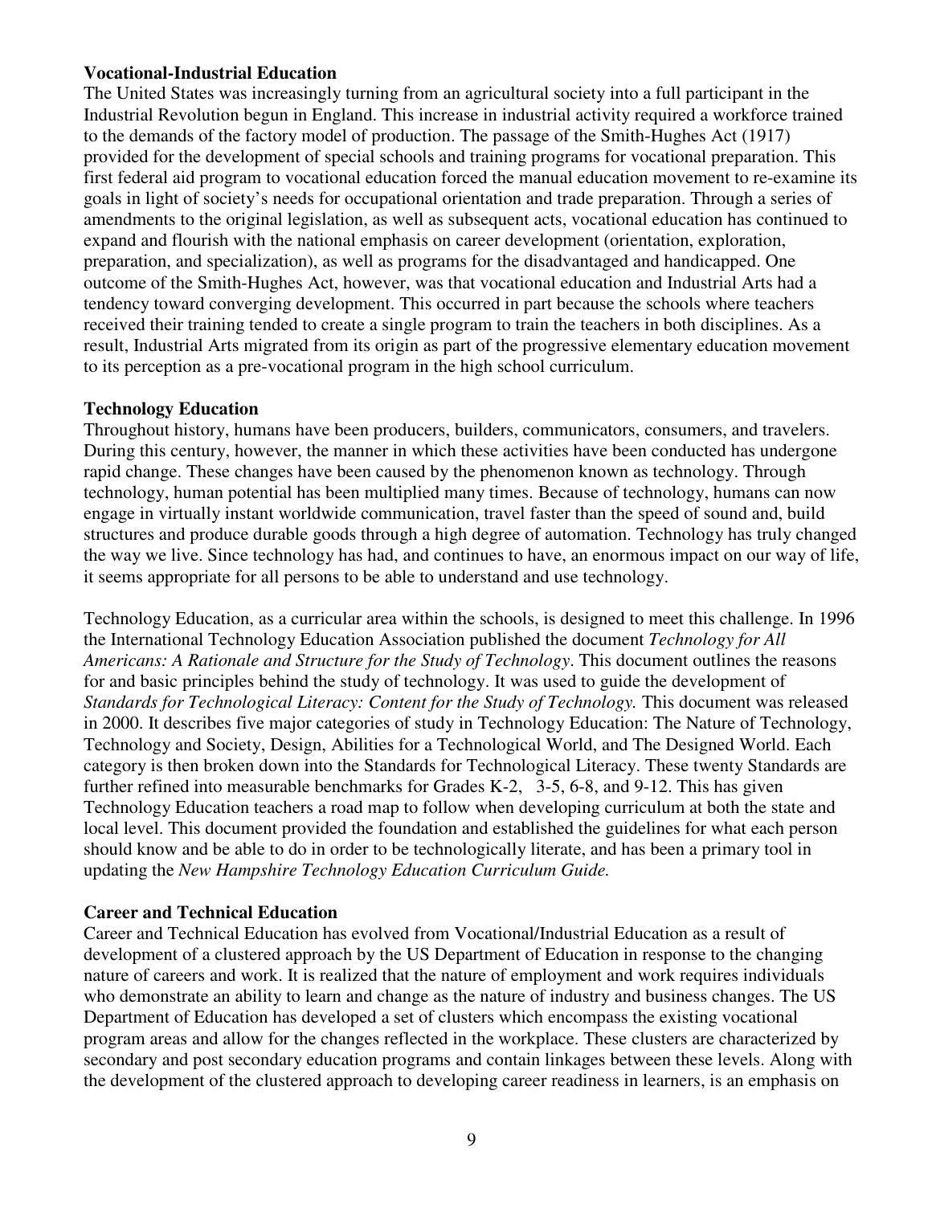### Vocational-Industrial Education

The United States was increasingly turning from an agricultural society into a full participant in the Industrial Revolution begun in England. This increase in industrial activity required a workforce trained to the demands of the factory model of production. The passage of the Smith-Hughes Act (1917) provided for the development of special schools and training programs for vocational preparation. This first federal aid program to vocational education forced the manual education movement to re-examine its goals in light of society's needs for occupational orientation and trade preparation. Through a series of amendments to the original legislation, as well as subsequent acts, vocational education has continued to expand and flourish with the national emphasis on career development (orientation, exploration, preparation, and specialization), as well as programs for the disadvantaged and handicapped. One outcome of the Smith-Hughes Act, however, was that vocational education and Industrial Arts had a tendency toward converging development. This occurred in part because the schools where teachers received their training tended to create a single program to train the teachers in both disciplines. As a result, Industrial Arts migrated from its origin as part of the progressive elementary education movement to its perception as a pre-vocational program in the high school curriculum.

### Technology Education

Throughout history, humans have been producers, builders, communicators, consumers, and travelers. During this century, however, the manner in which these activities have been conducted has undergone rapid change. These changes have been caused by the phenomenon known as technology. Through technology, human potential has been multiplied many times. Because of technology, humans can now engage in virtually instant worldwide communication, travel faster than the speed of sound and, build structures and produce durable goods through a high degree of automation. Technology has truly changed the way we live. Since technology has had, and continues to have, an enormous impact on our way of life, it seems appropriate for all persons to be able to understand and use technology.

Technology Education, as a curricular area within the schools, is designed to meet this challenge. In 1996 the International Technology Education Association published the document *Technology for All Americans: A Rationale and Structure for the Study of Technology*. This document outlines the reasons for and basic principles behind the study of technology. It was used to guide the development of *Standards for Technological Literacy: Content for the Study of Technology.* This document was released in 2000. It describes five major categories of study in Technology Education: The Nature of Technology, Technology and Society, Design, Abilities for a Technological World, and The Designed World. Each category is then broken down into the Standards for Technological Literacy. These twenty Standards are further refined into measurable benchmarks for Grades K-2, 3-5, 6-8, and 9-12. This has given Technology Education teachers a road map to follow when developing curriculum at both the state and local level. This document provided the foundation and established the guidelines for what each person should know and be able to do in order to be technologically literate, and has been a primary tool in updating the *New Hampshire Technology Education Curriculum Guide.*

### Career and Technical Education

Career and Technical Education has evolved from Vocational/Industrial Education as a result of development of a clustered approach by the US Department of Education in response to the changing nature of careers and work. It is realized that the nature of employment and work requires individuals who demonstrate an ability to learn and change as the nature of industry and business changes. The US Department of Education has developed a set of clusters which encompass the existing vocational program areas and allow for the changes reflected in the workplace. These clusters are characterized by secondary and post secondary education programs and contain linkages between these levels. Along with the development of the clustered approach to developing career readiness in learners, is an emphasis on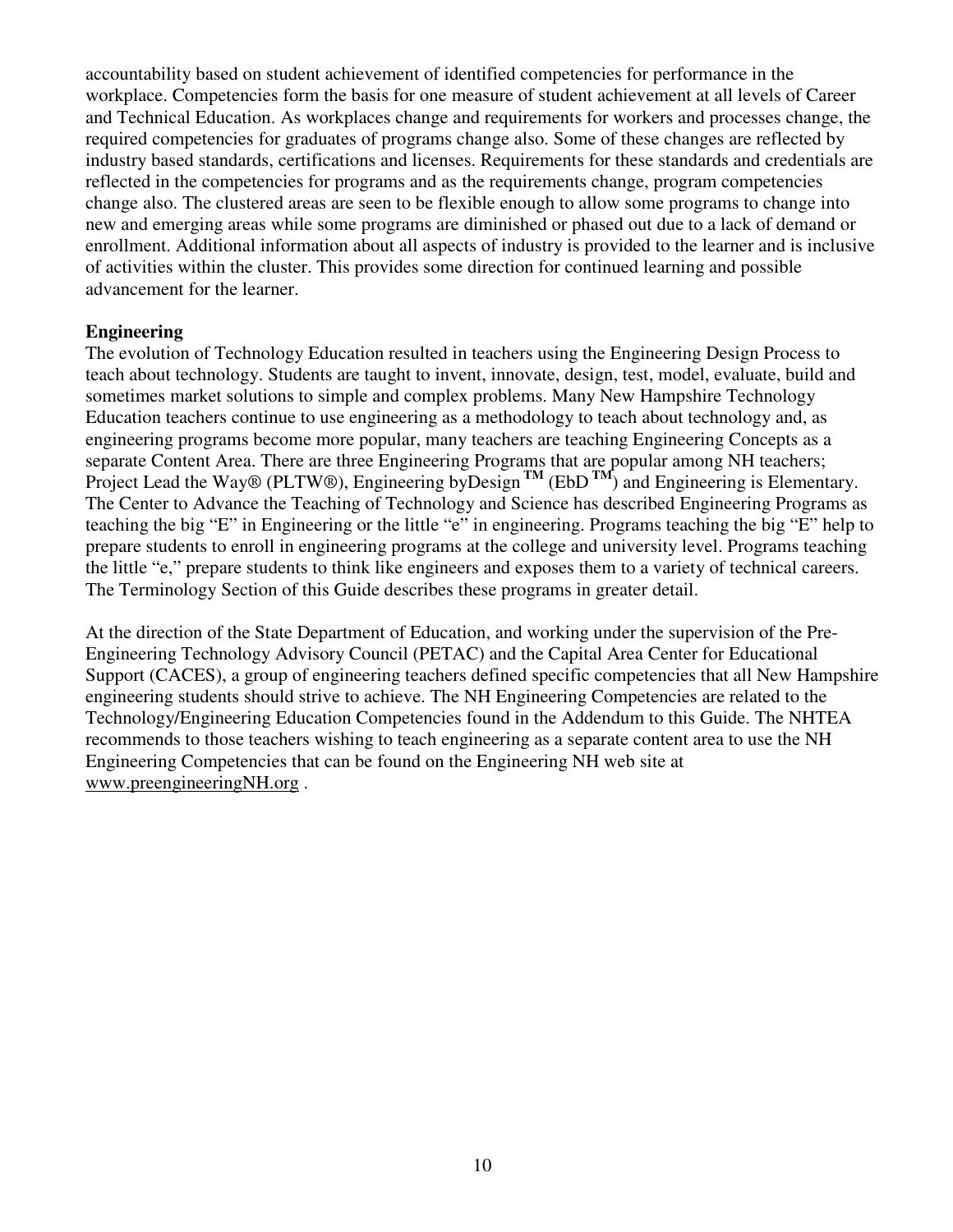accountability based on student achievement of identified competencies for performance in the workplace. Competencies form the basis for one measure of student achievement at all levels of Career and Technical Education. As workplaces change and requirements for workers and processes change, the required competencies for graduates of programs change also. Some of these changes are reflected by industry based standards, certifications and licenses. Requirements for these standards and credentials are reflected in the competencies for programs and as the requirements change, program competencies change also. The clustered areas are seen to be flexible enough to allow some programs to change into new and emerging areas while some programs are diminished or phased out due to a lack of demand or enrollment. Additional information about all aspects of industry is provided to the learner and is inclusive of activities within the cluster. This provides some direction for continued learning and possible advancement for the learner.

**Engineering**

The evolution of Technology Education resulted in teachers using the Engineering Design Process to teach about technology. Students are taught to invent, innovate, design, test, model, evaluate, build and sometimes market solutions to simple and complex problems. Many New Hampshire Technology Education teachers continue to use engineering as a methodology to teach about technology and, as engineering programs become more popular, many teachers are teaching Engineering Concepts as a separate Content Area. There are three Engineering Programs that are popular among NH teachers; Project Lead the Way® (PLTW®), Engineering byDesign™ (EbD™) and Engineering is Elementary. The Center to Advance the Teaching of Technology and Science has described Engineering Programs as teaching the big "E" in Engineering or the little "e" in engineering. Programs teaching the big "E" help to prepare students to enroll in engineering programs at the college and university level. Programs teaching the little "e," prepare students to think like engineers and exposes them to a variety of technical careers. The Terminology Section of this Guide describes these programs in greater detail.

At the direction of the State Department of Education, and working under the supervision of the Pre-Engineering Technology Advisory Council (PETAC) and the Capital Area Center for Educational Support (CACES), a group of engineering teachers defined specific competencies that all New Hampshire engineering students should strive to achieve. The NH Engineering Competencies are related to the Technology/Engineering Education Competencies found in the Addendum to this Guide. The NHTEA recommends to those teachers wishing to teach engineering as a separate content area to use the NH Engineering Competencies that can be found on the Engineering NH web site at www.preengineeringNH.org .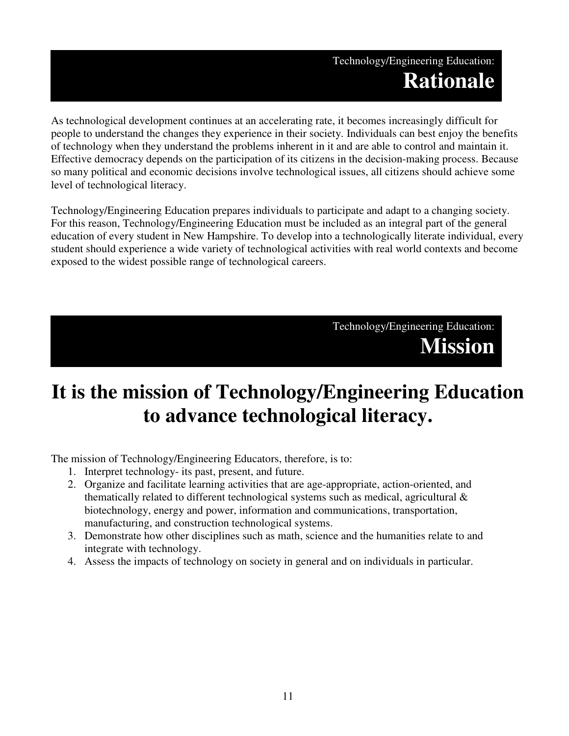## Technology/Engineering Education: Rationale

As technological development continues at an accelerating rate, it becomes increasingly difficult for people to understand the changes they experience in their society. Individuals can best enjoy the benefits of technology when they understand the problems inherent in it and are able to control and maintain it. Effective democracy depends on the participation of its citizens in the decision-making process. Because so many political and economic decisions involve technological issues, all citizens should achieve some level of technological literacy.

Technology/Engineering Education prepares individuals to participate and adapt to a changing society. For this reason, Technology/Engineering Education must be included as an integral part of the general education of every student in New Hampshire. To develop into a technologically literate individual, every student should experience a wide variety of technological activities with real world contexts and become exposed to the widest possible range of technological careers.

## Technology/Engineering Education: Mission

# It is the mission of Technology/Engineering Education to advance technological literacy.

The mission of Technology/Engineering Educators, therefore, is to:

1. Interpret technology- its past, present, and future.
2. Organize and facilitate learning activities that are age-appropriate, action-oriented, and thematically related to different technological systems such as medical, agricultural & biotechnology, energy and power, information and communications, transportation, manufacturing, and construction technological systems.
3. Demonstrate how other disciplines such as math, science and the humanities relate to and integrate with technology.
4. Assess the impacts of technology on society in general and on individuals in particular.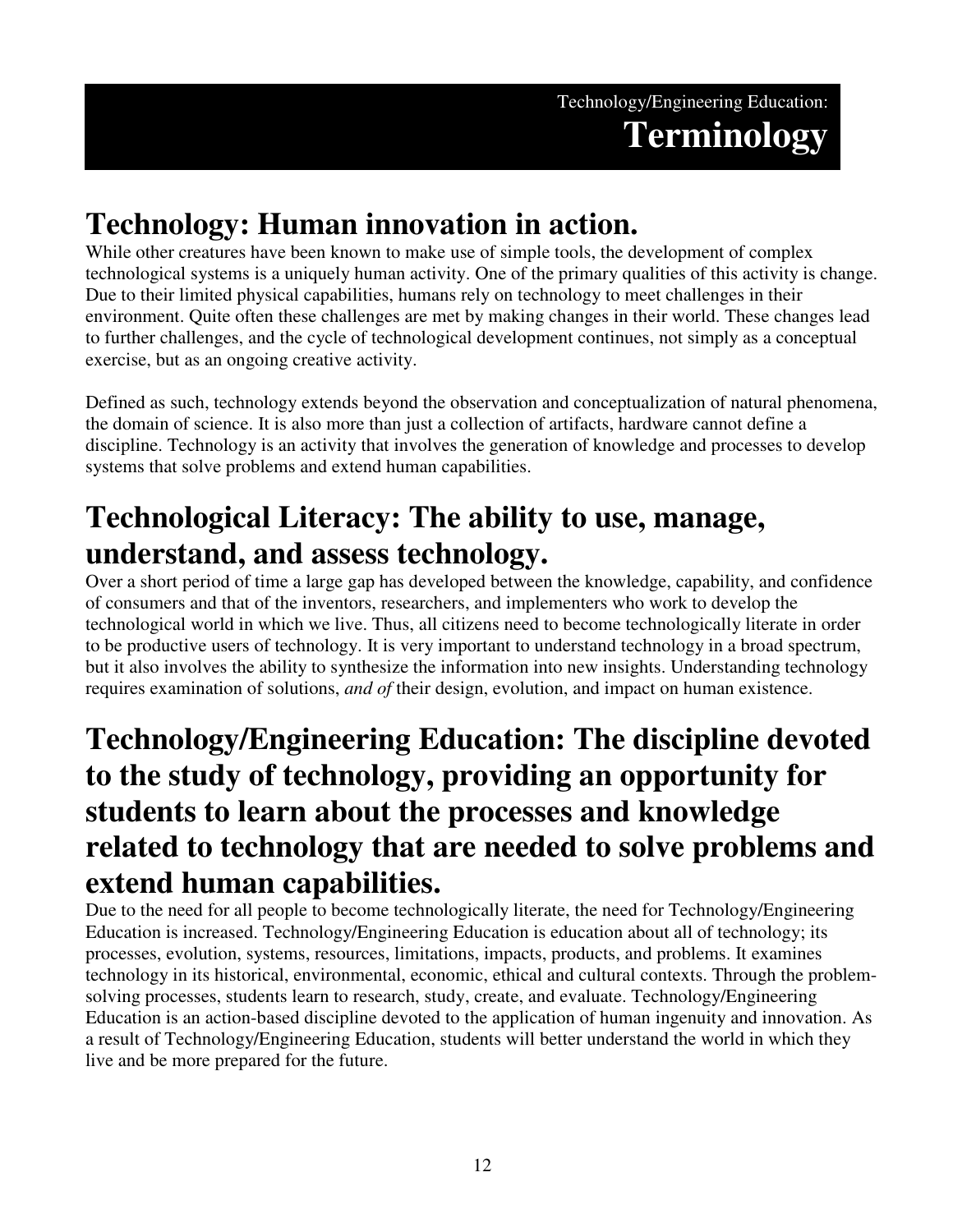Technology/Engineering Education:

# Terminology

## Technology: Human innovation in action.

While other creatures have been known to make use of simple tools, the development of complex technological systems is a uniquely human activity. One of the primary qualities of this activity is change. Due to their limited physical capabilities, humans rely on technology to meet challenges in their environment. Quite often these challenges are met by making changes in their world. These changes lead to further challenges, and the cycle of technological development continues, not simply as a conceptual exercise, but as an ongoing creative activity.

Defined as such, technology extends beyond the observation and conceptualization of natural phenomena, the domain of science. It is also more than just a collection of artifacts, hardware cannot define a discipline. Technology is an activity that involves the generation of knowledge and processes to develop systems that solve problems and extend human capabilities.

## Technological Literacy: The ability to use, manage, understand, and assess technology.

Over a short period of time a large gap has developed between the knowledge, capability, and confidence of consumers and that of the inventors, researchers, and implementers who work to develop the technological world in which we live. Thus, all citizens need to become technologically literate in order to be productive users of technology. It is very important to understand technology in a broad spectrum, but it also involves the ability to synthesize the information into new insights. Understanding technology requires examination of solutions, *and of* their design, evolution, and impact on human existence.

## Technology/Engineering Education: The discipline devoted to the study of technology, providing an opportunity for students to learn about the processes and knowledge related to technology that are needed to solve problems and extend human capabilities.

Due to the need for all people to become technologically literate, the need for Technology/Engineering Education is increased. Technology/Engineering Education is education about all of technology; its processes, evolution, systems, resources, limitations, impacts, products, and problems. It examines technology in its historical, environmental, economic, ethical and cultural contexts. Through the problem-solving processes, students learn to research, study, create, and evaluate. Technology/Engineering Education is an action-based discipline devoted to the application of human ingenuity and innovation. As a result of Technology/Engineering Education, students will better understand the world in which they live and be more prepared for the future.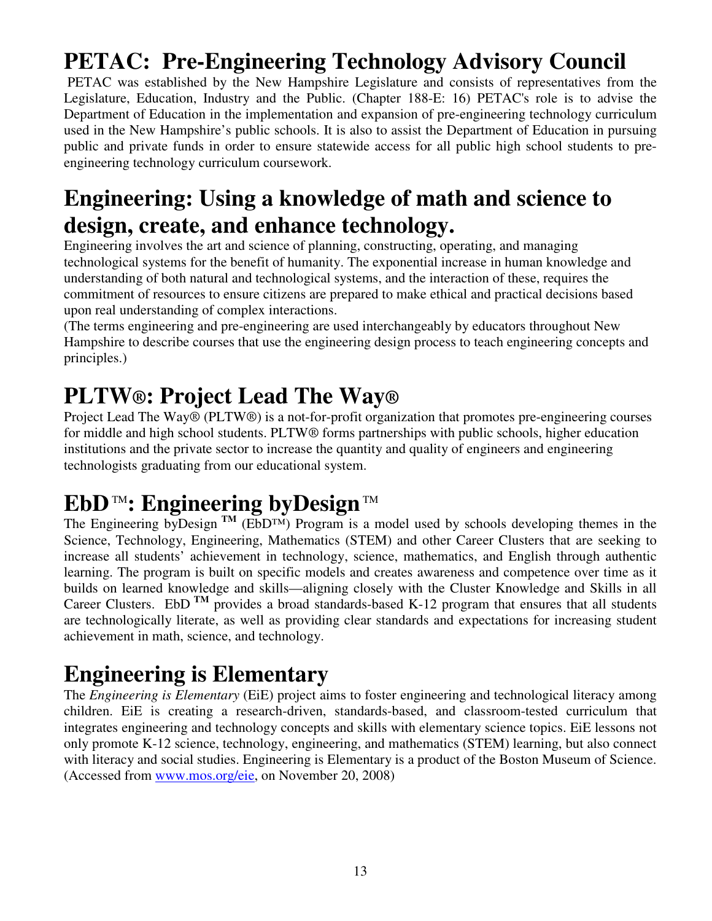# PETAC: Pre-Engineering Technology Advisory Council

PETAC was established by the New Hampshire Legislature and consists of representatives from the Legislature, Education, Industry and the Public. (Chapter 188-E: 16) PETAC's role is to advise the Department of Education in the implementation and expansion of pre-engineering technology curriculum used in the New Hampshire's public schools. It is also to assist the Department of Education in pursuing public and private funds in order to ensure statewide access for all public high school students to pre-engineering technology curriculum coursework.

# Engineering: Using a knowledge of math and science to design, create, and enhance technology.

Engineering involves the art and science of planning, constructing, operating, and managing technological systems for the benefit of humanity. The exponential increase in human knowledge and understanding of both natural and technological systems, and the interaction of these, requires the commitment of resources to ensure citizens are prepared to make ethical and practical decisions based upon real understanding of complex interactions.
(The terms engineering and pre-engineering are used interchangeably by educators throughout New Hampshire to describe courses that use the engineering design process to teach engineering concepts and principles.)

# PLTW®: Project Lead The Way®

Project Lead The Way® (PLTW®) is a not-for-profit organization that promotes pre-engineering courses for middle and high school students. PLTW® forms partnerships with public schools, higher education institutions and the private sector to increase the quantity and quality of engineers and engineering technologists graduating from our educational system.

# EbD™: Engineering byDesign™

The Engineering byDesign ™ (EbD™) Program is a model used by schools developing themes in the Science, Technology, Engineering, Mathematics (STEM) and other Career Clusters that are seeking to increase all students' achievement in technology, science, mathematics, and English through authentic learning. The program is built on specific models and creates awareness and competence over time as it builds on learned knowledge and skills—aligning closely with the Cluster Knowledge and Skills in all Career Clusters. EbD ™ provides a broad standards-based K-12 program that ensures that all students are technologically literate, as well as providing clear standards and expectations for increasing student achievement in math, science, and technology.

# Engineering is Elementary

The *Engineering is Elementary* (EiE) project aims to foster engineering and technological literacy among children. EiE is creating a research-driven, standards-based, and classroom-tested curriculum that integrates engineering and technology concepts and skills with elementary science topics. EiE lessons not only promote K-12 science, technology, engineering, and mathematics (STEM) learning, but also connect with literacy and social studies. Engineering is Elementary is a product of the Boston Museum of Science. (Accessed from [www.mos.org/eie](www.mos.org/eie), on November 20, 2008)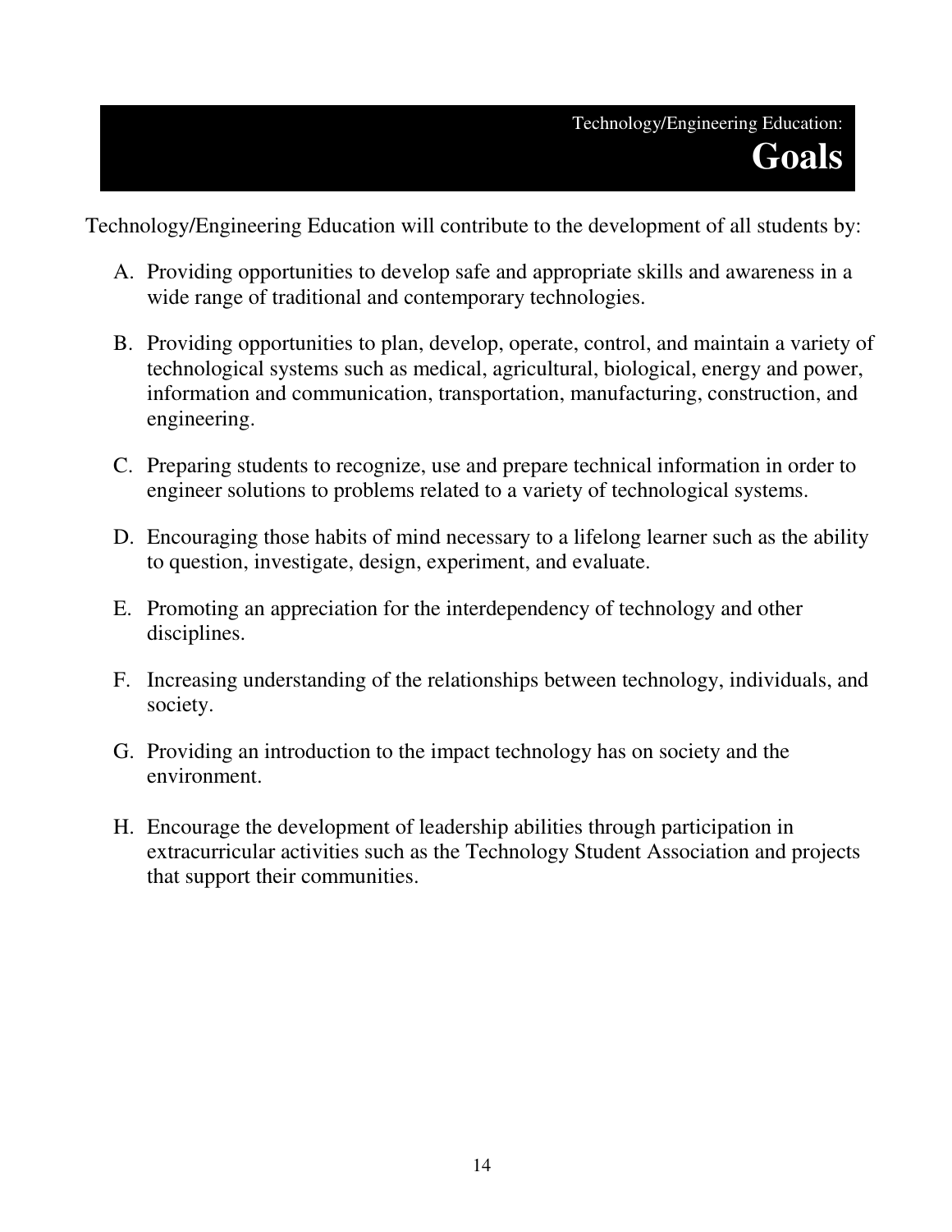Technology/Engineering Education:

# Goals

Technology/Engineering Education will contribute to the development of all students by:

A. Providing opportunities to develop safe and appropriate skills and awareness in a wide range of traditional and contemporary technologies.

B. Providing opportunities to plan, develop, operate, control, and maintain a variety of technological systems such as medical, agricultural, biological, energy and power, information and communication, transportation, manufacturing, construction, and engineering.

C. Preparing students to recognize, use and prepare technical information in order to engineer solutions to problems related to a variety of technological systems.

D. Encouraging those habits of mind necessary to a lifelong learner such as the ability to question, investigate, design, experiment, and evaluate.

E. Promoting an appreciation for the interdependency of technology and other disciplines.

F. Increasing understanding of the relationships between technology, individuals, and society.

G. Providing an introduction to the impact technology has on society and the environment.

H. Encourage the development of leadership abilities through participation in extracurricular activities such as the Technology Student Association and projects that support their communities.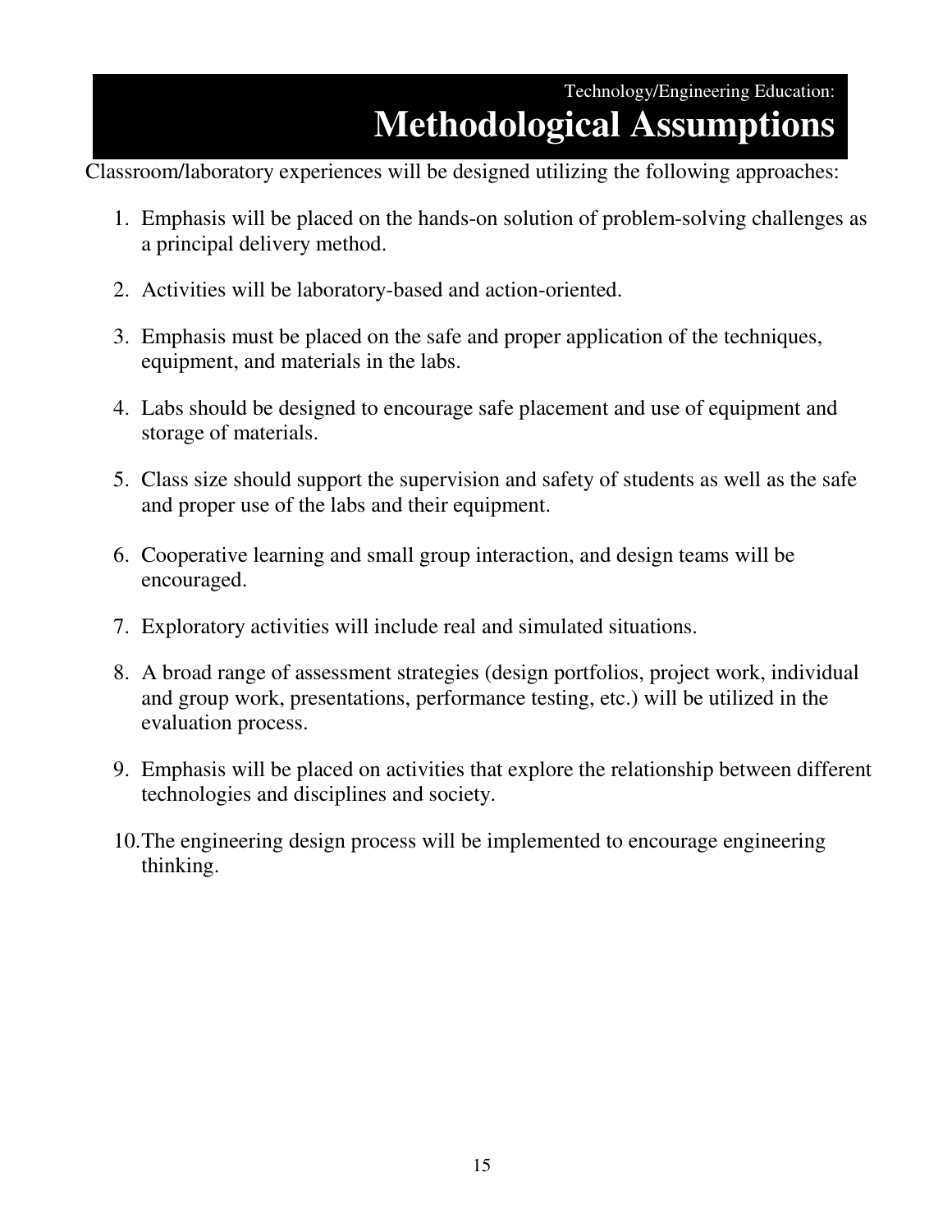Technology/Engineering Education:

# Methodological Assumptions

Classroom/laboratory experiences will be designed utilizing the following approaches:

1. Emphasis will be placed on the hands-on solution of problem-solving challenges as a principal delivery method.
2. Activities will be laboratory-based and action-oriented.
3. Emphasis must be placed on the safe and proper application of the techniques, equipment, and materials in the labs.
4. Labs should be designed to encourage safe placement and use of equipment and storage of materials.
5. Class size should support the supervision and safety of students as well as the safe and proper use of the labs and their equipment.
6. Cooperative learning and small group interaction, and design teams will be encouraged.
7. Exploratory activities will include real and simulated situations.
8. A broad range of assessment strategies (design portfolios, project work, individual and group work, presentations, performance testing, etc.) will be utilized in the evaluation process.
9. Emphasis will be placed on activities that explore the relationship between different technologies and disciplines and society.
10. The engineering design process will be implemented to encourage engineering thinking.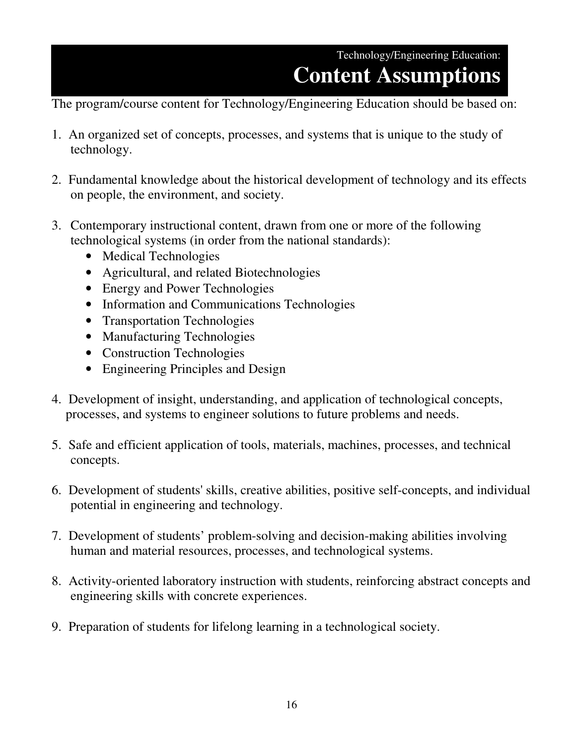Technology/Engineering Education:

# Content Assumptions

The program/course content for Technology/Engineering Education should be based on:

1. An organized set of concepts, processes, and systems that is unique to the study of technology.

2. Fundamental knowledge about the historical development of technology and its effects on people, the environment, and society.

3. Contemporary instructional content, drawn from one or more of the following technological systems (in order from the national standards):
   - Medical Technologies
   - Agricultural, and related Biotechnologies
   - Energy and Power Technologies
   - Information and Communications Technologies
   - Transportation Technologies
   - Manufacturing Technologies
   - Construction Technologies
   - Engineering Principles and Design

4. Development of insight, understanding, and application of technological concepts, processes, and systems to engineer solutions to future problems and needs.

5. Safe and efficient application of tools, materials, machines, processes, and technical concepts.

6. Development of students' skills, creative abilities, positive self-concepts, and individual potential in engineering and technology.

7. Development of students' problem-solving and decision-making abilities involving human and material resources, processes, and technological systems.

8. Activity-oriented laboratory instruction with students, reinforcing abstract concepts and engineering skills with concrete experiences.

9. Preparation of students for lifelong learning in a technological society.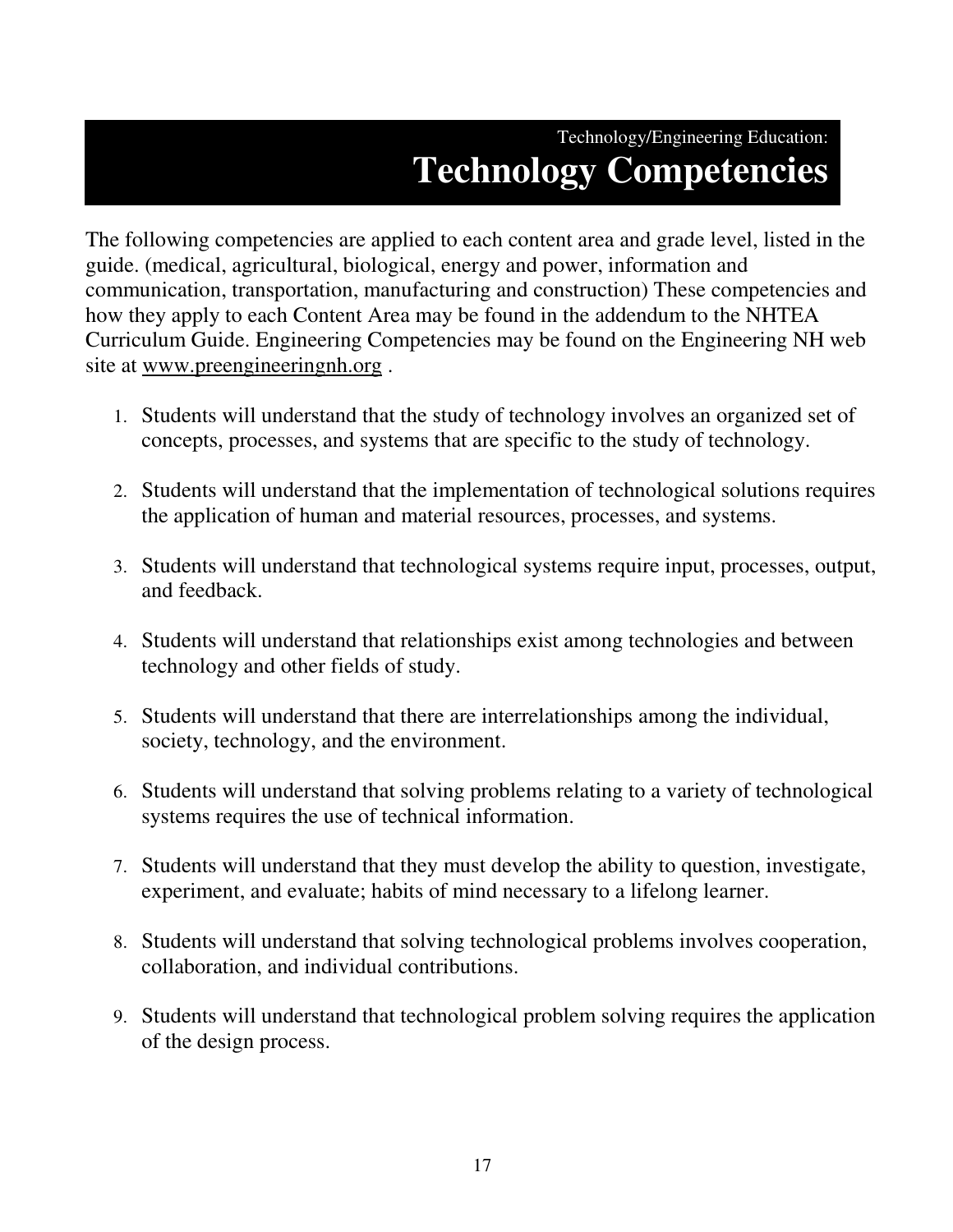Technology/Engineering Education:

# Technology Competencies

The following competencies are applied to each content area and grade level, listed in the guide. (medical, agricultural, biological, energy and power, information and communication, transportation, manufacturing and construction) These competencies and how they apply to each Content Area may be found in the addendum to the NHTEA Curriculum Guide. Engineering Competencies may be found on the Engineering NH web site at www.preengineeringnh.org .

1. Students will understand that the study of technology involves an organized set of concepts, processes, and systems that are specific to the study of technology.

2. Students will understand that the implementation of technological solutions requires the application of human and material resources, processes, and systems.

3. Students will understand that technological systems require input, processes, output, and feedback.

4. Students will understand that relationships exist among technologies and between technology and other fields of study.

5. Students will understand that there are interrelationships among the individual, society, technology, and the environment.

6. Students will understand that solving problems relating to a variety of technological systems requires the use of technical information.

7. Students will understand that they must develop the ability to question, investigate, experiment, and evaluate; habits of mind necessary to a lifelong learner.

8. Students will understand that solving technological problems involves cooperation, collaboration, and individual contributions.

9. Students will understand that technological problem solving requires the application of the design process.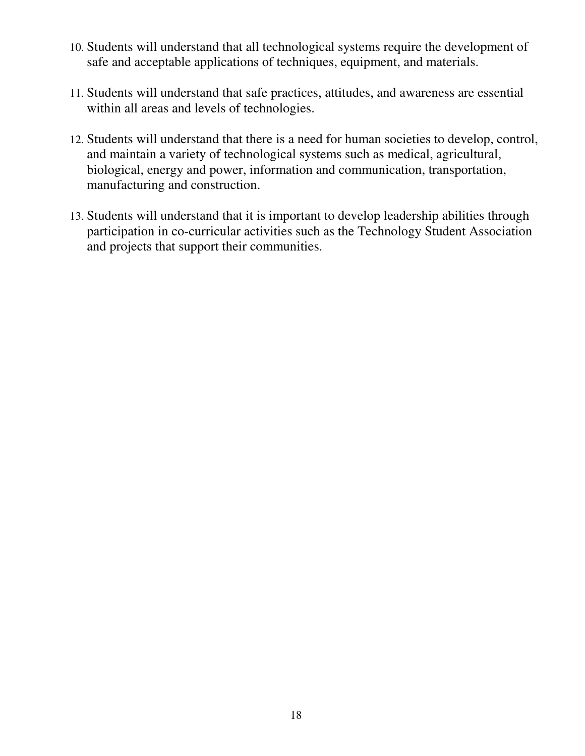10. Students will understand that all technological systems require the development of safe and acceptable applications of techniques, equipment, and materials.

11. Students will understand that safe practices, attitudes, and awareness are essential within all areas and levels of technologies.

12. Students will understand that there is a need for human societies to develop, control, and maintain a variety of technological systems such as medical, agricultural, biological, energy and power, information and communication, transportation, manufacturing and construction.

13. Students will understand that it is important to develop leadership abilities through participation in co-curricular activities such as the Technology Student Association and projects that support their communities.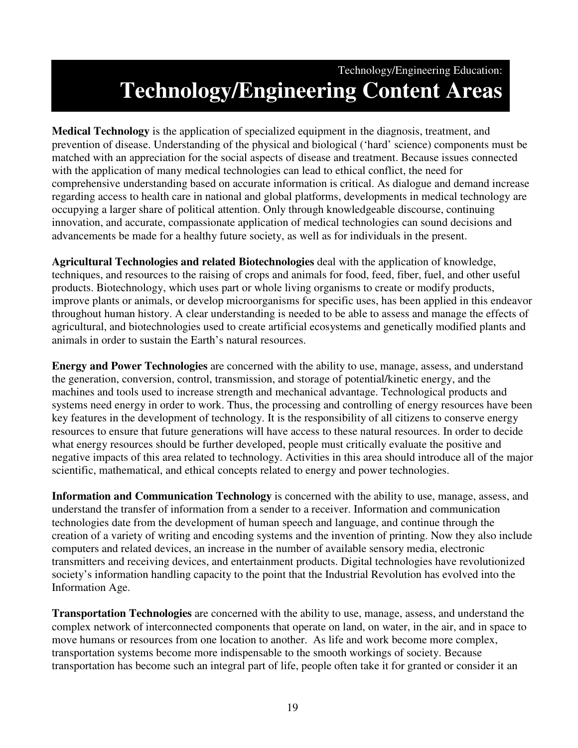Technology/Engineering Education:

# Technology/Engineering Content Areas

**Medical Technology** is the application of specialized equipment in the diagnosis, treatment, and prevention of disease. Understanding of the physical and biological ('hard' science) components must be matched with an appreciation for the social aspects of disease and treatment. Because issues connected with the application of many medical technologies can lead to ethical conflict, the need for comprehensive understanding based on accurate information is critical. As dialogue and demand increase regarding access to health care in national and global platforms, developments in medical technology are occupying a larger share of political attention. Only through knowledgeable discourse, continuing innovation, and accurate, compassionate application of medical technologies can sound decisions and advancements be made for a healthy future society, as well as for individuals in the present.

**Agricultural Technologies and related Biotechnologies** deal with the application of knowledge, techniques, and resources to the raising of crops and animals for food, feed, fiber, fuel, and other useful products. Biotechnology, which uses part or whole living organisms to create or modify products, improve plants or animals, or develop microorganisms for specific uses, has been applied in this endeavor throughout human history. A clear understanding is needed to be able to assess and manage the effects of agricultural, and biotechnologies used to create artificial ecosystems and genetically modified plants and animals in order to sustain the Earth's natural resources.

**Energy and Power Technologies** are concerned with the ability to use, manage, assess, and understand the generation, conversion, control, transmission, and storage of potential/kinetic energy, and the machines and tools used to increase strength and mechanical advantage. Technological products and systems need energy in order to work. Thus, the processing and controlling of energy resources have been key features in the development of technology. It is the responsibility of all citizens to conserve energy resources to ensure that future generations will have access to these natural resources. In order to decide what energy resources should be further developed, people must critically evaluate the positive and negative impacts of this area related to technology. Activities in this area should introduce all of the major scientific, mathematical, and ethical concepts related to energy and power technologies.

**Information and Communication Technology** is concerned with the ability to use, manage, assess, and understand the transfer of information from a sender to a receiver. Information and communication technologies date from the development of human speech and language, and continue through the creation of a variety of writing and encoding systems and the invention of printing. Now they also include computers and related devices, an increase in the number of available sensory media, electronic transmitters and receiving devices, and entertainment products. Digital technologies have revolutionized society's information handling capacity to the point that the Industrial Revolution has evolved into the Information Age.

**Transportation Technologies** are concerned with the ability to use, manage, assess, and understand the complex network of interconnected components that operate on land, on water, in the air, and in space to move humans or resources from one location to another. As life and work become more complex, transportation systems become more indispensable to the smooth workings of society. Because transportation has become such an integral part of life, people often take it for granted or consider it an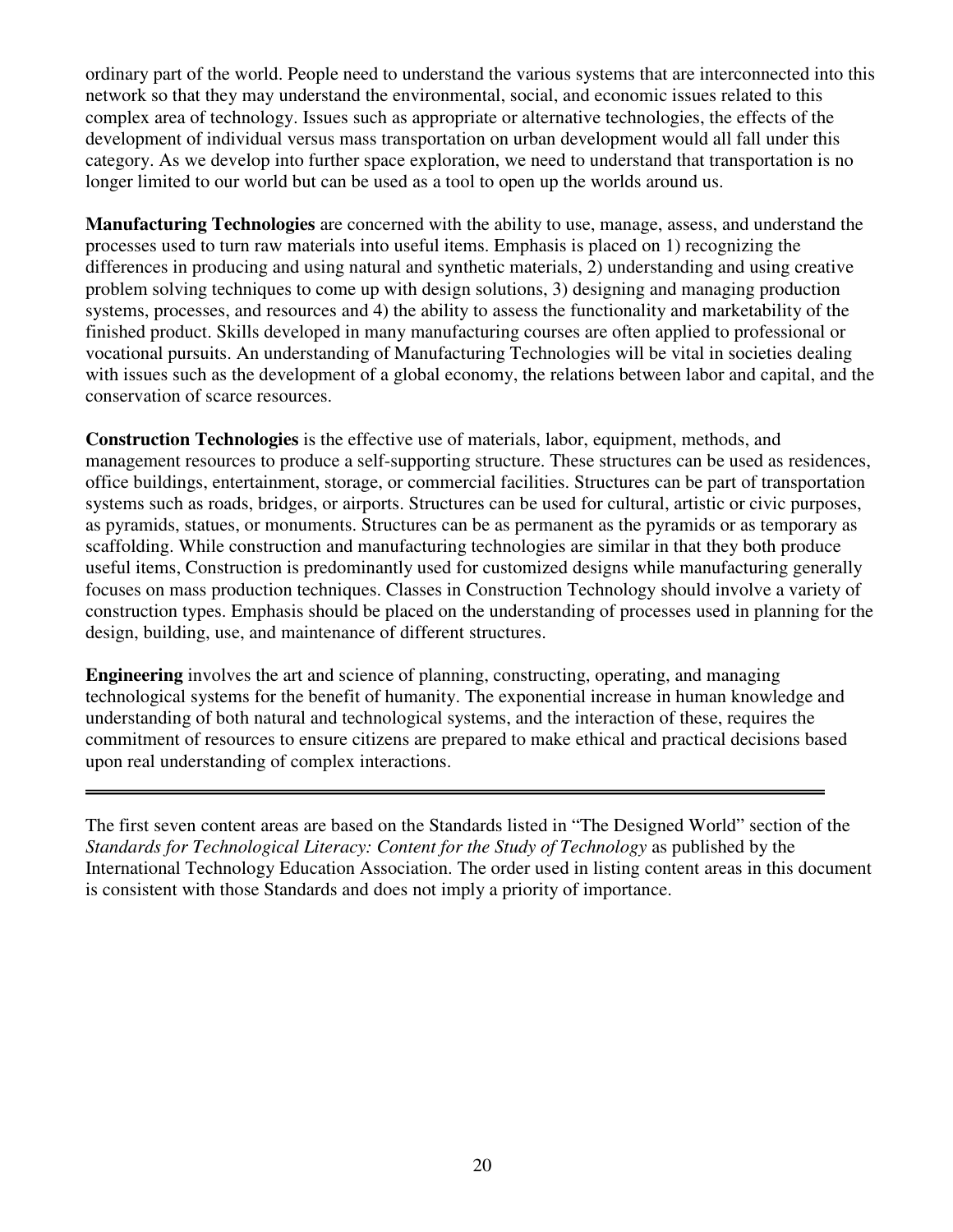ordinary part of the world. People need to understand the various systems that are interconnected into this network so that they may understand the environmental, social, and economic issues related to this complex area of technology. Issues such as appropriate or alternative technologies, the effects of the development of individual versus mass transportation on urban development would all fall under this category. As we develop into further space exploration, we need to understand that transportation is no longer limited to our world but can be used as a tool to open up the worlds around us.

**Manufacturing Technologies** are concerned with the ability to use, manage, assess, and understand the processes used to turn raw materials into useful items. Emphasis is placed on 1) recognizing the differences in producing and using natural and synthetic materials, 2) understanding and using creative problem solving techniques to come up with design solutions, 3) designing and managing production systems, processes, and resources and 4) the ability to assess the functionality and marketability of the finished product. Skills developed in many manufacturing courses are often applied to professional or vocational pursuits. An understanding of Manufacturing Technologies will be vital in societies dealing with issues such as the development of a global economy, the relations between labor and capital, and the conservation of scarce resources.

**Construction Technologies** is the effective use of materials, labor, equipment, methods, and management resources to produce a self-supporting structure. These structures can be used as residences, office buildings, entertainment, storage, or commercial facilities. Structures can be part of transportation systems such as roads, bridges, or airports. Structures can be used for cultural, artistic or civic purposes, as pyramids, statues, or monuments. Structures can be as permanent as the pyramids or as temporary as scaffolding. While construction and manufacturing technologies are similar in that they both produce useful items, Construction is predominantly used for customized designs while manufacturing generally focuses on mass production techniques. Classes in Construction Technology should involve a variety of construction types. Emphasis should be placed on the understanding of processes used in planning for the design, building, use, and maintenance of different structures.

**Engineering** involves the art and science of planning, constructing, operating, and managing technological systems for the benefit of humanity. The exponential increase in human knowledge and understanding of both natural and technological systems, and the interaction of these, requires the commitment of resources to ensure citizens are prepared to make ethical and practical decisions based upon real understanding of complex interactions.

---

The first seven content areas are based on the Standards listed in "The Designed World" section of the *Standards for Technological Literacy: Content for the Study of Technology* as published by the International Technology Education Association. The order used in listing content areas in this document is consistent with those Standards and does not imply a priority of importance.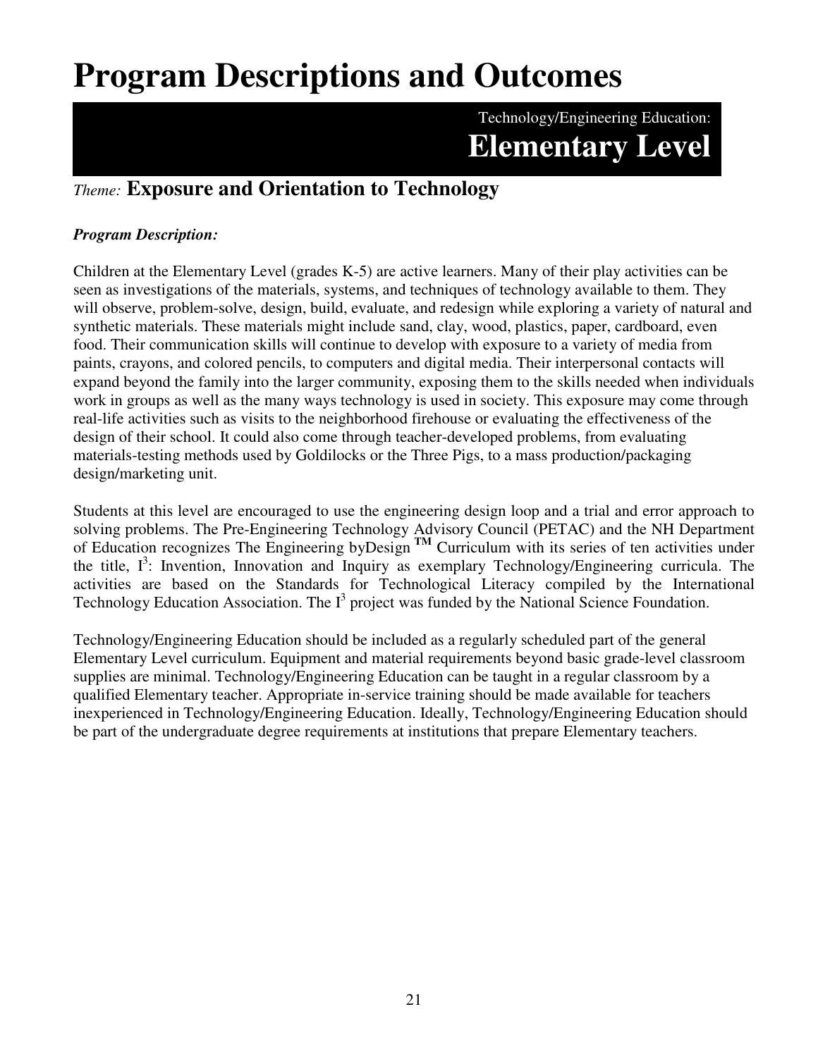# Program Descriptions and Outcomes

Technology/Engineering Education:

## Elementary Level

*Theme:* **Exposure and Orientation to Technology**

***Program Description:***

Children at the Elementary Level (grades K-5) are active learners. Many of their play activities can be seen as investigations of the materials, systems, and techniques of technology available to them. They will observe, problem-solve, design, build, evaluate, and redesign while exploring a variety of natural and synthetic materials. These materials might include sand, clay, wood, plastics, paper, cardboard, even food. Their communication skills will continue to develop with exposure to a variety of media from paints, crayons, and colored pencils, to computers and digital media. Their interpersonal contacts will expand beyond the family into the larger community, exposing them to the skills needed when individuals work in groups as well as the many ways technology is used in society. This exposure may come through real-life activities such as visits to the neighborhood firehouse or evaluating the effectiveness of the design of their school. It could also come through teacher-developed problems, from evaluating materials-testing methods used by Goldilocks or the Three Pigs, to a mass production/packaging design/marketing unit.

Students at this level are encouraged to use the engineering design loop and a trial and error approach to solving problems. The Pre-Engineering Technology Advisory Council (PETAC) and the NH Department of Education recognizes The Engineering byDesign ™ Curriculum with its series of ten activities under the title, $I^3$: Invention, Innovation and Inquiry as exemplary Technology/Engineering curricula. The activities are based on the Standards for Technological Literacy compiled by the International Technology Education Association. The $I^3$ project was funded by the National Science Foundation.

Technology/Engineering Education should be included as a regularly scheduled part of the general Elementary Level curriculum. Equipment and material requirements beyond basic grade-level classroom supplies are minimal. Technology/Engineering Education can be taught in a regular classroom by a qualified Elementary teacher. Appropriate in-service training should be made available for teachers inexperienced in Technology/Engineering Education. Ideally, Technology/Engineering Education should be part of the undergraduate degree requirements at institutions that prepare Elementary teachers.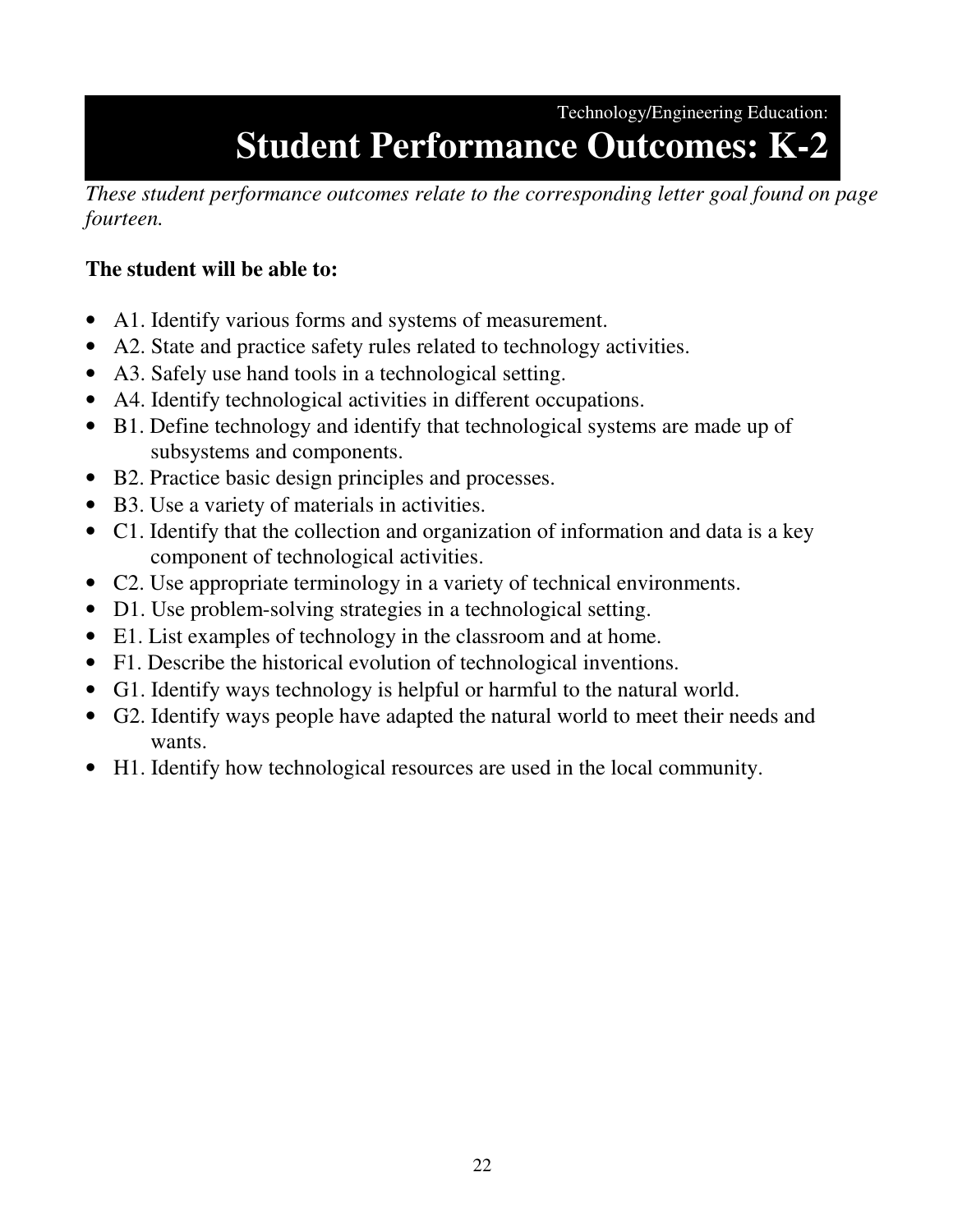Technology/Engineering Education:

# Student Performance Outcomes: K-2

*These student performance outcomes relate to the corresponding letter goal found on page fourteen.*

**The student will be able to:**

- A1. Identify various forms and systems of measurement.
- A2. State and practice safety rules related to technology activities.
- A3. Safely use hand tools in a technological setting.
- A4. Identify technological activities in different occupations.
- B1. Define technology and identify that technological systems are made up of subsystems and components.
- B2. Practice basic design principles and processes.
- B3. Use a variety of materials in activities.
- C1. Identify that the collection and organization of information and data is a key component of technological activities.
- C2. Use appropriate terminology in a variety of technical environments.
- D1. Use problem-solving strategies in a technological setting.
- E1. List examples of technology in the classroom and at home.
- F1. Describe the historical evolution of technological inventions.
- G1. Identify ways technology is helpful or harmful to the natural world.
- G2. Identify ways people have adapted the natural world to meet their needs and wants.
- H1. Identify how technological resources are used in the local community.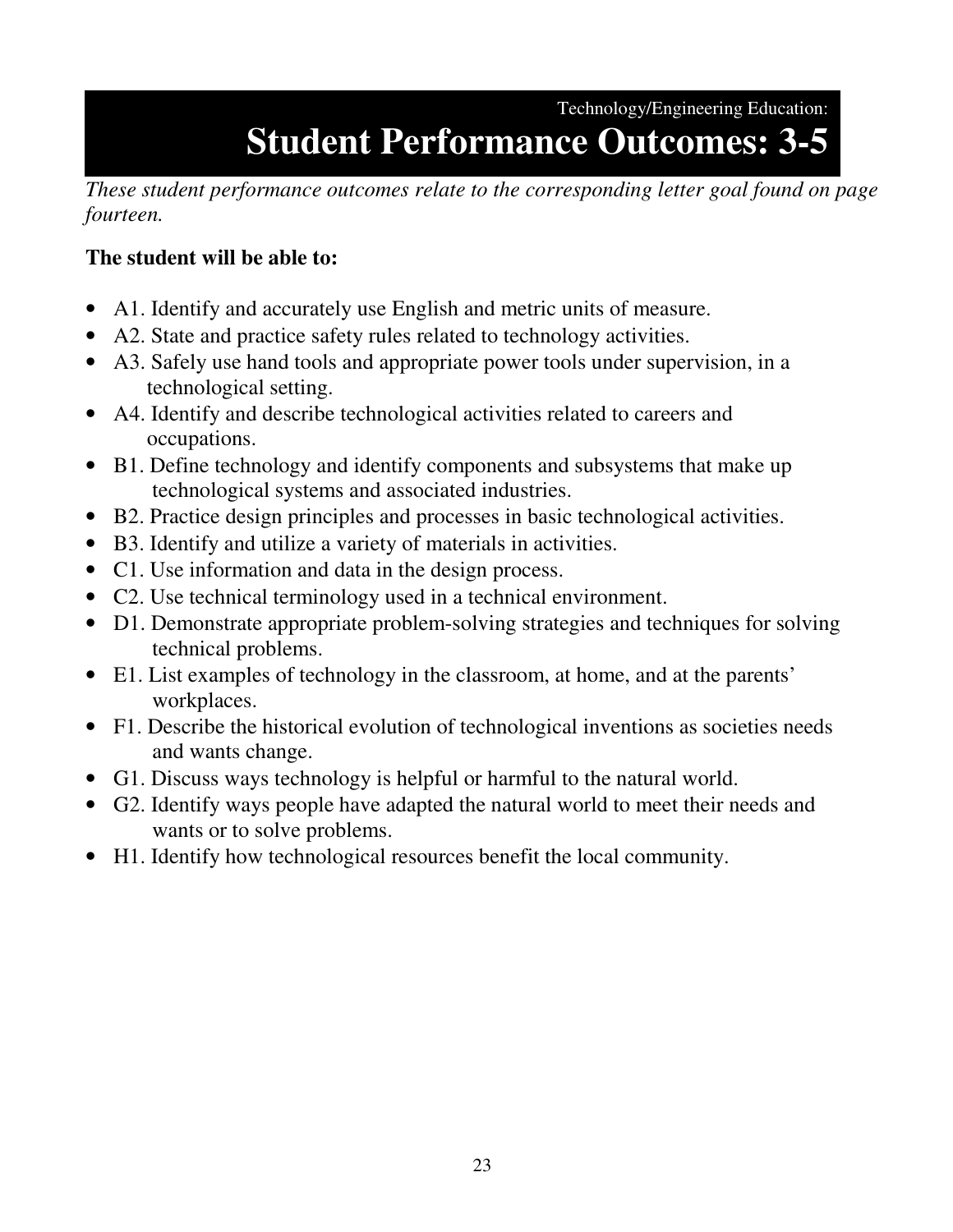Technology/Engineering Education:

# Student Performance Outcomes: 3-5

*These student performance outcomes relate to the corresponding letter goal found on page fourteen.*

**The student will be able to:**

- A1. Identify and accurately use English and metric units of measure.
- A2. State and practice safety rules related to technology activities.
- A3. Safely use hand tools and appropriate power tools under supervision, in a technological setting.
- A4. Identify and describe technological activities related to careers and occupations.
- B1. Define technology and identify components and subsystems that make up technological systems and associated industries.
- B2. Practice design principles and processes in basic technological activities.
- B3. Identify and utilize a variety of materials in activities.
- C1. Use information and data in the design process.
- C2. Use technical terminology used in a technical environment.
- D1. Demonstrate appropriate problem-solving strategies and techniques for solving technical problems.
- E1. List examples of technology in the classroom, at home, and at the parents' workplaces.
- F1. Describe the historical evolution of technological inventions as societies needs and wants change.
- G1. Discuss ways technology is helpful or harmful to the natural world.
- G2. Identify ways people have adapted the natural world to meet their needs and wants or to solve problems.
- H1. Identify how technological resources benefit the local community.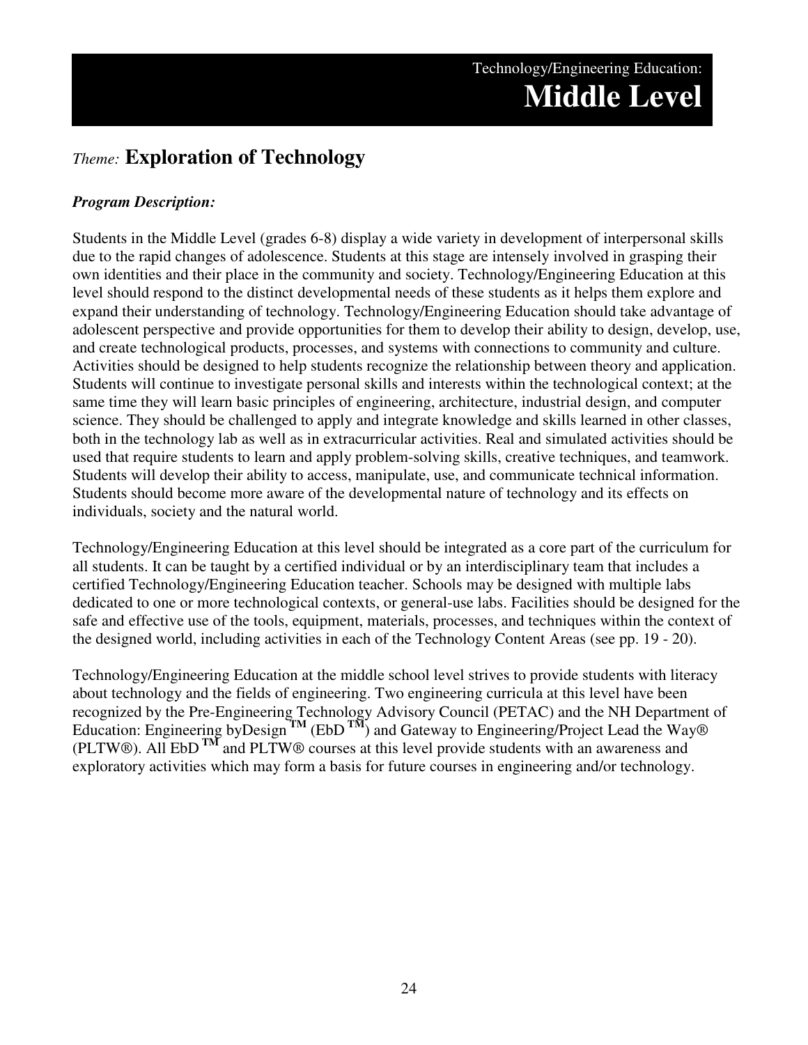# Technology/Engineering Education: Middle Level

## *Theme:* Exploration of Technology

***Program Description:***

Students in the Middle Level (grades 6-8) display a wide variety in development of interpersonal skills due to the rapid changes of adolescence. Students at this stage are intensely involved in grasping their own identities and their place in the community and society. Technology/Engineering Education at this level should respond to the distinct developmental needs of these students as it helps them explore and expand their understanding of technology. Technology/Engineering Education should take advantage of adolescent perspective and provide opportunities for them to develop their ability to design, develop, use, and create technological products, processes, and systems with connections to community and culture. Activities should be designed to help students recognize the relationship between theory and application. Students will continue to investigate personal skills and interests within the technological context; at the same time they will learn basic principles of engineering, architecture, industrial design, and computer science. They should be challenged to apply and integrate knowledge and skills learned in other classes, both in the technology lab as well as in extracurricular activities. Real and simulated activities should be used that require students to learn and apply problem-solving skills, creative techniques, and teamwork. Students will develop their ability to access, manipulate, use, and communicate technical information. Students should become more aware of the developmental nature of technology and its effects on individuals, society and the natural world.

Technology/Engineering Education at this level should be integrated as a core part of the curriculum for all students. It can be taught by a certified individual or by an interdisciplinary team that includes a certified Technology/Engineering Education teacher. Schools may be designed with multiple labs dedicated to one or more technological contexts, or general-use labs. Facilities should be designed for the safe and effective use of the tools, equipment, materials, processes, and techniques within the context of the designed world, including activities in each of the Technology Content Areas (see pp. 19 - 20).

Technology/Engineering Education at the middle school level strives to provide students with literacy about technology and the fields of engineering. Two engineering curricula at this level have been recognized by the Pre-Engineering Technology Advisory Council (PETAC) and the NH Department of Education: Engineering byDesign™ (EbD™) and Gateway to Engineering/Project Lead the Way® (PLTW®). All EbD™ and PLTW® courses at this level provide students with an awareness and exploratory activities which may form a basis for future courses in engineering and/or technology.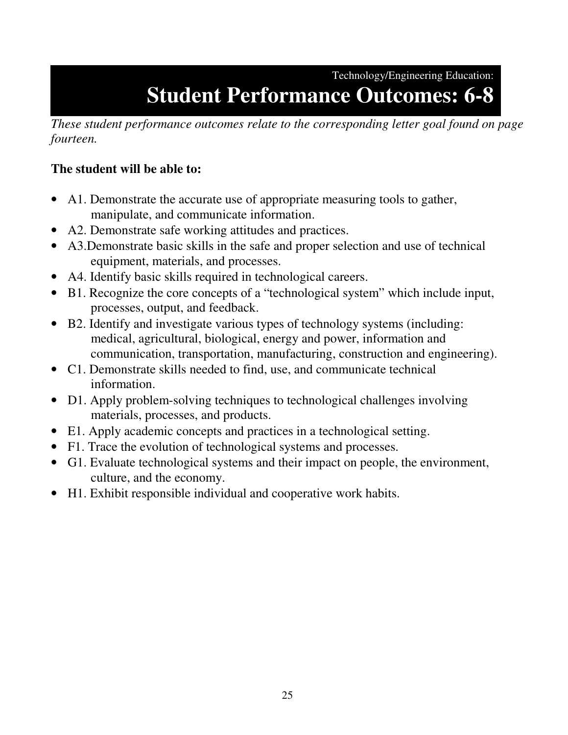Technology/Engineering Education:

# Student Performance Outcomes: 6-8

*These student performance outcomes relate to the corresponding letter goal found on page fourteen.*

**The student will be able to:**

- A1. Demonstrate the accurate use of appropriate measuring tools to gather, manipulate, and communicate information.
- A2. Demonstrate safe working attitudes and practices.
- A3.Demonstrate basic skills in the safe and proper selection and use of technical equipment, materials, and processes.
- A4. Identify basic skills required in technological careers.
- B1. Recognize the core concepts of a "technological system" which include input, processes, output, and feedback.
- B2. Identify and investigate various types of technology systems (including: medical, agricultural, biological, energy and power, information and communication, transportation, manufacturing, construction and engineering).
- C1. Demonstrate skills needed to find, use, and communicate technical information.
- D1. Apply problem-solving techniques to technological challenges involving materials, processes, and products.
- E1. Apply academic concepts and practices in a technological setting.
- F1. Trace the evolution of technological systems and processes.
- G1. Evaluate technological systems and their impact on people, the environment, culture, and the economy.
- H1. Exhibit responsible individual and cooperative work habits.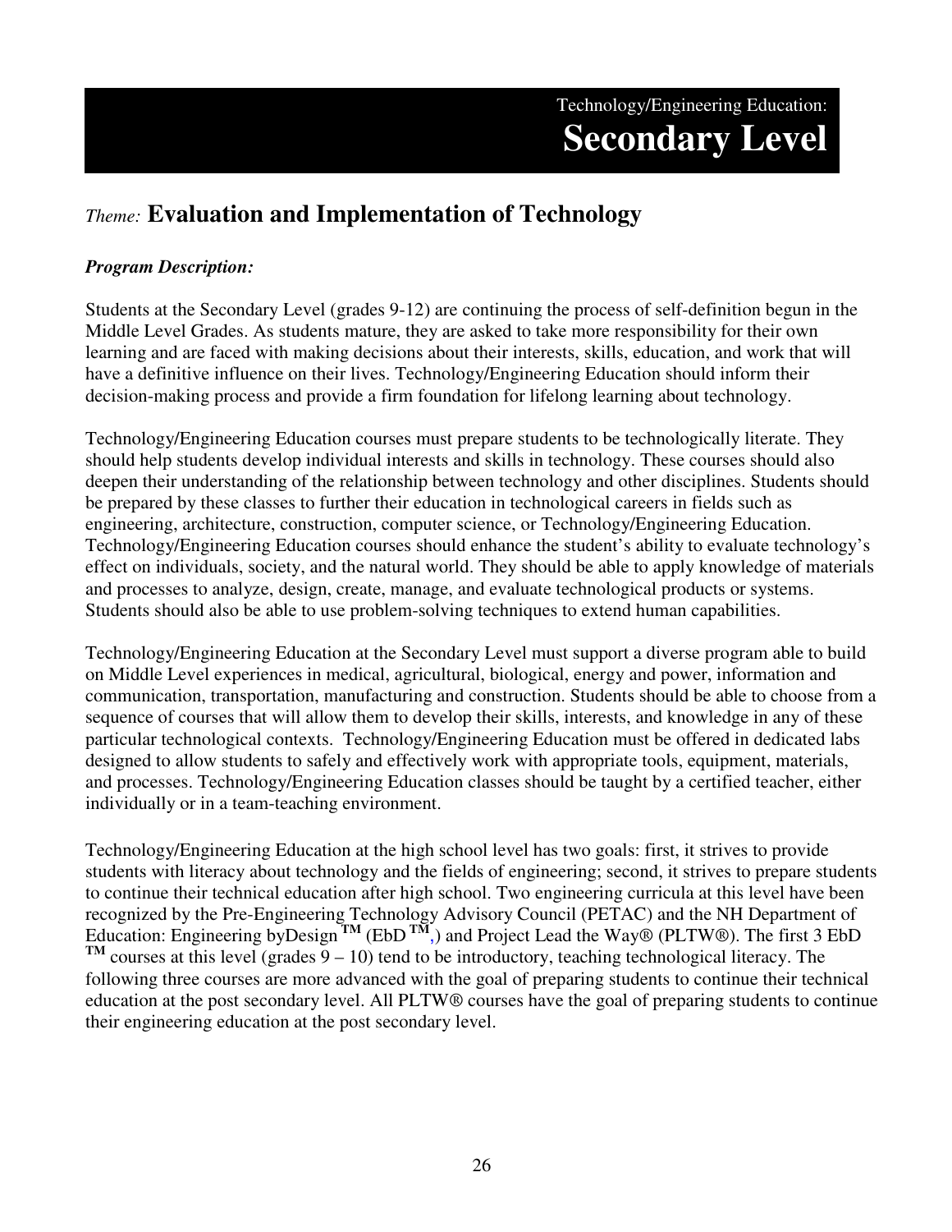# Technology/Engineering Education: Secondary Level

## *Theme:* Evaluation and Implementation of Technology

***Program Description:***

Students at the Secondary Level (grades 9-12) are continuing the process of self-definition begun in the Middle Level Grades. As students mature, they are asked to take more responsibility for their own learning and are faced with making decisions about their interests, skills, education, and work that will have a definitive influence on their lives. Technology/Engineering Education should inform their decision-making process and provide a firm foundation for lifelong learning about technology.

Technology/Engineering Education courses must prepare students to be technologically literate. They should help students develop individual interests and skills in technology. These courses should also deepen their understanding of the relationship between technology and other disciplines. Students should be prepared by these classes to further their education in technological careers in fields such as engineering, architecture, construction, computer science, or Technology/Engineering Education. Technology/Engineering Education courses should enhance the student's ability to evaluate technology's effect on individuals, society, and the natural world. They should be able to apply knowledge of materials and processes to analyze, design, create, manage, and evaluate technological products or systems. Students should also be able to use problem-solving techniques to extend human capabilities.

Technology/Engineering Education at the Secondary Level must support a diverse program able to build on Middle Level experiences in medical, agricultural, biological, energy and power, information and communication, transportation, manufacturing and construction. Students should be able to choose from a sequence of courses that will allow them to develop their skills, interests, and knowledge in any of these particular technological contexts. Technology/Engineering Education must be offered in dedicated labs designed to allow students to safely and effectively work with appropriate tools, equipment, materials, and processes. Technology/Engineering Education classes should be taught by a certified teacher, either individually or in a team-teaching environment.

Technology/Engineering Education at the high school level has two goals: first, it strives to provide students with literacy about technology and the fields of engineering; second, it strives to prepare students to continue their technical education after high school. Two engineering curricula at this level have been recognized by the Pre-Engineering Technology Advisory Council (PETAC) and the NH Department of Education: Engineering byDesign™ (EbD™,) and Project Lead the Way® (PLTW®). The first 3 EbD™ courses at this level (grades 9 – 10) tend to be introductory, teaching technological literacy. The following three courses are more advanced with the goal of preparing students to continue their technical education at the post secondary level. All PLTW® courses have the goal of preparing students to continue their engineering education at the post secondary level.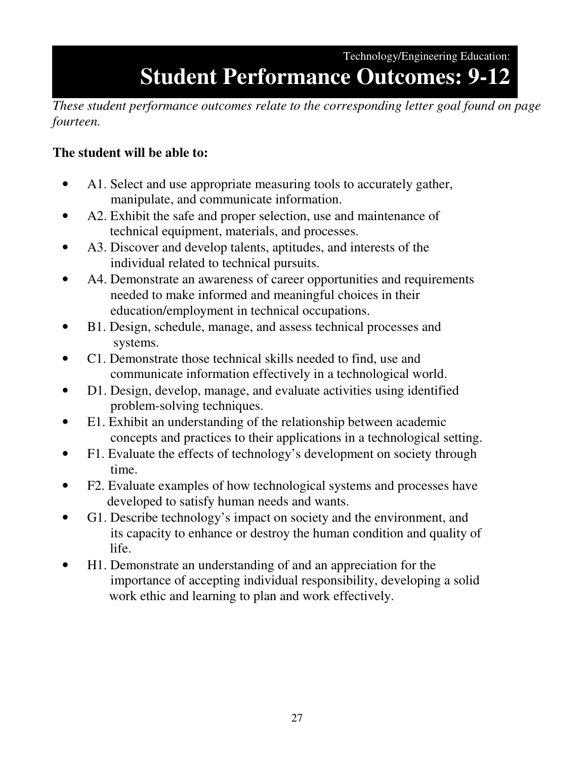Technology/Engineering Education:

# Student Performance Outcomes: 9-12

*These student performance outcomes relate to the corresponding letter goal found on page fourteen.*

**The student will be able to:**

- A1. Select and use appropriate measuring tools to accurately gather, manipulate, and communicate information.
- A2. Exhibit the safe and proper selection, use and maintenance of technical equipment, materials, and processes.
- A3. Discover and develop talents, aptitudes, and interests of the individual related to technical pursuits.
- A4. Demonstrate an awareness of career opportunities and requirements needed to make informed and meaningful choices in their education/employment in technical occupations.
- B1. Design, schedule, manage, and assess technical processes and systems.
- C1. Demonstrate those technical skills needed to find, use and communicate information effectively in a technological world.
- D1. Design, develop, manage, and evaluate activities using identified problem-solving techniques.
- E1. Exhibit an understanding of the relationship between academic concepts and practices to their applications in a technological setting.
- F1. Evaluate the effects of technology's development on society through time.
- F2. Evaluate examples of how technological systems and processes have developed to satisfy human needs and wants.
- G1. Describe technology's impact on society and the environment, and its capacity to enhance or destroy the human condition and quality of life.
- H1. Demonstrate an understanding of and an appreciation for the importance of accepting individual responsibility, developing a solid work ethic and learning to plan and work effectively.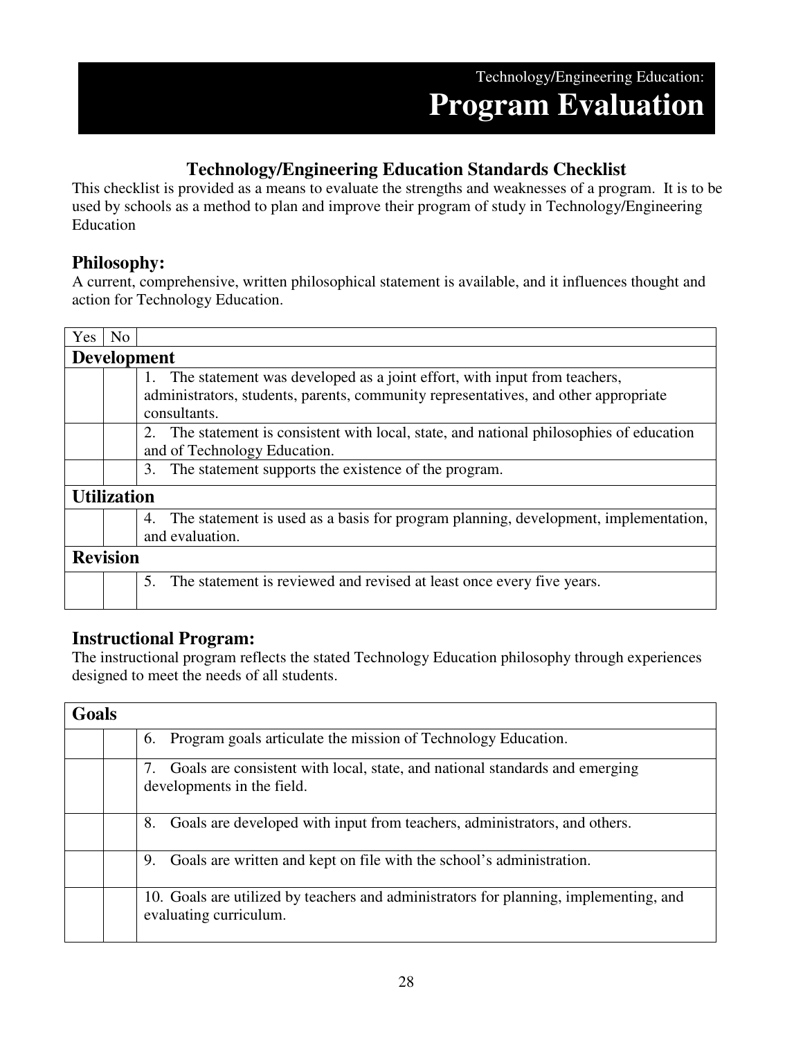Technology/Engineering Education:

# Program Evaluation

## Technology/Engineering Education Standards Checklist

This checklist is provided as a means to evaluate the strengths and weaknesses of a program. It is to be used by schools as a method to plan and improve their program of study in Technology/Engineering Education

### Philosophy:

A current, comprehensive, written philosophical statement is available, and it influences thought and action for Technology Education.

| Yes | No | |
|---|---|---|
| **Development** | | |
| | | 1. The statement was developed as a joint effort, with input from teachers, administrators, students, parents, community representatives, and other appropriate consultants. |
| | | 2. The statement is consistent with local, state, and national philosophies of education and of Technology Education. |
| | | 3. The statement supports the existence of the program. |
| **Utilization** | | |
| | | 4. The statement is used as a basis for program planning, development, implementation, and evaluation. |
| **Revision** | | |
| | | 5. The statement is reviewed and revised at least once every five years. |

### Instructional Program:

The instructional program reflects the stated Technology Education philosophy through experiences designed to meet the needs of all students.

| **Goals** | | |
|---|---|---|
| | | 6. Program goals articulate the mission of Technology Education. |
| | | 7. Goals are consistent with local, state, and national standards and emerging developments in the field. |
| | | 8. Goals are developed with input from teachers, administrators, and others. |
| | | 9. Goals are written and kept on file with the school's administration. |
| | | 10. Goals are utilized by teachers and administrators for planning, implementing, and evaluating curriculum. |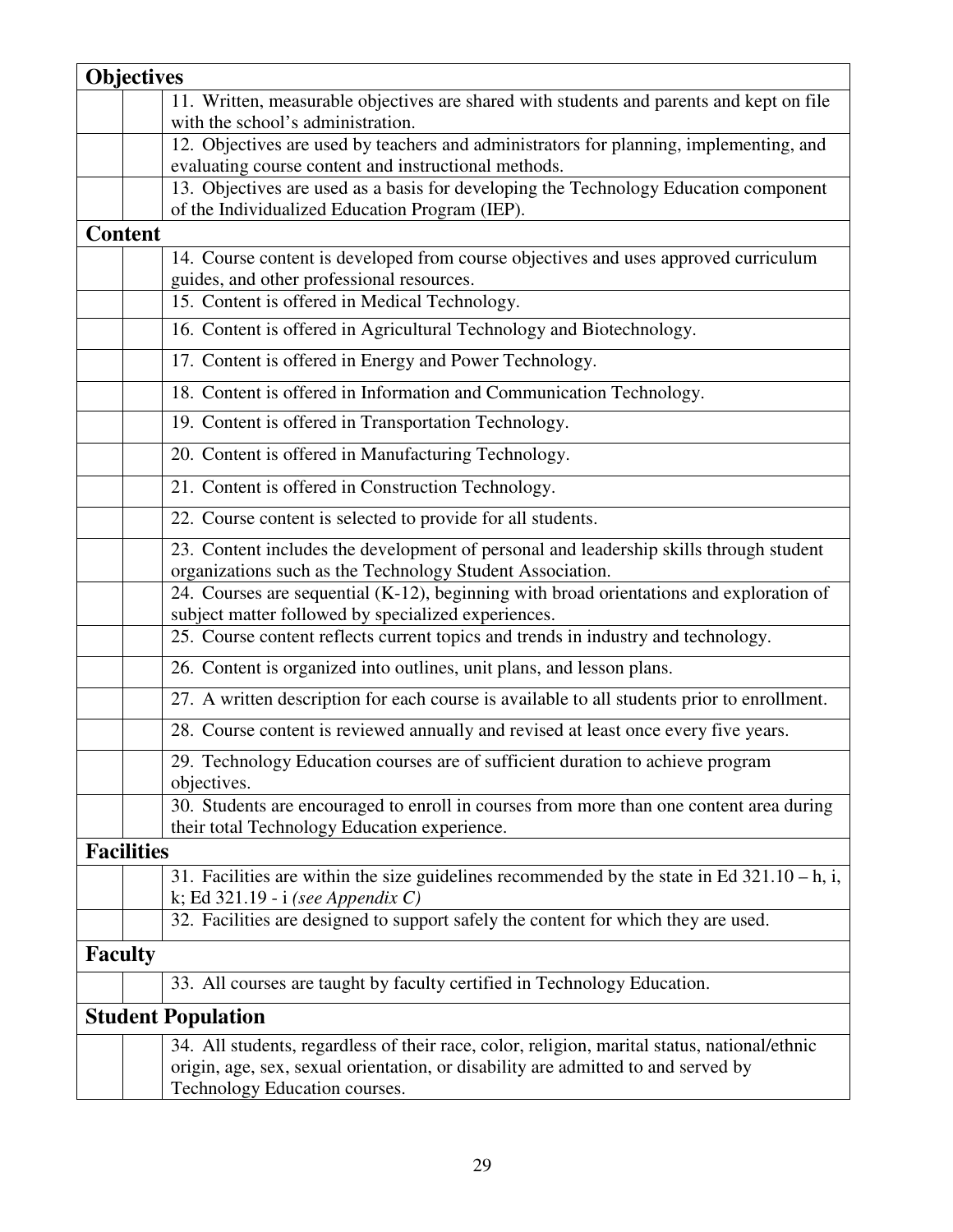| | | |
|---|---|---|
| **Objectives** | | |
| | | 11. Written, measurable objectives are shared with students and parents and kept on file with the school's administration. |
| | | 12. Objectives are used by teachers and administrators for planning, implementing, and evaluating course content and instructional methods. |
| | | 13. Objectives are used as a basis for developing the Technology Education component of the Individualized Education Program (IEP). |
| **Content** | | |
| | | 14. Course content is developed from course objectives and uses approved curriculum guides, and other professional resources. |
| | | 15. Content is offered in Medical Technology. |
| | | 16. Content is offered in Agricultural Technology and Biotechnology. |
| | | 17. Content is offered in Energy and Power Technology. |
| | | 18. Content is offered in Information and Communication Technology. |
| | | 19. Content is offered in Transportation Technology. |
| | | 20. Content is offered in Manufacturing Technology. |
| | | 21. Content is offered in Construction Technology. |
| | | 22. Course content is selected to provide for all students. |
| | | 23. Content includes the development of personal and leadership skills through student organizations such as the Technology Student Association. |
| | | 24. Courses are sequential (K-12), beginning with broad orientations and exploration of subject matter followed by specialized experiences. |
| | | 25. Course content reflects current topics and trends in industry and technology. |
| | | 26. Content is organized into outlines, unit plans, and lesson plans. |
| | | 27. A written description for each course is available to all students prior to enrollment. |
| | | 28. Course content is reviewed annually and revised at least once every five years. |
| | | 29. Technology Education courses are of sufficient duration to achieve program objectives. |
| | | 30. Students are encouraged to enroll in courses from more than one content area during their total Technology Education experience. |
| **Facilities** | | |
| | | 31. Facilities are within the size guidelines recommended by the state in Ed 321.10 – h, i, k; Ed 321.19 - i *(see Appendix C)* |
| | | 32. Facilities are designed to support safely the content for which they are used. |
| **Faculty** | | |
| | | 33. All courses are taught by faculty certified in Technology Education. |
| **Student Population** | | |
| | | 34. All students, regardless of their race, color, religion, marital status, national/ethnic origin, age, sex, sexual orientation, or disability are admitted to and served by Technology Education courses. |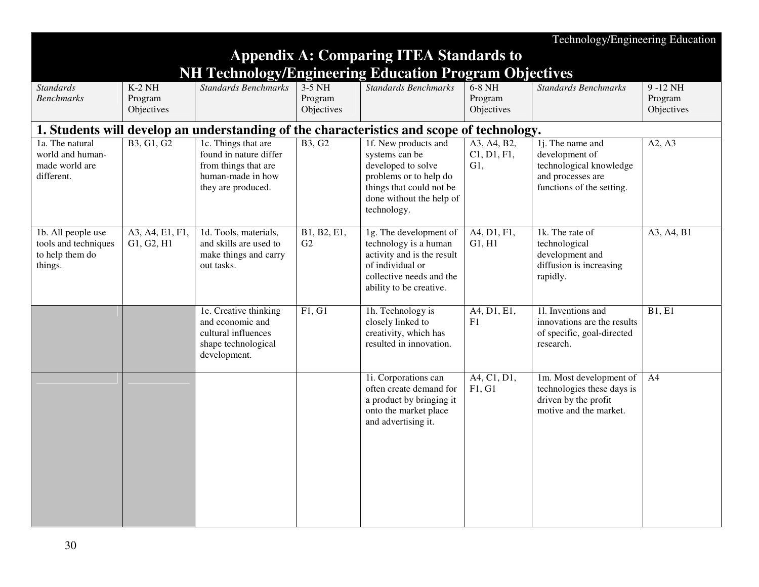# Appendix A: Comparing ITEA Standards to NH Technology/Engineering Education Program Objectives

| *Standards Benchmarks* | K-2 NH Program Objectives | *Standards Benchmarks* | 3-5 NH Program Objectives | *Standards Benchmarks* | 6-8 NH Program Objectives | *Standards Benchmarks* | 9 -12 NH Program Objectives |
|---|---|---|---|---|---|---|---|
| **1. Students will develop an understanding of the characteristics and scope of technology.** | | | | | | | |
| 1a. The natural world and human-made world are different. | B3, G1, G2 | 1c. Things that are found in nature differ from things that are human-made in how they are produced. | B3, G2 | 1f. New products and systems can be developed to solve problems or to help do things that could not be done without the help of technology. | A3, A4, B2, C1, D1, F1, G1, | 1j. The name and development of technological knowledge and processes are functions of the setting. | A2, A3 |
| 1b. All people use tools and techniques to help them do things. | A3, A4, E1, F1, G1, G2, H1 | 1d. Tools, materials, and skills are used to make things and carry out tasks. | B1, B2, E1, G2 | 1g. The development of technology is a human activity and is the result of individual or collective needs and the ability to be creative. | A4, D1, F1, G1, H1 | 1k. The rate of technological development and diffusion is increasing rapidly. | A3, A4, B1 |
| | | 1e. Creative thinking and economic and cultural influences shape technological development. | F1, G1 | 1h. Technology is closely linked to creativity, which has resulted in innovation. | A4, D1, E1, F1 | 1l. Inventions and innovations are the results of specific, goal-directed research. | B1, E1 |
| | | | | 1i. Corporations can often create demand for a product by bringing it onto the market place and advertising it. | A4, C1, D1, F1, G1 | 1m. Most development of technologies these days is driven by the profit motive and the market. | A4 |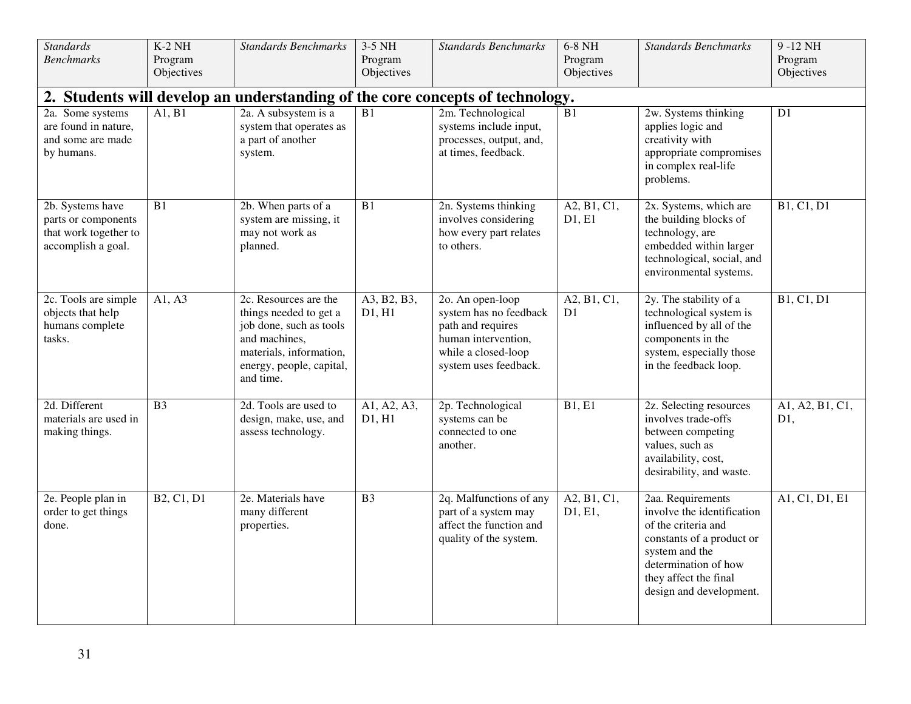| *Standards Benchmarks* | K-2 NH Program Objectives | *Standards Benchmarks* | 3-5 NH Program Objectives | *Standards Benchmarks* | 6-8 NH Program Objectives | *Standards Benchmarks* | 9 -12 NH Program Objectives |
|---|---|---|---|---|---|---|---|
| **2. Students will develop an understanding of the core concepts of technology.** | | | | | | | |
| 2a. Some systems are found in nature, and some are made by humans. | A1, B1 | 2a. A subsystem is a system that operates as a part of another system. | B1 | 2m. Technological systems include input, processes, output, and, at times, feedback. | B1 | 2w. Systems thinking applies logic and creativity with appropriate compromises in complex real-life problems. | D1 |
| 2b. Systems have parts or components that work together to accomplish a goal. | B1 | 2b. When parts of a system are missing, it may not work as planned. | B1 | 2n. Systems thinking involves considering how every part relates to others. | A2, B1, C1, D1, E1 | 2x. Systems, which are the building blocks of technology, are embedded within larger technological, social, and environmental systems. | B1, C1, D1 |
| 2c. Tools are simple objects that help humans complete tasks. | A1, A3 | 2c. Resources are the things needed to get a job done, such as tools and machines, materials, information, energy, people, capital, and time. | A3, B2, B3, D1, H1 | 2o. An open-loop system has no feedback path and requires human intervention, while a closed-loop system uses feedback. | A2, B1, C1, D1 | 2y. The stability of a technological system is influenced by all of the components in the system, especially those in the feedback loop. | B1, C1, D1 |
| 2d. Different materials are used in making things. | B3 | 2d. Tools are used to design, make, use, and assess technology. | A1, A2, A3, D1, H1 | 2p. Technological systems can be connected to one another. | B1, E1 | 2z. Selecting resources involves trade-offs between competing values, such as availability, cost, desirability, and waste. | A1, A2, B1, C1, D1, |
| 2e. People plan in order to get things done. | B2, C1, D1 | 2e. Materials have many different properties. | B3 | 2q. Malfunctions of any part of a system may affect the function and quality of the system. | A2, B1, C1, D1, E1, | 2aa. Requirements involve the identification of the criteria and constants of a product or system and the determination of how they affect the final design and development. | A1, C1, D1, E1 |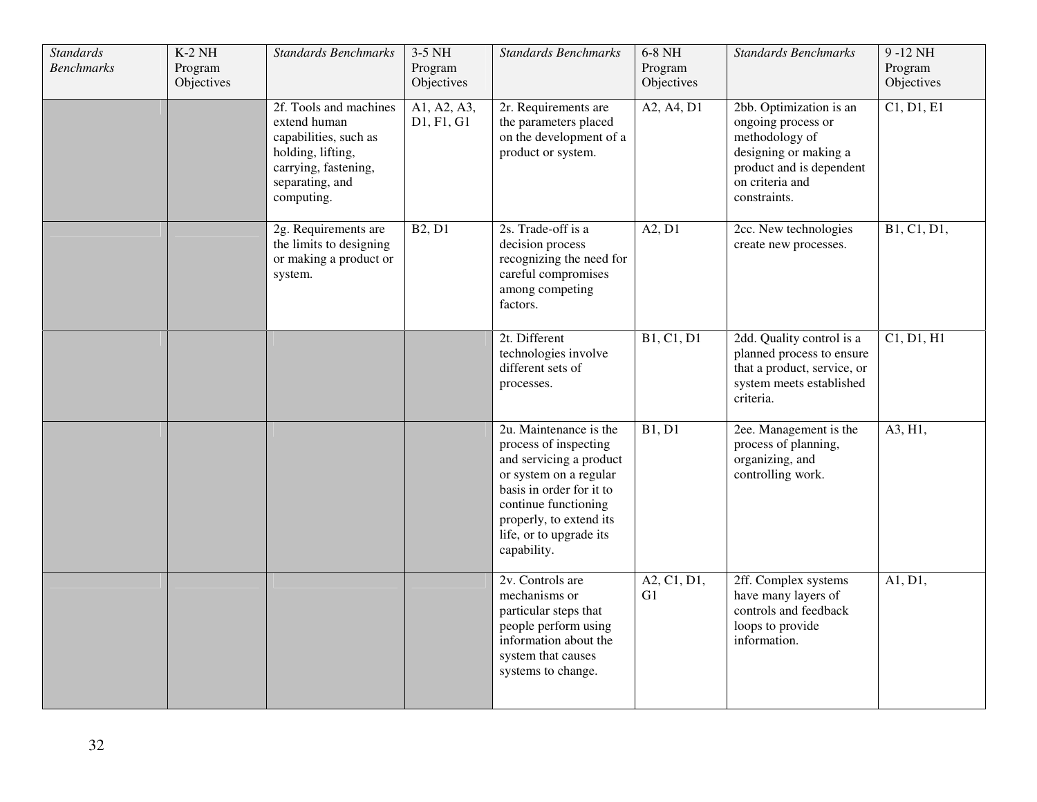| *Standards Benchmarks* | K-2 NH Program Objectives | *Standards Benchmarks* | 3-5 NH Program Objectives | *Standards Benchmarks* | 6-8 NH Program Objectives | *Standards Benchmarks* | 9 -12 NH Program Objectives |
|---|---|---|---|---|---|---|---|
| | | 2f. Tools and machines extend human capabilities, such as holding, lifting, carrying, fastening, separating, and computing. | A1, A2, A3, D1, F1, G1 | 2r. Requirements are the parameters placed on the development of a product or system. | A2, A4, D1 | 2bb. Optimization is an ongoing process or methodology of designing or making a product and is dependent on criteria and constraints. | C1, D1, E1 |
| | | 2g. Requirements are the limits to designing or making a product or system. | B2, D1 | 2s. Trade-off is a decision process recognizing the need for careful compromises among competing factors. | A2, D1 | 2cc. New technologies create new processes. | B1, C1, D1, |
| | | | | 2t. Different technologies involve different sets of processes. | B1, C1, D1 | 2dd. Quality control is a planned process to ensure that a product, service, or system meets established criteria. | C1, D1, H1 |
| | | | | 2u. Maintenance is the process of inspecting and servicing a product or system on a regular basis in order for it to continue functioning properly, to extend its life, or to upgrade its capability. | B1, D1 | 2ee. Management is the process of planning, organizing, and controlling work. | A3, H1, |
| | | | | 2v. Controls are mechanisms or particular steps that people perform using information about the system that causes systems to change. | A2, C1, D1, G1 | 2ff. Complex systems have many layers of controls and feedback loops to provide information. | A1, D1, |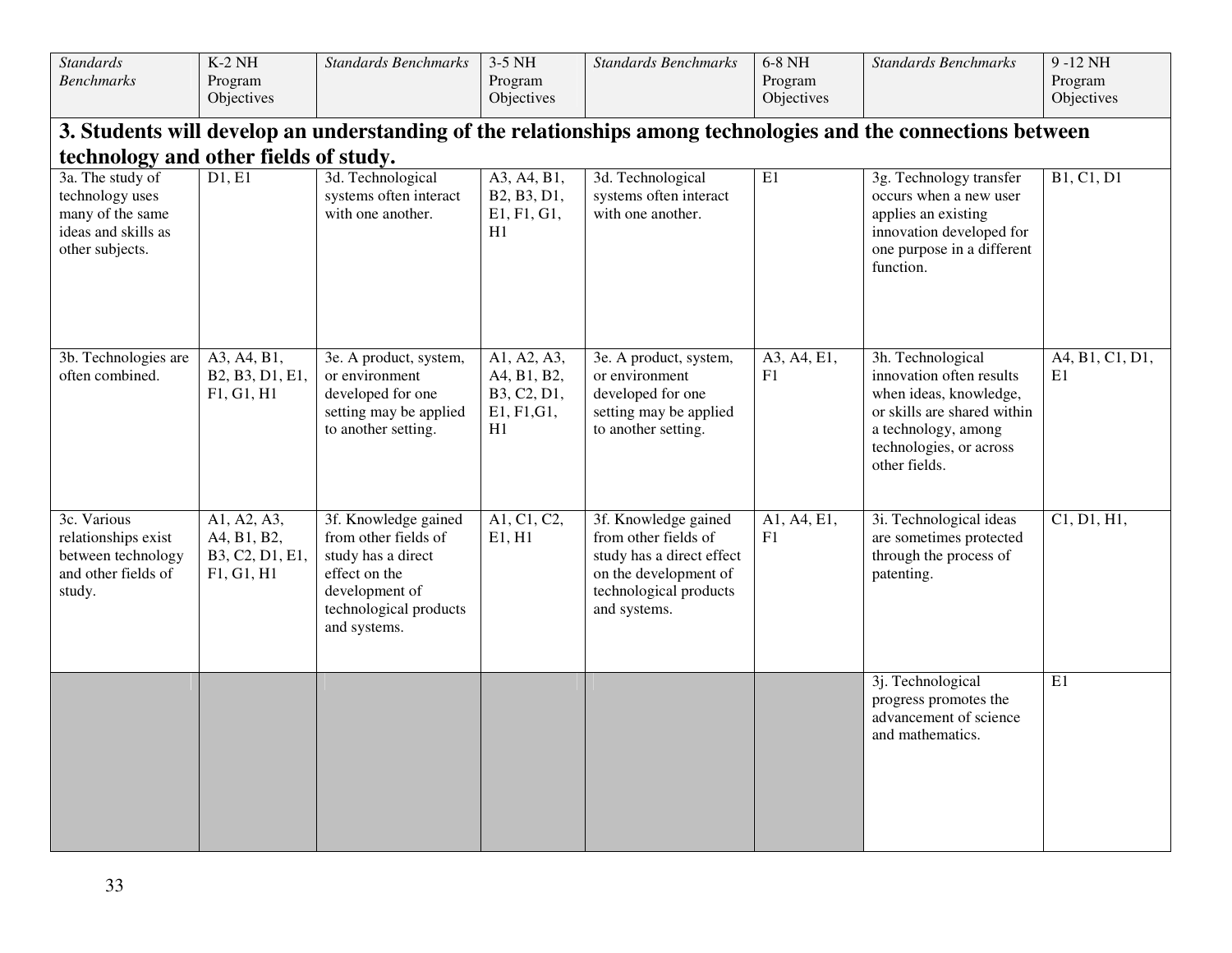| *Standards Benchmarks* | K-2 NH Program Objectives | *Standards Benchmarks* | 3-5 NH Program Objectives | *Standards Benchmarks* | 6-8 NH Program Objectives | *Standards Benchmarks* | 9 -12 NH Program Objectives |
|---|---|---|---|---|---|---|---|
| **3. Students will develop an understanding of the relationships among technologies and the connections between technology and other fields of study.** | | | | | | | |
| 3a. The study of technology uses many of the same ideas and skills as other subjects. | D1, E1 | 3d. Technological systems often interact with one another. | A3, A4, B1, B2, B3, D1, E1, F1, G1, H1 | 3d. Technological systems often interact with one another. | E1 | 3g. Technology transfer occurs when a new user applies an existing innovation developed for one purpose in a different function. | B1, C1, D1 |
| 3b. Technologies are often combined. | A3, A4, B1, B2, B3, D1, E1, F1, G1, H1 | 3e. A product, system, or environment developed for one setting may be applied to another setting. | A1, A2, A3, A4, B1, B2, B3, C2, D1, E1, F1,G1, H1 | 3e. A product, system, or environment developed for one setting may be applied to another setting. | A3, A4, E1, F1 | 3h. Technological innovation often results when ideas, knowledge, or skills are shared within a technology, among technologies, or across other fields. | A4, B1, C1, D1, E1 |
| 3c. Various relationships exist between technology and other fields of study. | A1, A2, A3, A4, B1, B2, B3, C2, D1, E1, F1, G1, H1 | 3f. Knowledge gained from other fields of study has a direct effect on the development of technological products and systems. | A1, C1, C2, E1, H1 | 3f. Knowledge gained from other fields of study has a direct effect on the development of technological products and systems. | A1, A4, E1, F1 | 3i. Technological ideas are sometimes protected through the process of patenting. | C1, D1, H1, |
| | | | | | | 3j. Technological progress promotes the advancement of science and mathematics. | E1 |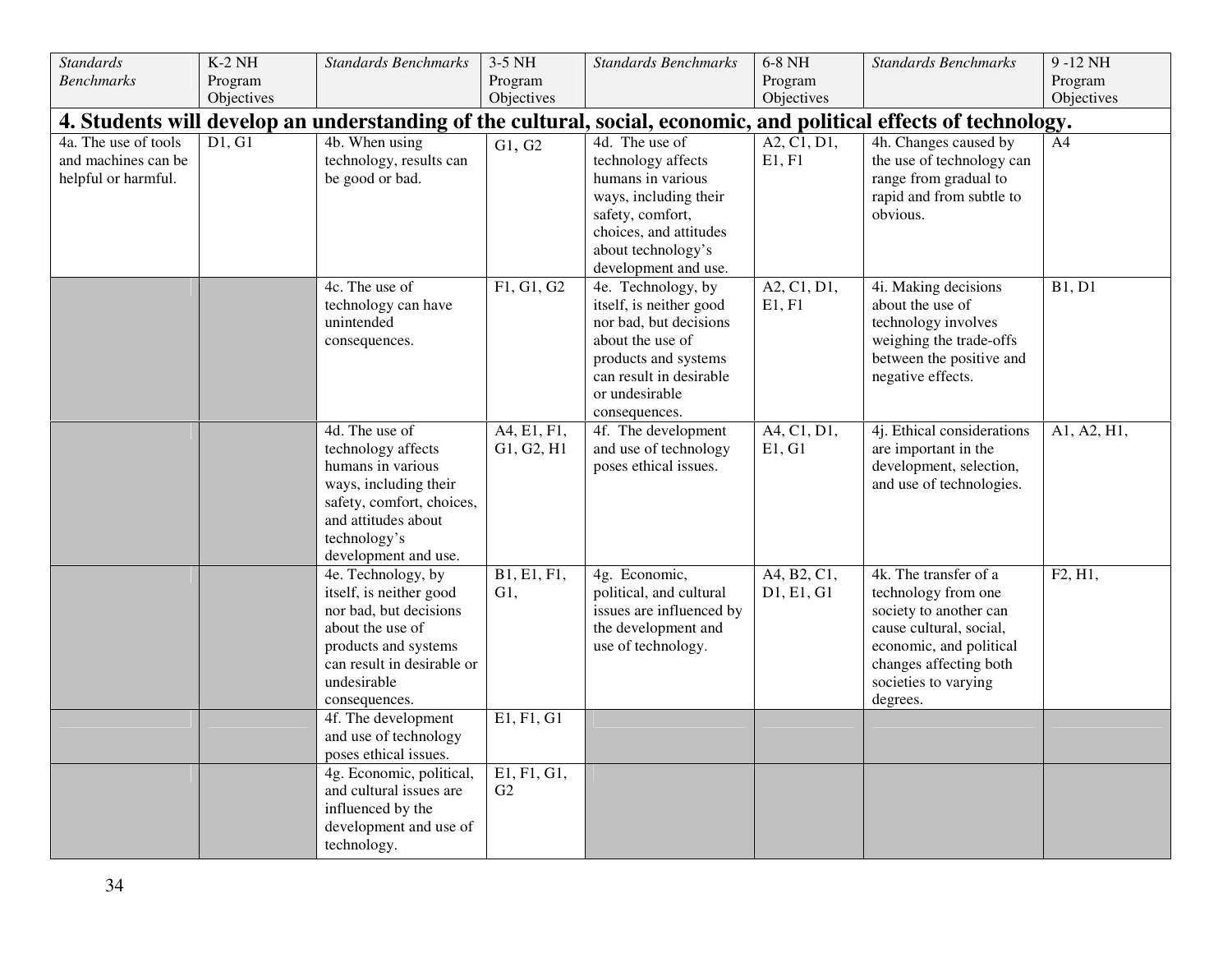| *Standards Benchmarks* | K-2 NH Program Objectives | *Standards Benchmarks* | 3-5 NH Program Objectives | *Standards Benchmarks* | 6-8 NH Program Objectives | *Standards Benchmarks* | 9 -12 NH Program Objectives |
|---|---|---|---|---|---|---|---|
| **4. Students will develop an understanding of the cultural, social, economic, and political effects of technology.** | | | | | | | |
| 4a. The use of tools and machines can be helpful or harmful. | D1, G1 | 4b. When using technology, results can be good or bad. | G1, G2 | 4d. The use of technology affects humans in various ways, including their safety, comfort, choices, and attitudes about technology's development and use. | A2, C1, D1, E1, F1 | 4h. Changes caused by the use of technology can range from gradual to rapid and from subtle to obvious. | A4 |
| | | 4c. The use of technology can have unintended consequences. | F1, G1, G2 | 4e. Technology, by itself, is neither good nor bad, but decisions about the use of products and systems can result in desirable or undesirable consequences. | A2, C1, D1, E1, F1 | 4i. Making decisions about the use of technology involves weighing the trade-offs between the positive and negative effects. | B1, D1 |
| | | 4d. The use of technology affects humans in various ways, including their safety, comfort, choices, and attitudes about technology's development and use. | A4, E1, F1, G1, G2, H1 | 4f. The development and use of technology poses ethical issues. | A4, C1, D1, E1, G1 | 4j. Ethical considerations are important in the development, selection, and use of technologies. | A1, A2, H1, |
| | | 4e. Technology, by itself, is neither good nor bad, but decisions about the use of products and systems can result in desirable or undesirable consequences. | B1, E1, F1, G1, | 4g. Economic, political, and cultural issues are influenced by the development and use of technology. | A4, B2, C1, D1, E1, G1 | 4k. The transfer of a technology from one society to another can cause cultural, social, economic, and political changes affecting both societies to varying degrees. | F2, H1, |
| | | 4f. The development and use of technology poses ethical issues. | E1, F1, G1 | | | | |
| | | 4g. Economic, political, and cultural issues are influenced by the development and use of technology. | E1, F1, G1, G2 | | | | |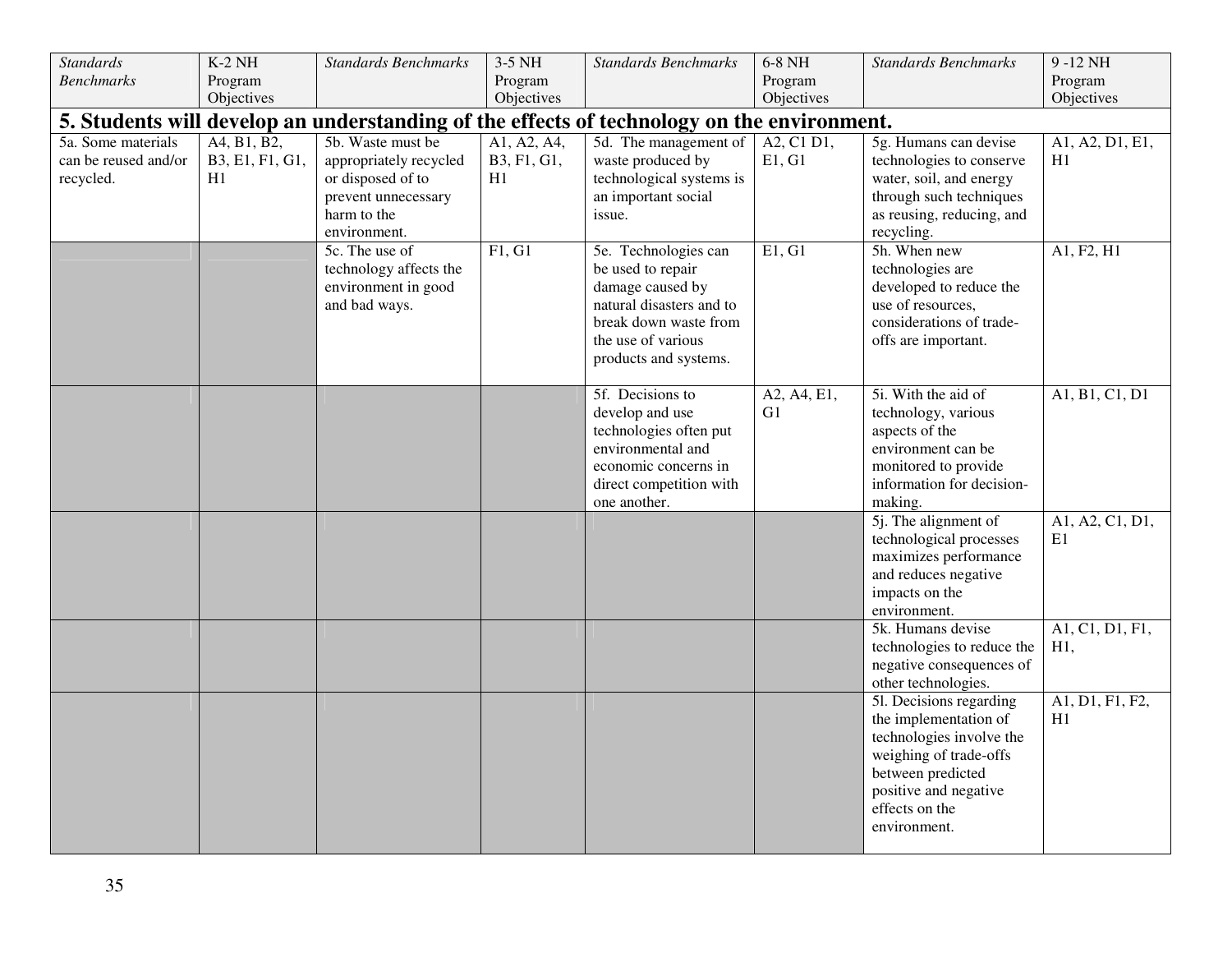| *Standards Benchmarks* | K-2 NH Program Objectives | *Standards Benchmarks* | 3-5 NH Program Objectives | *Standards Benchmarks* | 6-8 NH Program Objectives | *Standards Benchmarks* | 9 -12 NH Program Objectives |
|---|---|---|---|---|---|---|---|
| **5. Students will develop an understanding of the effects of technology on the environment.** | | | | | | | |
| 5a. Some materials can be reused and/or recycled. | A4, B1, B2, B3, E1, F1, G1, H1 | 5b. Waste must be appropriately recycled or disposed of to prevent unnecessary harm to the environment. | A1, A2, A4, B3, F1, G1, H1 | 5d. The management of waste produced by technological systems is an important social issue. | A2, C1 D1, E1, G1 | 5g. Humans can devise technologies to conserve water, soil, and energy through such techniques as reusing, reducing, and recycling. | A1, A2, D1, E1, H1 |
| | | 5c. The use of technology affects the environment in good and bad ways. | F1, G1 | 5e. Technologies can be used to repair damage caused by natural disasters and to break down waste from the use of various products and systems. | E1, G1 | 5h. When new technologies are developed to reduce the use of resources, considerations of trade-offs are important. | A1, F2, H1 |
| | | | | 5f. Decisions to develop and use technologies often put environmental and economic concerns in direct competition with one another. | A2, A4, E1, G1 | 5i. With the aid of technology, various aspects of the environment can be monitored to provide information for decision-making. | A1, B1, C1, D1 |
| | | | | | | 5j. The alignment of technological processes maximizes performance and reduces negative impacts on the environment. | A1, A2, C1, D1, E1 |
| | | | | | | 5k. Humans devise technologies to reduce the negative consequences of other technologies. | A1, C1, D1, F1, H1, |
| | | | | | | 5l. Decisions regarding the implementation of technologies involve the weighing of trade-offs between predicted positive and negative effects on the environment. | A1, D1, F1, F2, H1 |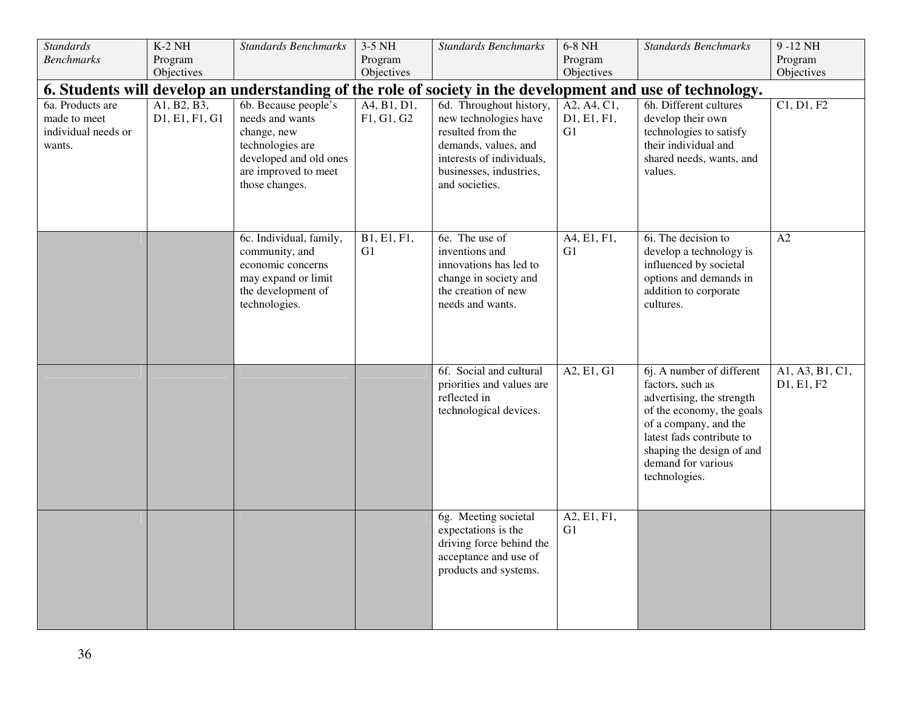| *Standards Benchmarks* | K-2 NH Program Objectives | *Standards Benchmarks* | 3-5 NH Program Objectives | *Standards Benchmarks* | 6-8 NH Program Objectives | *Standards Benchmarks* | 9 -12 NH Program Objectives |
|---|---|---|---|---|---|---|---|
| **6. Students will develop an understanding of the role of society in the development and use of technology.** | | | | | | | |
| 6a. Products are made to meet individual needs or wants. | A1, B2, B3, D1, E1, F1, G1 | 6b. Because people's needs and wants change, new technologies are developed and old ones are improved to meet those changes. | A4, B1, D1, F1, G1, G2 | 6d. Throughout history, new technologies have resulted from the demands, values, and interests of individuals, businesses, industries, and societies. | A2, A4, C1, D1, E1, F1, G1 | 6h. Different cultures develop their own technologies to satisfy their individual and shared needs, wants, and values. | C1, D1, F2 |
| | | 6c. Individual, family, community, and economic concerns may expand or limit the development of technologies. | B1, E1, F1, G1 | 6e. The use of inventions and innovations has led to change in society and the creation of new needs and wants. | A4, E1, F1, G1 | 6i. The decision to develop a technology is influenced by societal options and demands in addition to corporate cultures. | A2 |
| | | | | 6f. Social and cultural priorities and values are reflected in technological devices. | A2, E1, G1 | 6j. A number of different factors, such as advertising, the strength of the economy, the goals of a company, and the latest fads contribute to shaping the design of and demand for various technologies. | A1, A3, B1, C1, D1, E1, F2 |
| | | | | 6g. Meeting societal expectations is the driving force behind the acceptance and use of products and systems. | A2, E1, F1, G1 | | |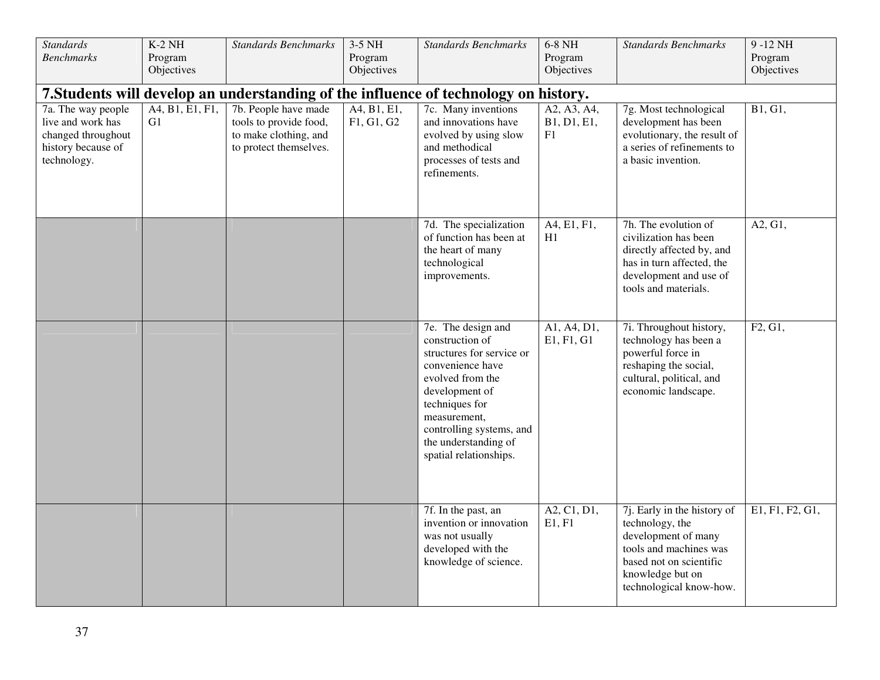| *Standards Benchmarks* | K-2 NH Program Objectives | *Standards Benchmarks* | 3-5 NH Program Objectives | *Standards Benchmarks* | 6-8 NH Program Objectives | *Standards Benchmarks* | 9 -12 NH Program Objectives |
|---|---|---|---|---|---|---|---|
| **7.Students will develop an understanding of the influence of technology on history.** | | | | | | | |
| 7a. The way people live and work has changed throughout history because of technology. | A4, B1, E1, F1, G1 | 7b. People have made tools to provide food, to make clothing, and to protect themselves. | A4, B1, E1, F1, G1, G2 | 7c. Many inventions and innovations have evolved by using slow and methodical processes of tests and refinements. | A2, A3, A4, B1, D1, E1, F1 | 7g. Most technological development has been evolutionary, the result of a series of refinements to a basic invention. | B1, G1, |
| | | | | 7d. The specialization of function has been at the heart of many technological improvements. | A4, E1, F1, H1 | 7h. The evolution of civilization has been directly affected by, and has in turn affected, the development and use of tools and materials. | A2, G1, |
| | | | | 7e. The design and construction of structures for service or convenience have evolved from the development of techniques for measurement, controlling systems, and the understanding of spatial relationships. | A1, A4, D1, E1, F1, G1 | 7i. Throughout history, technology has been a powerful force in reshaping the social, cultural, political, and economic landscape. | F2, G1, |
| | | | | 7f. In the past, an invention or innovation was not usually developed with the knowledge of science. | A2, C1, D1, E1, F1 | 7j. Early in the history of technology, the development of many tools and machines was based not on scientific knowledge but on technological know-how. | E1, F1, F2, G1, |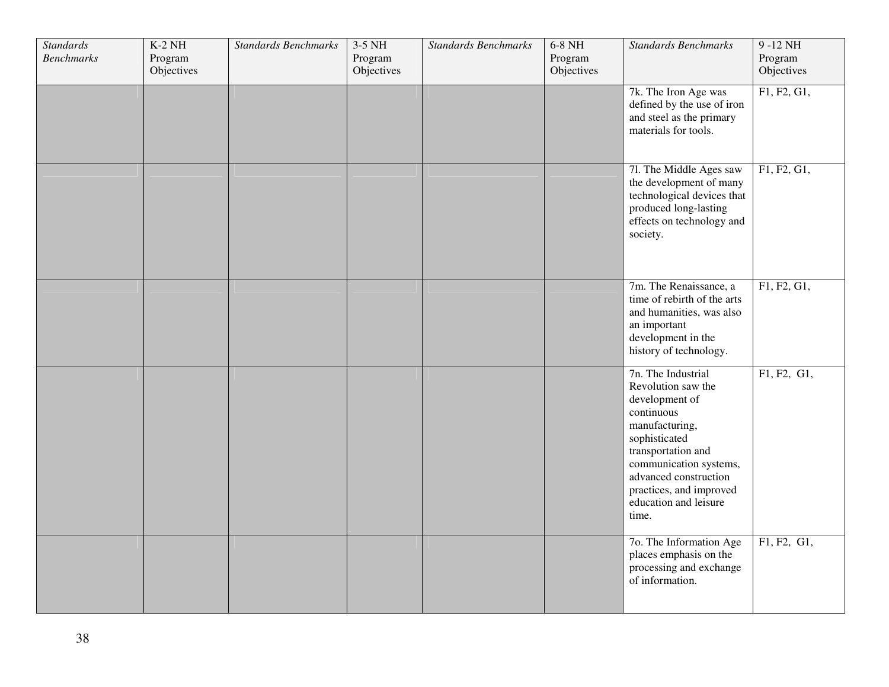| *Standards Benchmarks* | K-2 NH Program Objectives | *Standards Benchmarks* | 3-5 NH Program Objectives | *Standards Benchmarks* | 6-8 NH Program Objectives | *Standards Benchmarks* | 9 -12 NH Program Objectives |
|---|---|---|---|---|---|---|---|
| | | | | | | 7k. The Iron Age was defined by the use of iron and steel as the primary materials for tools. | F1, F2, G1, |
| | | | | | | 7l. The Middle Ages saw the development of many technological devices that produced long-lasting effects on technology and society. | F1, F2, G1, |
| | | | | | | 7m. The Renaissance, a time of rebirth of the arts and humanities, was also an important development in the history of technology. | F1, F2, G1, |
| | | | | | | 7n. The Industrial Revolution saw the development of continuous manufacturing, sophisticated transportation and communication systems, advanced construction practices, and improved education and leisure time. | F1, F2, G1, |
| | | | | | | 7o. The Information Age places emphasis on the processing and exchange of information. | F1, F2, G1, |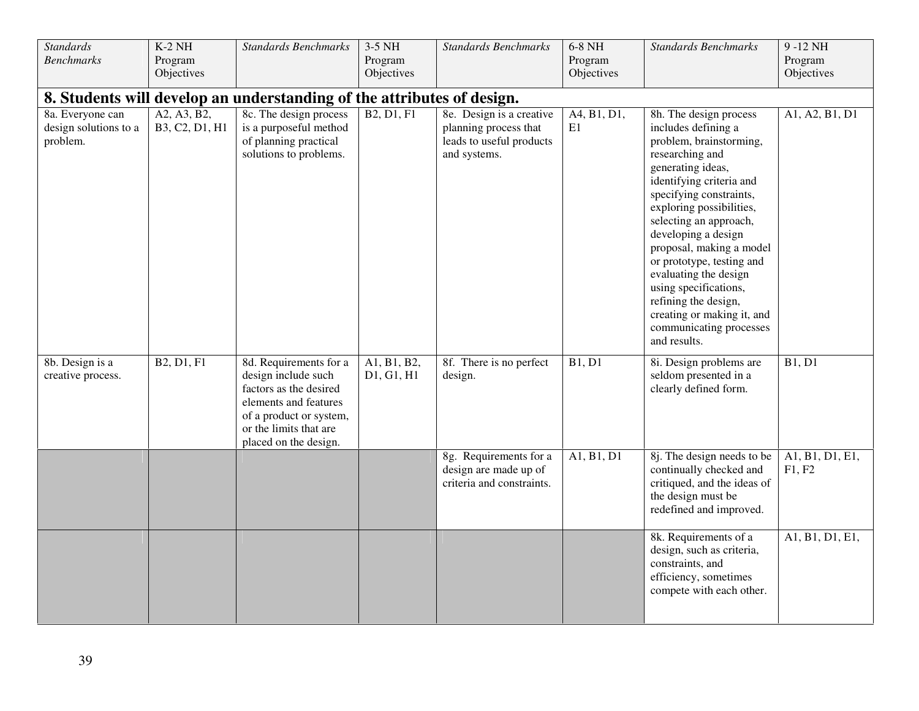| *Standards Benchmarks* | K-2 NH Program Objectives | *Standards Benchmarks* | 3-5 NH Program Objectives | *Standards Benchmarks* | 6-8 NH Program Objectives | *Standards Benchmarks* | 9 -12 NH Program Objectives |
|---|---|---|---|---|---|---|---|
| **8. Students will develop an understanding of the attributes of design.** | | | | | | | |
| 8a. Everyone can design solutions to a problem. | A2, A3, B2, B3, C2, D1, H1 | 8c. The design process is a purposeful method of planning practical solutions to problems. | B2, D1, F1 | 8e. Design is a creative planning process that leads to useful products and systems. | A4, B1, D1, E1 | 8h. The design process includes defining a problem, brainstorming, researching and generating ideas, identifying criteria and specifying constraints, exploring possibilities, selecting an approach, developing a design proposal, making a model or prototype, testing and evaluating the design using specifications, refining the design, creating or making it, and communicating processes and results. | A1, A2, B1, D1 |
| 8b. Design is a creative process. | B2, D1, F1 | 8d. Requirements for a design include such factors as the desired elements and features of a product or system, or the limits that are placed on the design. | A1, B1, B2, D1, G1, H1 | 8f. There is no perfect design. | B1, D1 | 8i. Design problems are seldom presented in a clearly defined form. | B1, D1 |
| | | | | 8g. Requirements for a design are made up of criteria and constraints. | A1, B1, D1 | 8j. The design needs to be continually checked and critiqued, and the ideas of the design must be redefined and improved. | A1, B1, D1, E1, F1, F2 |
| | | | | | | 8k. Requirements of a design, such as criteria, constraints, and efficiency, sometimes compete with each other. | A1, B1, D1, E1, |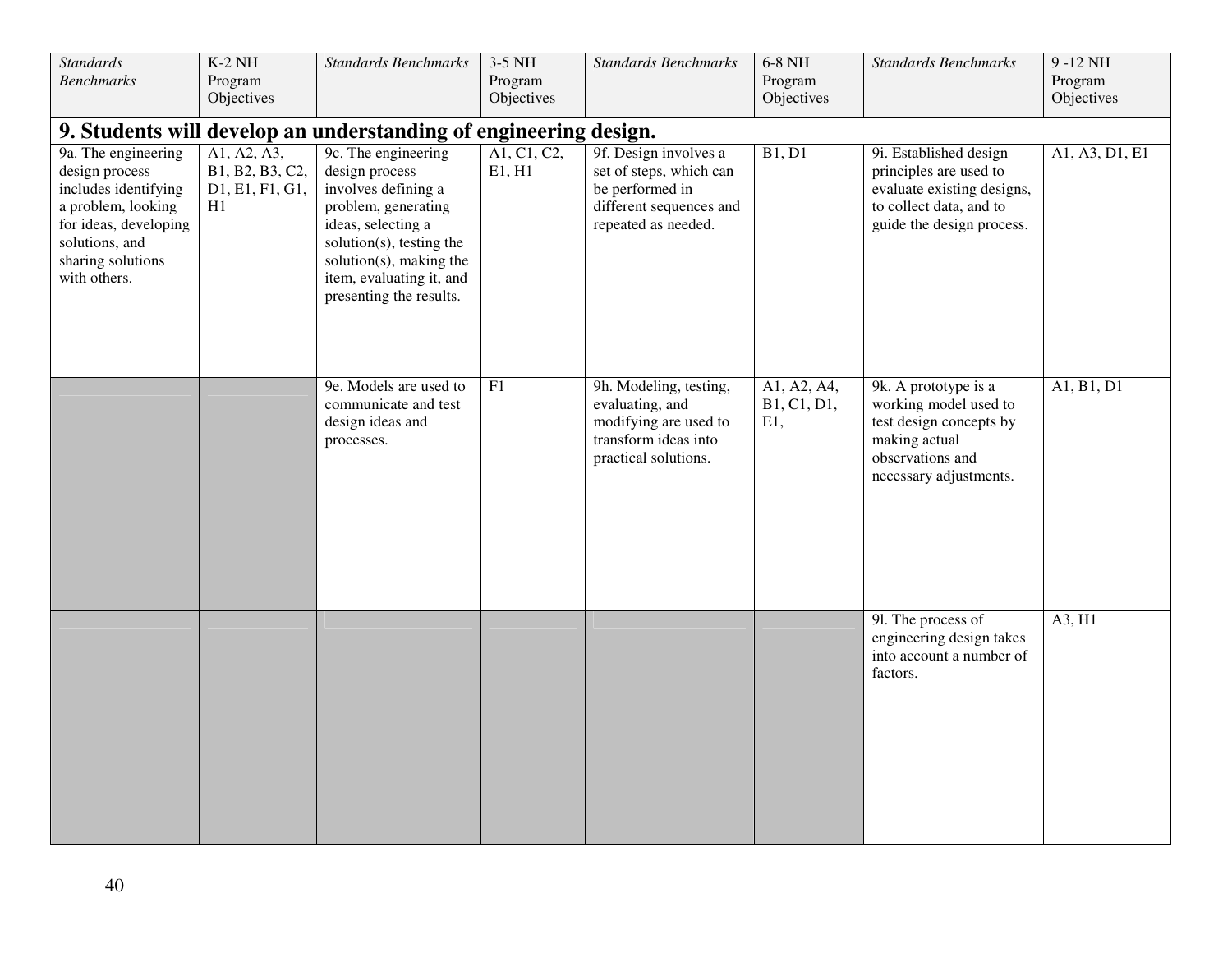| *Standards Benchmarks* | K-2 NH Program Objectives | *Standards Benchmarks* | 3-5 NH Program Objectives | *Standards Benchmarks* | 6-8 NH Program Objectives | *Standards Benchmarks* | 9 -12 NH Program Objectives |
|---|---|---|---|---|---|---|---|
| **9. Students will develop an understanding of engineering design.** | | | | | | | |
| 9a. The engineering design process includes identifying a problem, looking for ideas, developing solutions, and sharing solutions with others. | A1, A2, A3, B1, B2, B3, C2, D1, E1, F1, G1, H1 | 9c. The engineering design process involves defining a problem, generating ideas, selecting a solution(s), testing the solution(s), making the item, evaluating it, and presenting the results. | A1, C1, C2, E1, H1 | 9f. Design involves a set of steps, which can be performed in different sequences and repeated as needed. | B1, D1 | 9i. Established design principles are used to evaluate existing designs, to collect data, and to guide the design process. | A1, A3, D1, E1 |
| | | 9e. Models are used to communicate and test design ideas and processes. | F1 | 9h. Modeling, testing, evaluating, and modifying are used to transform ideas into practical solutions. | A1, A2, A4, B1, C1, D1, E1, | 9k. A prototype is a working model used to test design concepts by making actual observations and necessary adjustments. | A1, B1, D1 |
| | | | | | | 9l. The process of engineering design takes into account a number of factors. | A3, H1 |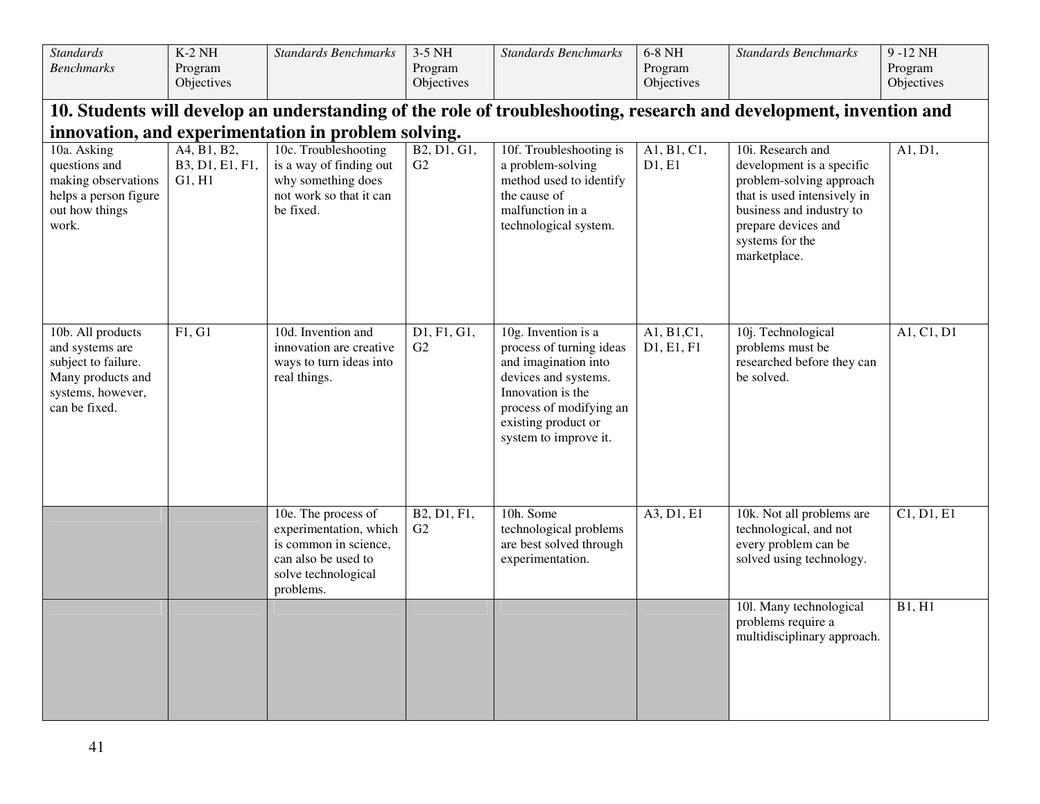| *Standards Benchmarks* | K-2 NH Program Objectives | *Standards Benchmarks* | 3-5 NH Program Objectives | *Standards Benchmarks* | 6-8 NH Program Objectives | *Standards Benchmarks* | 9 -12 NH Program Objectives |
|---|---|---|---|---|---|---|---|
| **10. Students will develop an understanding of the role of troubleshooting, research and development, invention and innovation, and experimentation in problem solving.** | | | | | | | |
| 10a. Asking questions and making observations helps a person figure out how things work. | A4, B1, B2, B3, D1, E1, F1, G1, H1 | 10c. Troubleshooting is a way of finding out why something does not work so that it can be fixed. | B2, D1, G1, G2 | 10f. Troubleshooting is a problem-solving method used to identify the cause of malfunction in a technological system. | A1, B1, C1, D1, E1 | 10i. Research and development is a specific problem-solving approach that is used intensively in business and industry to prepare devices and systems for the marketplace. | A1, D1, |
| 10b. All products and systems are subject to failure. Many products and systems, however, can be fixed. | F1, G1 | 10d. Invention and innovation are creative ways to turn ideas into real things. | D1, F1, G1, G2 | 10g. Invention is a process of turning ideas and imagination into devices and systems. Innovation is the process of modifying an existing product or system to improve it. | A1, B1,C1, D1, E1, F1 | 10j. Technological problems must be researched before they can be solved. | A1, C1, D1 |
| | | 10e. The process of experimentation, which is common in science, can also be used to solve technological problems. | B2, D1, F1, G2 | 10h. Some technological problems are best solved through experimentation. | A3, D1, E1 | 10k. Not all problems are technological, and not every problem can be solved using technology. | C1, D1, E1 |
| | | | | | | 10l. Many technological problems require a multidisciplinary approach. | B1, H1 |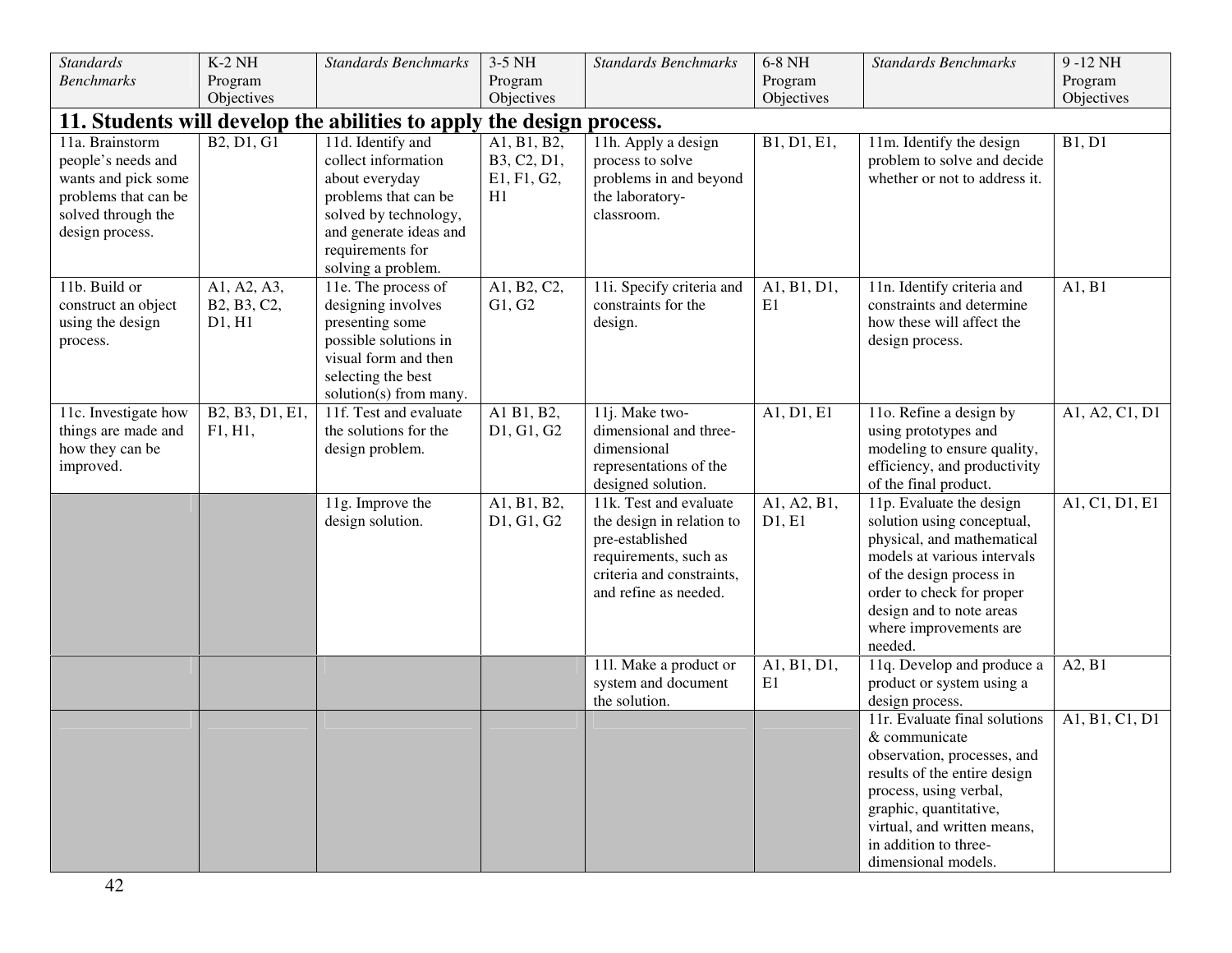| *Standards Benchmarks* | K-2 NH Program Objectives | *Standards Benchmarks* | 3-5 NH Program Objectives | *Standards Benchmarks* | 6-8 NH Program Objectives | *Standards Benchmarks* | 9 -12 NH Program Objectives |
|---|---|---|---|---|---|---|---|
| **11. Students will develop the abilities to apply the design process.** | | | | | | | |
| 11a. Brainstorm people's needs and wants and pick some problems that can be solved through the design process. | B2, D1, G1 | 11d. Identify and collect information about everyday problems that can be solved by technology, and generate ideas and requirements for solving a problem. | A1, B1, B2, B3, C2, D1, E1, F1, G2, H1 | 11h. Apply a design process to solve problems in and beyond the laboratory-classroom. | B1, D1, E1, | 11m. Identify the design problem to solve and decide whether or not to address it. | B1, D1 |
| 11b. Build or construct an object using the design process. | A1, A2, A3, B2, B3, C2, D1, H1 | 11e. The process of designing involves presenting some possible solutions in visual form and then selecting the best solution(s) from many. | A1, B2, C2, G1, G2 | 11i. Specify criteria and constraints for the design. | A1, B1, D1, E1 | 11n. Identify criteria and constraints and determine how these will affect the design process. | A1, B1 |
| 11c. Investigate how things are made and how they can be improved. | B2, B3, D1, E1, F1, H1, | 11f. Test and evaluate the solutions for the design problem. | A1 B1, B2, D1, G1, G2 | 11j. Make two-dimensional and three-dimensional representations of the designed solution. | A1, D1, E1 | 11o. Refine a design by using prototypes and modeling to ensure quality, efficiency, and productivity of the final product. | A1, A2, C1, D1 |
| | | 11g. Improve the design solution. | A1, B1, B2, D1, G1, G2 | 11k. Test and evaluate the design in relation to pre-established requirements, such as criteria and constraints, and refine as needed. | A1, A2, B1, D1, E1 | 11p. Evaluate the design solution using conceptual, physical, and mathematical models at various intervals of the design process in order to check for proper design and to note areas where improvements are needed. | A1, C1, D1, E1 |
| | | | | 11l. Make a product or system and document the solution. | A1, B1, D1, E1 | 11q. Develop and produce a product or system using a design process. | A2, B1 |
| | | | | | | 11r. Evaluate final solutions & communicate observation, processes, and results of the entire design process, using verbal, graphic, quantitative, virtual, and written means, in addition to three-dimensional models. | A1, B1, C1, D1 |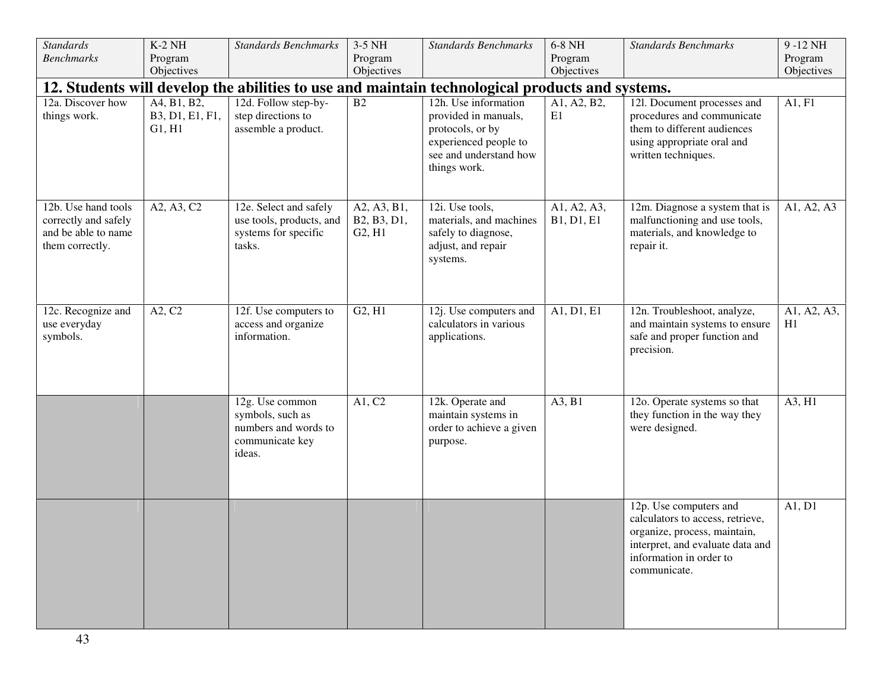| *Standards Benchmarks* | K-2 NH Program Objectives | *Standards Benchmarks* | 3-5 NH Program Objectives | *Standards Benchmarks* | 6-8 NH Program Objectives | *Standards Benchmarks* | 9 -12 NH Program Objectives |
|---|---|---|---|---|---|---|---|
| **12. Students will develop the abilities to use and maintain technological products and systems.** | | | | | | | |
| 12a. Discover how things work. | A4, B1, B2, B3, D1, E1, F1, G1, H1 | 12d. Follow step-by-step directions to assemble a product. | B2 | 12h. Use information provided in manuals, protocols, or by experienced people to see and understand how things work. | A1, A2, B2, E1 | 12l. Document processes and procedures and communicate them to different audiences using appropriate oral and written techniques. | A1, F1 |
| 12b. Use hand tools correctly and safely and be able to name them correctly. | A2, A3, C2 | 12e. Select and safely use tools, products, and systems for specific tasks. | A2, A3, B1, B2, B3, D1, G2, H1 | 12i. Use tools, materials, and machines safely to diagnose, adjust, and repair systems. | A1, A2, A3, B1, D1, E1 | 12m. Diagnose a system that is malfunctioning and use tools, materials, and knowledge to repair it. | A1, A2, A3 |
| 12c. Recognize and use everyday symbols. | A2, C2 | 12f. Use computers to access and organize information. | G2, H1 | 12j. Use computers and calculators in various applications. | A1, D1, E1 | 12n. Troubleshoot, analyze, and maintain systems to ensure safe and proper function and precision. | A1, A2, A3, H1 |
| | | 12g. Use common symbols, such as numbers and words to communicate key ideas. | A1, C2 | 12k. Operate and maintain systems in order to achieve a given purpose. | A3, B1 | 12o. Operate systems so that they function in the way they were designed. | A3, H1 |
| | | | | | | 12p. Use computers and calculators to access, retrieve, organize, process, maintain, interpret, and evaluate data and information in order to communicate. | A1, D1 |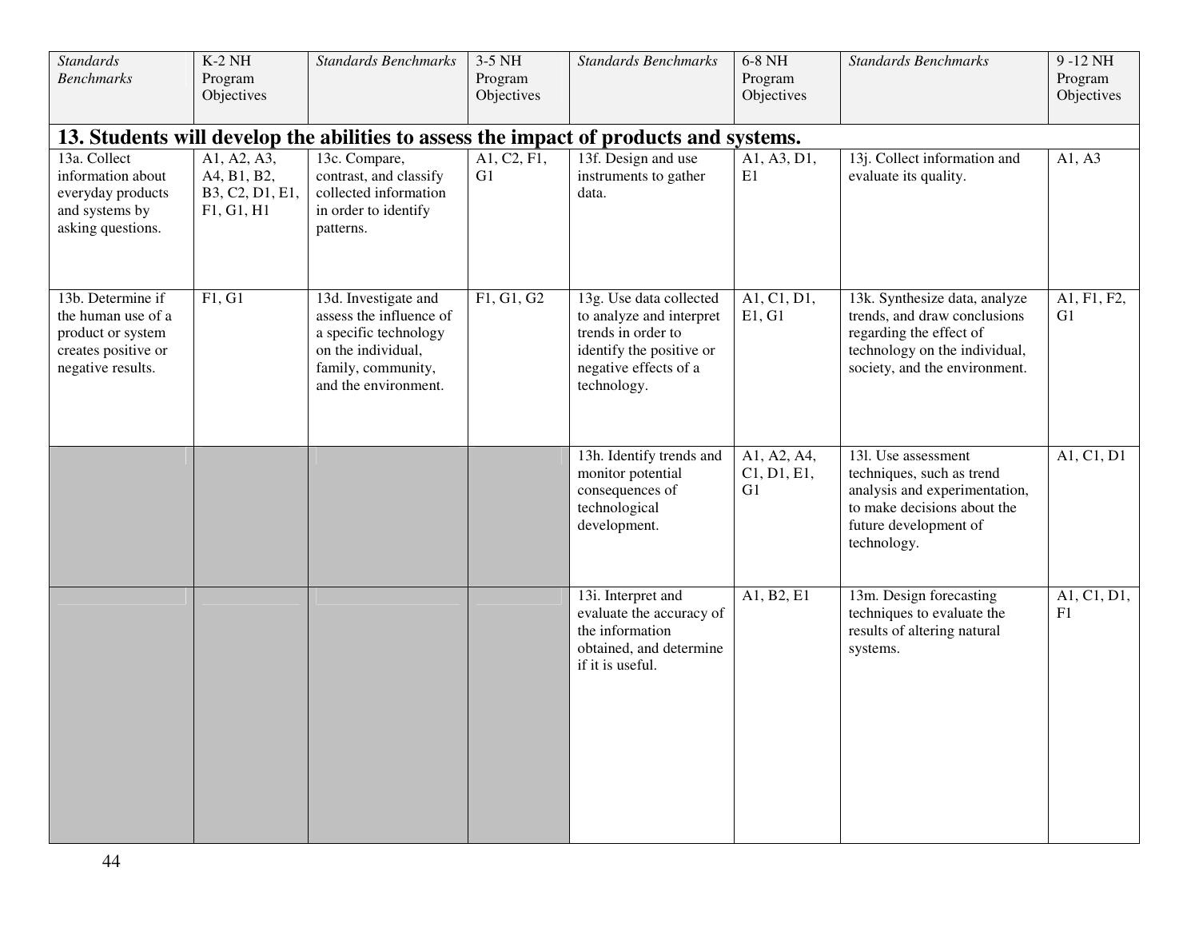| *Standards Benchmarks* | K-2 NH Program Objectives | *Standards Benchmarks* | 3-5 NH Program Objectives | *Standards Benchmarks* | 6-8 NH Program Objectives | *Standards Benchmarks* | 9 -12 NH Program Objectives |
|---|---|---|---|---|---|---|---|
| **13. Students will develop the abilities to assess the impact of products and systems.** | | | | | | | |
| 13a. Collect information about everyday products and systems by asking questions. | A1, A2, A3, A4, B1, B2, B3, C2, D1, E1, F1, G1, H1 | 13c. Compare, contrast, and classify collected information in order to identify patterns. | A1, C2, F1, G1 | 13f. Design and use instruments to gather data. | A1, A3, D1, E1 | 13j. Collect information and evaluate its quality. | A1, A3 |
| 13b. Determine if the human use of a product or system creates positive or negative results. | F1, G1 | 13d. Investigate and assess the influence of a specific technology on the individual, family, community, and the environment. | F1, G1, G2 | 13g. Use data collected to analyze and interpret trends in order to identify the positive or negative effects of a technology. | A1, C1, D1, E1, G1 | 13k. Synthesize data, analyze trends, and draw conclusions regarding the effect of technology on the individual, society, and the environment. | A1, F1, F2, G1 |
| | | | | 13h. Identify trends and monitor potential consequences of technological development. | A1, A2, A4, C1, D1, E1, G1 | 13l. Use assessment techniques, such as trend analysis and experimentation, to make decisions about the future development of technology. | A1, C1, D1 |
| | | | | 13i. Interpret and evaluate the accuracy of the information obtained, and determine if it is useful. | A1, B2, E1 | 13m. Design forecasting techniques to evaluate the results of altering natural systems. | A1, C1, D1, F1 |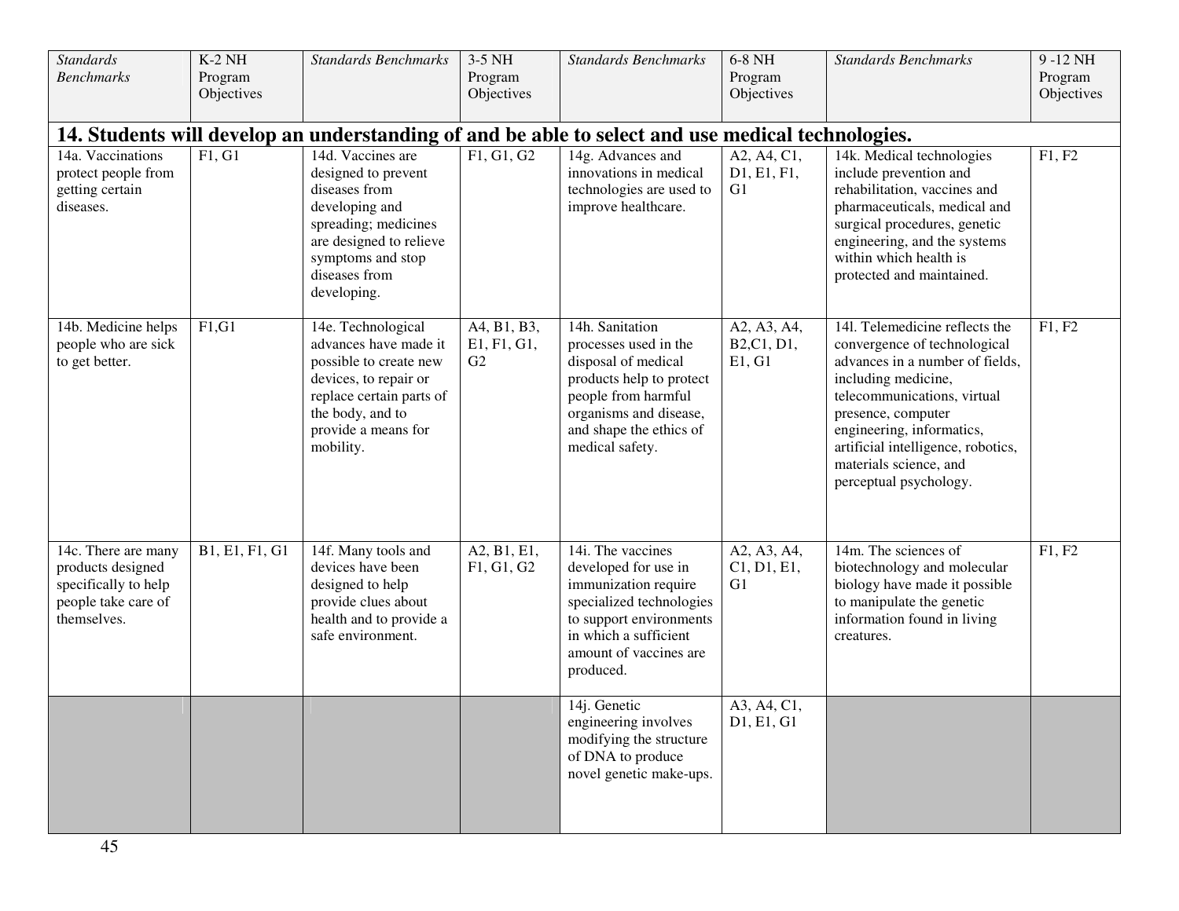| *Standards Benchmarks* | K-2 NH Program Objectives | *Standards Benchmarks* | 3-5 NH Program Objectives | *Standards Benchmarks* | 6-8 NH Program Objectives | *Standards Benchmarks* | 9 -12 NH Program Objectives |
|---|---|---|---|---|---|---|---|
| **14. Students will develop an understanding of and be able to select and use medical technologies.** | | | | | | | |
| 14a. Vaccinations protect people from getting certain diseases. | F1, G1 | 14d. Vaccines are designed to prevent diseases from developing and spreading; medicines are designed to relieve symptoms and stop diseases from developing. | F1, G1, G2 | 14g. Advances and innovations in medical technologies are used to improve healthcare. | A2, A4, C1, D1, E1, F1, G1 | 14k. Medical technologies include prevention and rehabilitation, vaccines and pharmaceuticals, medical and surgical procedures, genetic engineering, and the systems within which health is protected and maintained. | F1, F2 |
| 14b. Medicine helps people who are sick to get better. | F1,G1 | 14e. Technological advances have made it possible to create new devices, to repair or replace certain parts of the body, and to provide a means for mobility. | A4, B1, B3, E1, F1, G1, G2 | 14h. Sanitation processes used in the disposal of medical products help to protect people from harmful organisms and disease, and shape the ethics of medical safety. | A2, A3, A4, B2,C1, D1, E1, G1 | 14l. Telemedicine reflects the convergence of technological advances in a number of fields, including medicine, telecommunications, virtual presence, computer engineering, informatics, artificial intelligence, robotics, materials science, and perceptual psychology. | F1, F2 |
| 14c. There are many products designed specifically to help people take care of themselves. | B1, E1, F1, G1 | 14f. Many tools and devices have been designed to help provide clues about health and to provide a safe environment. | A2, B1, E1, F1, G1, G2 | 14i. The vaccines developed for use in immunization require specialized technologies to support environments in which a sufficient amount of vaccines are produced. | A2, A3, A4, C1, D1, E1, G1 | 14m. The sciences of biotechnology and molecular biology have made it possible to manipulate the genetic information found in living creatures. | F1, F2 |
| | | | | 14j. Genetic engineering involves modifying the structure of DNA to produce novel genetic make-ups. | A3, A4, C1, D1, E1, G1 | | |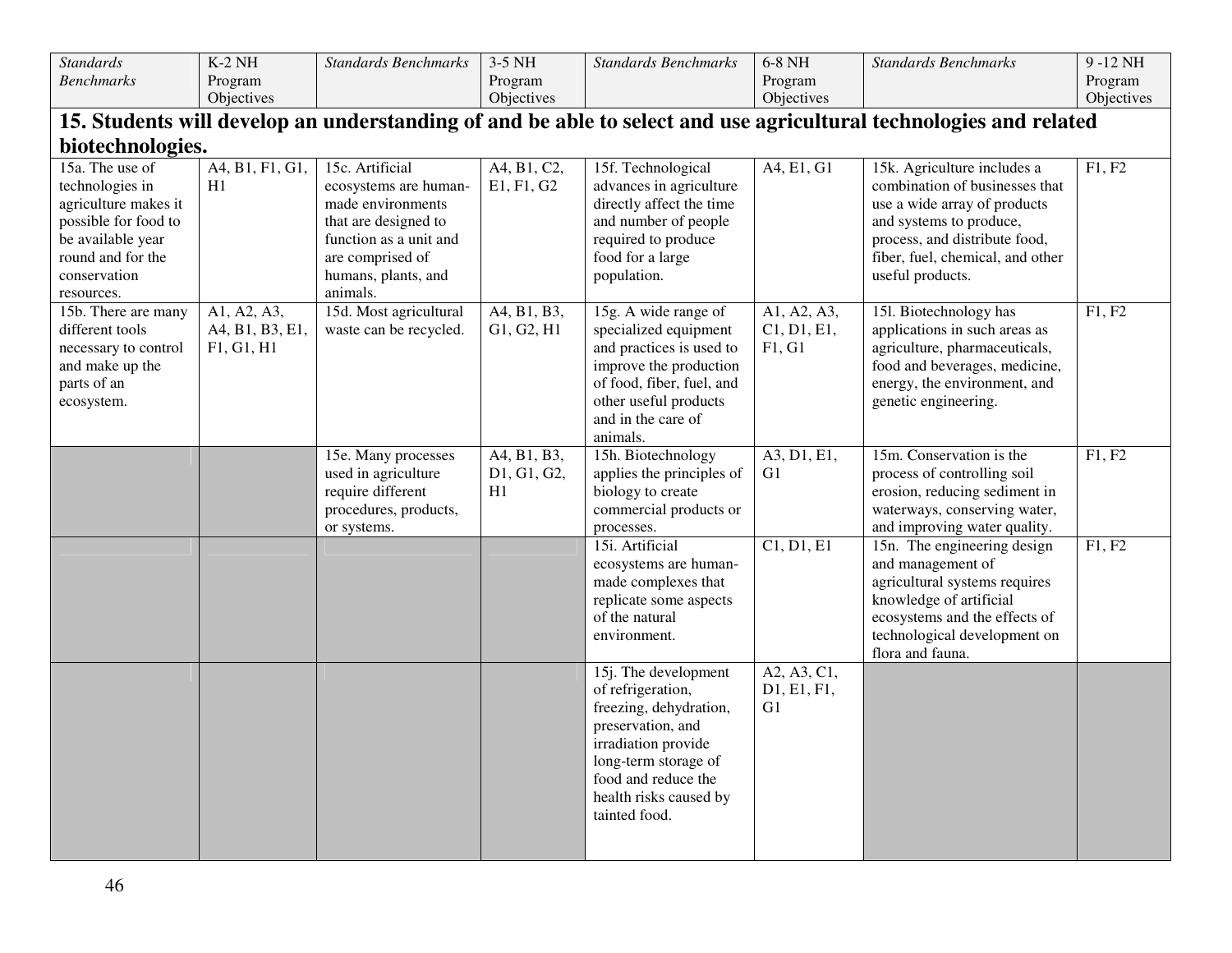| *Standards Benchmarks* | K-2 NH Program Objectives | *Standards Benchmarks* | 3-5 NH Program Objectives | *Standards Benchmarks* | 6-8 NH Program Objectives | *Standards Benchmarks* | 9 -12 NH Program Objectives |
|---|---|---|---|---|---|---|---|
| **15. Students will develop an understanding of and be able to select and use agricultural technologies and related biotechnologies.** | | | | | | | |
| 15a. The use of technologies in agriculture makes it possible for food to be available year round and for the conservation resources. | A4, B1, F1, G1, H1 | 15c. Artificial ecosystems are human-made environments that are designed to function as a unit and are comprised of humans, plants, and animals. | A4, B1, C2, E1, F1, G2 | 15f. Technological advances in agriculture directly affect the time and number of people required to produce food for a large population. | A4, E1, G1 | 15k. Agriculture includes a combination of businesses that use a wide array of products and systems to produce, process, and distribute food, fiber, fuel, chemical, and other useful products. | F1, F2 |
| 15b. There are many different tools necessary to control and make up the parts of an ecosystem. | A1, A2, A3, A4, B1, B3, E1, F1, G1, H1 | 15d. Most agricultural waste can be recycled. | A4, B1, B3, G1, G2, H1 | 15g. A wide range of specialized equipment and practices is used to improve the production of food, fiber, fuel, and other useful products and in the care of animals. | A1, A2, A3, C1, D1, E1, F1, G1 | 15l. Biotechnology has applications in such areas as agriculture, pharmaceuticals, food and beverages, medicine, energy, the environment, and genetic engineering. | F1, F2 |
| | | 15e. Many processes used in agriculture require different procedures, products, or systems. | A4, B1, B3, D1, G1, G2, H1 | 15h. Biotechnology applies the principles of biology to create commercial products or processes. | A3, D1, E1, G1 | 15m. Conservation is the process of controlling soil erosion, reducing sediment in waterways, conserving water, and improving water quality. | F1, F2 |
| | | | | 15i. Artificial ecosystems are human-made complexes that replicate some aspects of the natural environment. | C1, D1, E1 | 15n. The engineering design and management of agricultural systems requires knowledge of artificial ecosystems and the effects of technological development on flora and fauna. | F1, F2 |
| | | | | 15j. The development of refrigeration, freezing, dehydration, preservation, and irradiation provide long-term storage of food and reduce the health risks caused by tainted food. | A2, A3, C1, D1, E1, F1, G1 | | |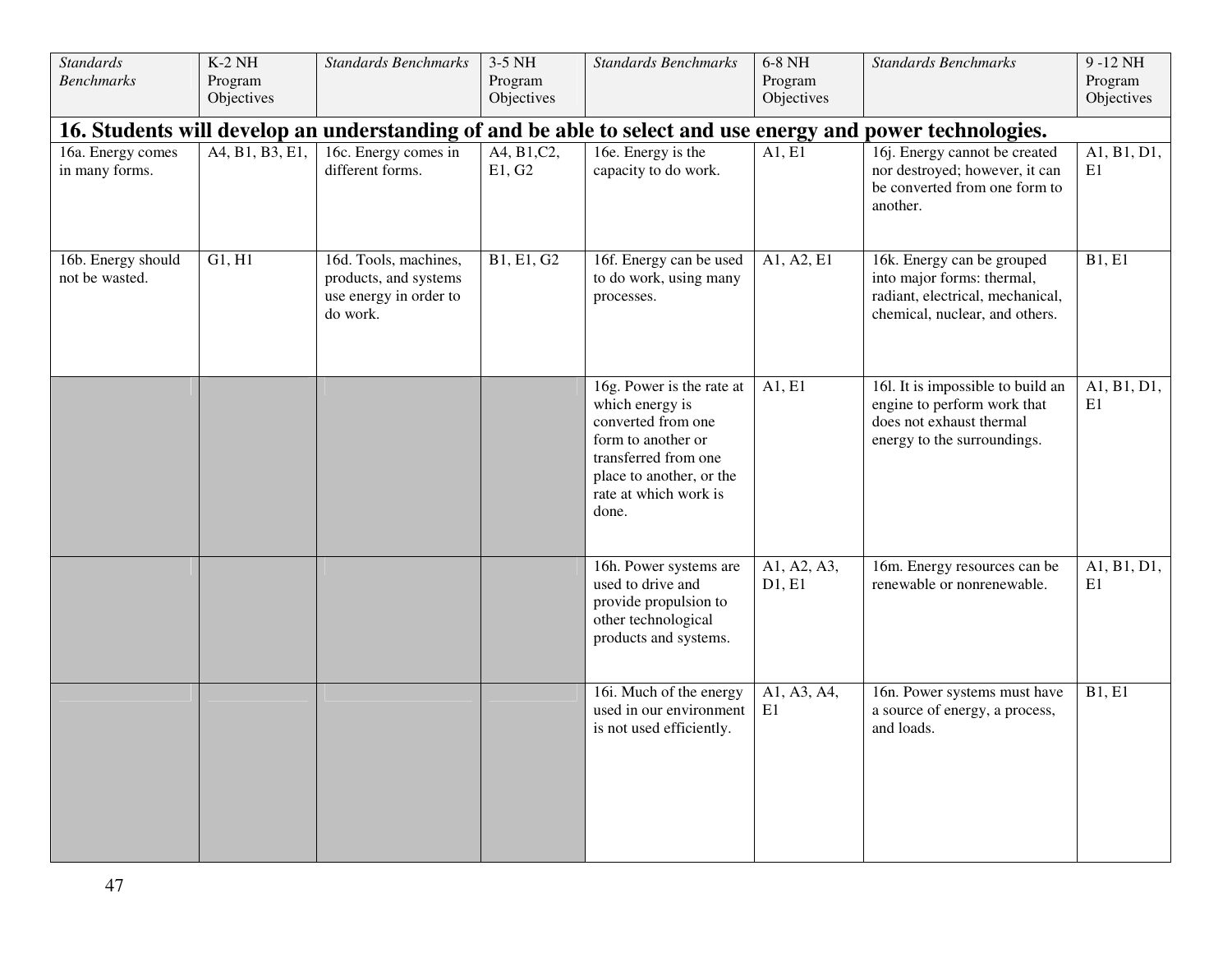| *Standards Benchmarks* | K-2 NH Program Objectives | *Standards Benchmarks* | 3-5 NH Program Objectives | *Standards Benchmarks* | 6-8 NH Program Objectives | *Standards Benchmarks* | 9 -12 NH Program Objectives |
|---|---|---|---|---|---|---|---|
| **16. Students will develop an understanding of and be able to select and use energy and power technologies.** | | | | | | | |
| 16a. Energy comes in many forms. | A4, B1, B3, E1, | 16c. Energy comes in different forms. | A4, B1,C2, E1, G2 | 16e. Energy is the capacity to do work. | A1, E1 | 16j. Energy cannot be created nor destroyed; however, it can be converted from one form to another. | A1, B1, D1, E1 |
| 16b. Energy should not be wasted. | G1, H1 | 16d. Tools, machines, products, and systems use energy in order to do work. | B1, E1, G2 | 16f. Energy can be used to do work, using many processes. | A1, A2, E1 | 16k. Energy can be grouped into major forms: thermal, radiant, electrical, mechanical, chemical, nuclear, and others. | B1, E1 |
| | | | | 16g. Power is the rate at which energy is converted from one form to another or transferred from one place to another, or the rate at which work is done. | A1, E1 | 16l. It is impossible to build an engine to perform work that does not exhaust thermal energy to the surroundings. | A1, B1, D1, E1 |
| | | | | 16h. Power systems are used to drive and provide propulsion to other technological products and systems. | A1, A2, A3, D1, E1 | 16m. Energy resources can be renewable or nonrenewable. | A1, B1, D1, E1 |
| | | | | 16i. Much of the energy used in our environment is not used efficiently. | A1, A3, A4, E1 | 16n. Power systems must have a source of energy, a process, and loads. | B1, E1 |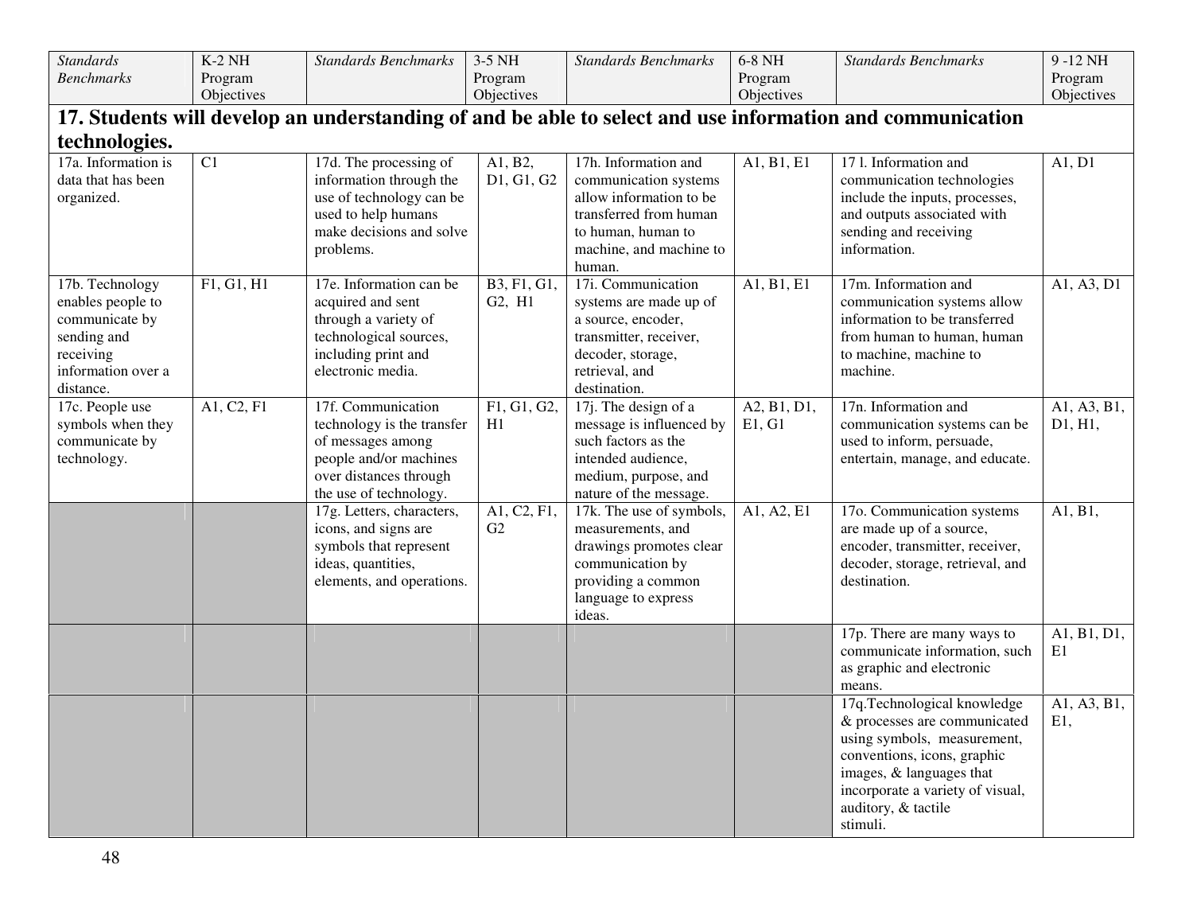| *Standards Benchmarks* | K-2 NH Program Objectives | *Standards Benchmarks* | 3-5 NH Program Objectives | *Standards Benchmarks* | 6-8 NH Program Objectives | *Standards Benchmarks* | 9 -12 NH Program Objectives |
|---|---|---|---|---|---|---|---|
| **17. Students will develop an understanding of and be able to select and use information and communication technologies.** | | | | | | | |
| 17a. Information is data that has been organized. | C1 | 17d. The processing of information through the use of technology can be used to help humans make decisions and solve problems. | A1, B2, D1, G1, G2 | 17h. Information and communication systems allow information to be transferred from human to human, human to machine, and machine to human. | A1, B1, E1 | 17 l. Information and communication technologies include the inputs, processes, and outputs associated with sending and receiving information. | A1, D1 |
| 17b. Technology enables people to communicate by sending and receiving information over a distance. | F1, G1, H1 | 17e. Information can be acquired and sent through a variety of technological sources, including print and electronic media. | B3, F1, G1, G2, H1 | 17i. Communication systems are made up of a source, encoder, transmitter, receiver, decoder, storage, retrieval, and destination. | A1, B1, E1 | 17m. Information and communication systems allow information to be transferred from human to human, human to machine, machine to machine. | A1, A3, D1 |
| 17c. People use symbols when they communicate by technology. | A1, C2, F1 | 17f. Communication technology is the transfer of messages among people and/or machines over distances through the use of technology. | F1, G1, G2, H1 | 17j. The design of a message is influenced by such factors as the intended audience, medium, purpose, and nature of the message. | A2, B1, D1, E1, G1 | 17n. Information and communication systems can be used to inform, persuade, entertain, manage, and educate. | A1, A3, B1, D1, H1, |
| | | 17g. Letters, characters, icons, and signs are symbols that represent ideas, quantities, elements, and operations. | A1, C2, F1, G2 | 17k. The use of symbols, measurements, and drawings promotes clear communication by providing a common language to express ideas. | A1, A2, E1 | 17o. Communication systems are made up of a source, encoder, transmitter, receiver, decoder, storage, retrieval, and destination. | A1, B1, |
| | | | | | | 17p. There are many ways to communicate information, such as graphic and electronic means. | A1, B1, D1, E1 |
| | | | | | | 17q.Technological knowledge & processes are communicated using symbols, measurement, conventions, icons, graphic images, & languages that incorporate a variety of visual, auditory, & tactile stimuli. | A1, A3, B1, E1, |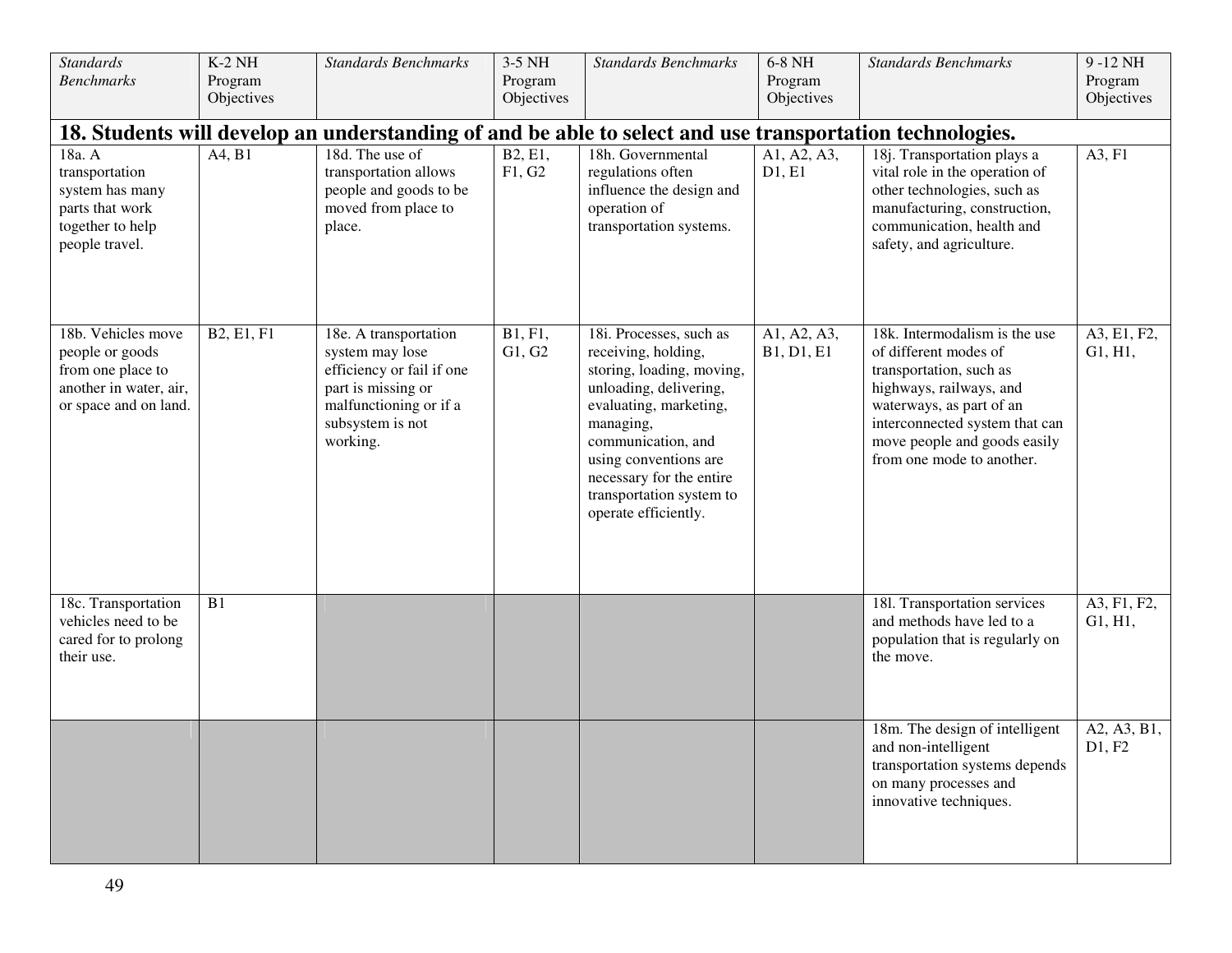| *Standards Benchmarks* | K-2 NH Program Objectives | *Standards Benchmarks* | 3-5 NH Program Objectives | *Standards Benchmarks* | 6-8 NH Program Objectives | *Standards Benchmarks* | 9 -12 NH Program Objectives |
|---|---|---|---|---|---|---|---|
| **18. Students will develop an understanding of and be able to select and use transportation technologies.** | | | | | | | |
| 18a. A transportation system has many parts that work together to help people travel. | A4, B1 | 18d. The use of transportation allows people and goods to be moved from place to place. | B2, E1, F1, G2 | 18h. Governmental regulations often influence the design and operation of transportation systems. | A1, A2, A3, D1, E1 | 18j. Transportation plays a vital role in the operation of other technologies, such as manufacturing, construction, communication, health and safety, and agriculture. | A3, F1 |
| 18b. Vehicles move people or goods from one place to another in water, air, or space and on land. | B2, E1, F1 | 18e. A transportation system may lose efficiency or fail if one part is missing or malfunctioning or if a subsystem is not working. | B1, F1, G1, G2 | 18i. Processes, such as receiving, holding, storing, loading, moving, unloading, delivering, evaluating, marketing, managing, communication, and using conventions are necessary for the entire transportation system to operate efficiently. | A1, A2, A3, B1, D1, E1 | 18k. Intermodalism is the use of different modes of transportation, such as highways, railways, and waterways, as part of an interconnected system that can move people and goods easily from one mode to another. | A3, E1, F2, G1, H1, |
| 18c. Transportation vehicles need to be cared for to prolong their use. | B1 | | | | | 18l. Transportation services and methods have led to a population that is regularly on the move. | A3, F1, F2, G1, H1, |
| | | | | | | 18m. The design of intelligent and non-intelligent transportation systems depends on many processes and innovative techniques. | A2, A3, B1, D1, F2 |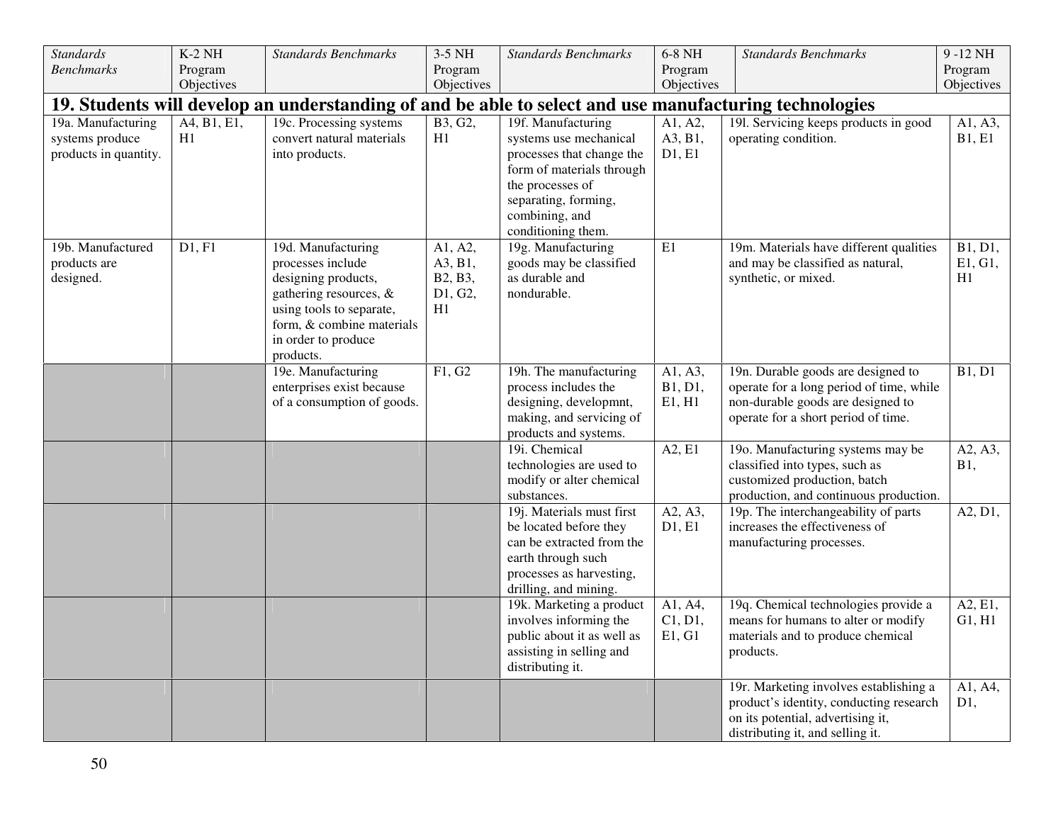| *Standards Benchmarks* | K-2 NH Program Objectives | *Standards Benchmarks* | 3-5 NH Program Objectives | *Standards Benchmarks* | 6-8 NH Program Objectives | *Standards Benchmarks* | 9 -12 NH Program Objectives |
|---|---|---|---|---|---|---|---|
| **19. Students will develop an understanding of and be able to select and use manufacturing technologies** | | | | | | | |
| 19a. Manufacturing systems produce products in quantity. | A4, B1, E1, H1 | 19c. Processing systems convert natural materials into products. | B3, G2, H1 | 19f. Manufacturing systems use mechanical processes that change the form of materials through the processes of separating, forming, combining, and conditioning them. | A1, A2, A3, B1, D1, E1 | 19l. Servicing keeps products in good operating condition. | A1, A3, B1, E1 |
| 19b. Manufactured products are designed. | D1, F1 | 19d. Manufacturing processes include designing products, gathering resources, & using tools to separate, form, & combine materials in order to produce products. | A1, A2, A3, B1, B2, B3, D1, G2, H1 | 19g. Manufacturing goods may be classified as durable and nondurable. | E1 | 19m. Materials have different qualities and may be classified as natural, synthetic, or mixed. | B1, D1, E1, G1, H1 |
| | | 19e. Manufacturing enterprises exist because of a consumption of goods. | F1, G2 | 19h. The manufacturing process includes the designing, developmnt, making, and servicing of products and systems. | A1, A3, B1, D1, E1, H1 | 19n. Durable goods are designed to operate for a long period of time, while non-durable goods are designed to operate for a short period of time. | B1, D1 |
| | | | | 19i. Chemical technologies are used to modify or alter chemical substances. | A2, E1 | 19o. Manufacturing systems may be classified into types, such as customized production, batch production, and continuous production. | A2, A3, B1, |
| | | | | 19j. Materials must first be located before they can be extracted from the earth through such processes as harvesting, drilling, and mining. | A2, A3, D1, E1 | 19p. The interchangeability of parts increases the effectiveness of manufacturing processes. | A2, D1, |
| | | | | 19k. Marketing a product involves informing the public about it as well as assisting in selling and distributing it. | A1, A4, C1, D1, E1, G1 | 19q. Chemical technologies provide a means for humans to alter or modify materials and to produce chemical products. | A2, E1, G1, H1 |
| | | | | | | 19r. Marketing involves establishing a product's identity, conducting research on its potential, advertising it, distributing it, and selling it. | A1, A4, D1, |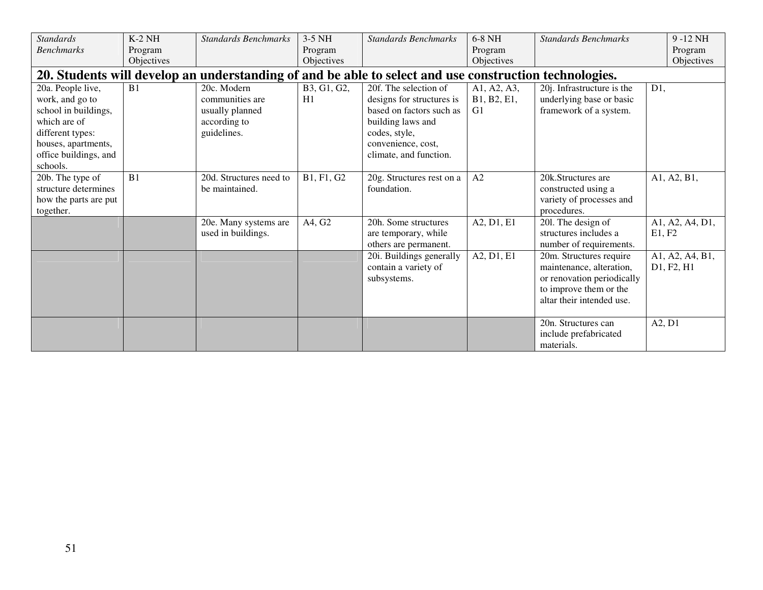| *Standards Benchmarks* | K-2 NH Program Objectives | *Standards Benchmarks* | 3-5 NH Program Objectives | *Standards Benchmarks* | 6-8 NH Program Objectives | *Standards Benchmarks* | 9 -12 NH Program Objectives |
|---|---|---|---|---|---|---|---|
| **20. Students will develop an understanding of and be able to select and use construction technologies.** | | | | | | | |
| 20a. People live, work, and go to school in buildings, which are of different types: houses, apartments, office buildings, and schools. | B1 | 20c. Modern communities are usually planned according to guidelines. | B3, G1, G2, H1 | 20f. The selection of designs for structures is based on factors such as building laws and codes, style, convenience, cost, climate, and function. | A1, A2, A3, B1, B2, E1, G1 | 20j. Infrastructure is the underlying base or basic framework of a system. | D1, |
| 20b. The type of structure determines how the parts are put together. | B1 | 20d. Structures need to be maintained. | B1, F1, G2 | 20g. Structures rest on a foundation. | A2 | 20k.Structures are constructed using a variety of processes and procedures. | A1, A2, B1, |
| | | 20e. Many systems are used in buildings. | A4, G2 | 20h. Some structures are temporary, while others are permanent. | A2, D1, E1 | 20l. The design of structures includes a number of requirements. | A1, A2, A4, D1, E1, F2 |
| | | | | 20i. Buildings generally contain a variety of subsystems. | A2, D1, E1 | 20m. Structures require maintenance, alteration, or renovation periodically to improve them or the altar their intended use. | A1, A2, A4, B1, D1, F2, H1 |
| | | | | | | 20n. Structures can include prefabricated materials. | A2, D1 |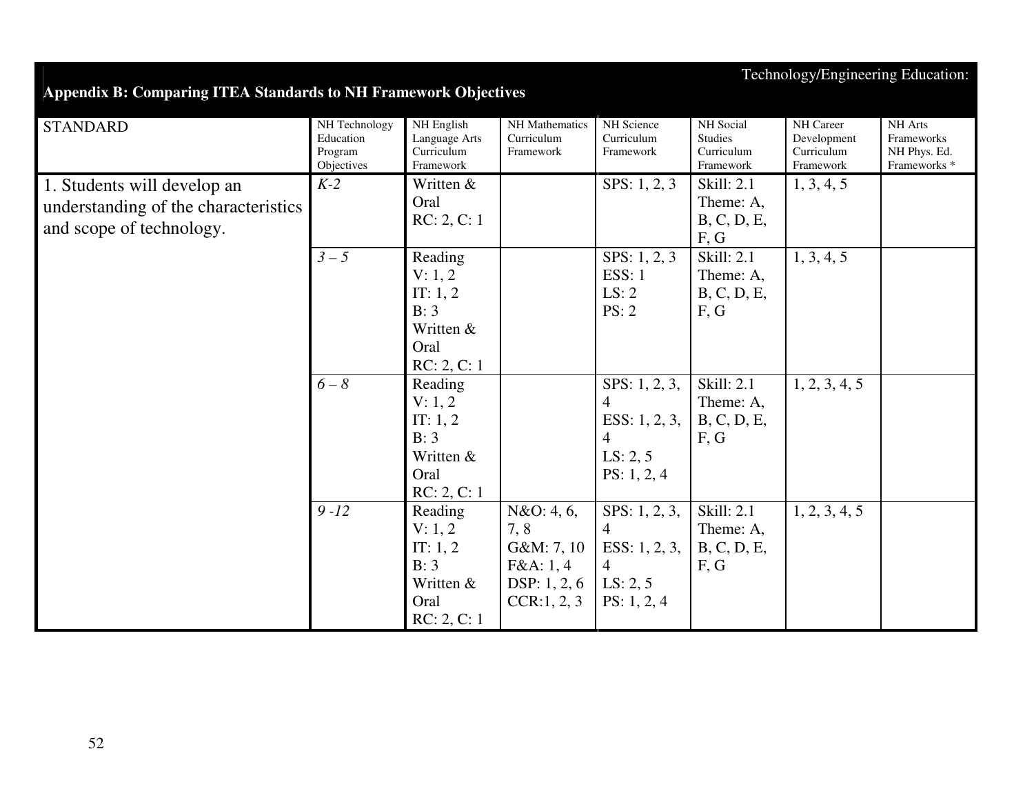Technology/Engineering Education:

## Appendix B: Comparing ITEA Standards to NH Framework Objectives

| STANDARD | NH Technology Education Program Objectives | NH English Language Arts Curriculum Framework | NH Mathematics Curriculum Framework | NH Science Curriculum Framework | NH Social Studies Curriculum Framework | NH Career Development Curriculum Framework | NH Arts Frameworks NH Phys. Ed. Frameworks * |
|---|---|---|---|---|---|---|---|
| 1. Students will develop an understanding of the characteristics and scope of technology. | *K-2* | Written & Oral RC: 2, C: 1 | | SPS: 1, 2, 3 | Skill: 2.1 Theme: A, B, C, D, E, F, G | 1, 3, 4, 5 | |
| | *3 – 5* | Reading V: 1, 2 IT: 1, 2 B: 3 Written & Oral RC: 2, C: 1 | | SPS: 1, 2, 3 ESS: 1 LS: 2 PS: 2 | Skill: 2.1 Theme: A, B, C, D, E, F, G | 1, 3, 4, 5 | |
| | *6 – 8* | Reading V: 1, 2 IT: 1, 2 B: 3 Written & Oral RC: 2, C: 1 | | SPS: 1, 2, 3, 4 ESS: 1, 2, 3, 4 LS: 2, 5 PS: 1, 2, 4 | Skill: 2.1 Theme: A, B, C, D, E, F, G | 1, 2, 3, 4, 5 | |
| | *9 -12* | Reading V: 1, 2 IT: 1, 2 B: 3 Written & Oral RC: 2, C: 1 | N&O: 4, 6, 7, 8 G&M: 7, 10 F&A: 1, 4 DSP: 1, 2, 6 CCR:1, 2, 3 | SPS: 1, 2, 3, 4 ESS: 1, 2, 3, 4 LS: 2, 5 PS: 1, 2, 4 | Skill: 2.1 Theme: A, B, C, D, E, F, G | 1, 2, 3, 4, 5 | |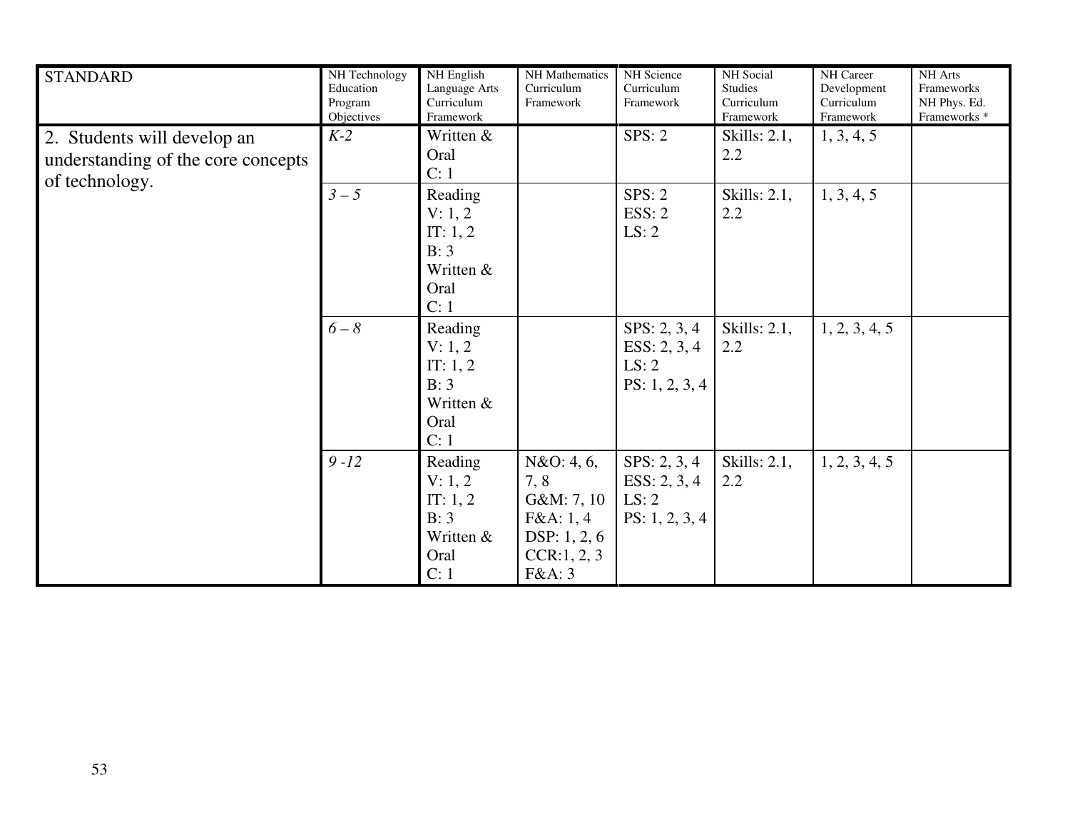| STANDARD | NH Technology Education Program Objectives | NH English Language Arts Curriculum Framework | NH Mathematics Curriculum Framework | NH Science Curriculum Framework | NH Social Studies Curriculum Framework | NH Career Development Curriculum Framework | NH Arts Frameworks NH Phys. Ed. Frameworks * |
|---|---|---|---|---|---|---|---|
| 2. Students will develop an understanding of the core concepts of technology. | *K-2* | Written & Oral<br>C: 1 | | SPS: 2 | Skills: 2.1, 2.2 | 1, 3, 4, 5 | |
| | *3 – 5* | Reading<br>V: 1, 2<br>IT: 1, 2<br>B: 3<br>Written & Oral<br>C: 1 | | SPS: 2<br>ESS: 2<br>LS: 2 | Skills: 2.1, 2.2 | 1, 3, 4, 5 | |
| | *6 – 8* | Reading<br>V: 1, 2<br>IT: 1, 2<br>B: 3<br>Written & Oral<br>C: 1 | | SPS: 2, 3, 4<br>ESS: 2, 3, 4<br>LS: 2<br>PS: 1, 2, 3, 4 | Skills: 2.1, 2.2 | 1, 2, 3, 4, 5 | |
| | *9 -12* | Reading<br>V: 1, 2<br>IT: 1, 2<br>B: 3<br>Written & Oral<br>C: 1 | N&O: 4, 6, 7, 8<br>G&M: 7, 10<br>F&A: 1, 4<br>DSP: 1, 2, 6<br>CCR:1, 2, 3<br>F&A: 3 | SPS: 2, 3, 4<br>ESS: 2, 3, 4<br>LS: 2<br>PS: 1, 2, 3, 4 | Skills: 2.1, 2.2 | 1, 2, 3, 4, 5 | |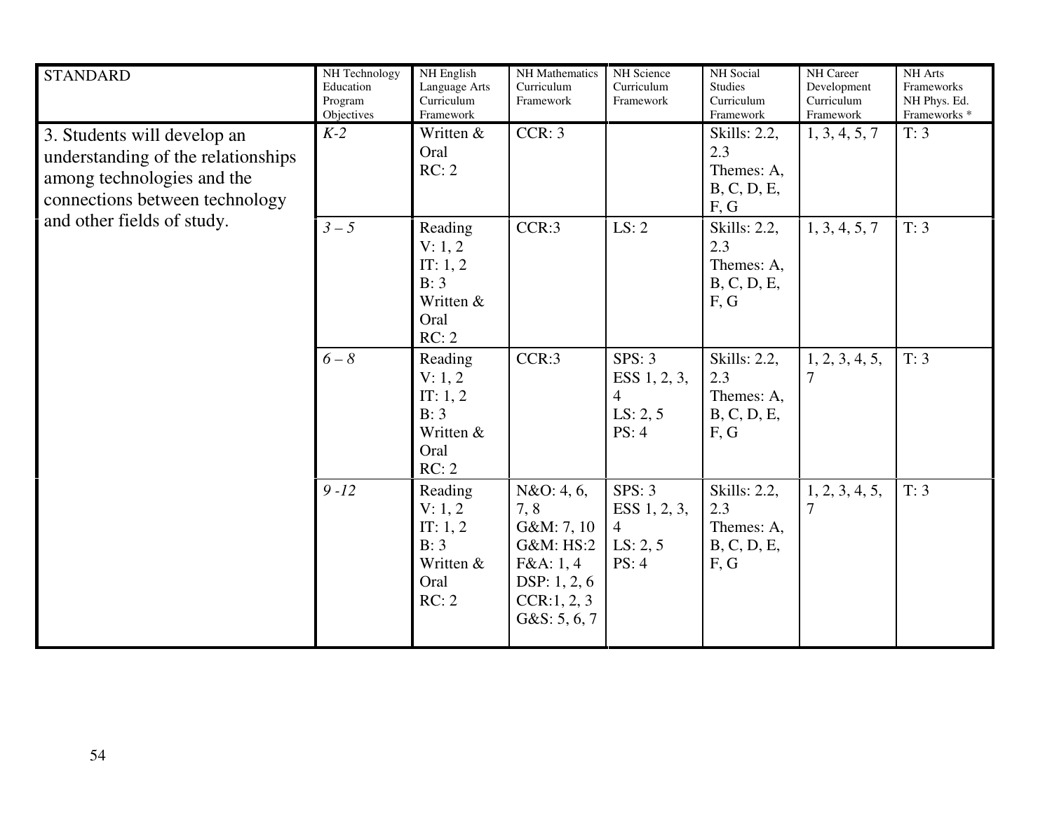| STANDARD | NH Technology Education Program Objectives | NH English Language Arts Curriculum Framework | NH Mathematics Curriculum Framework | NH Science Curriculum Framework | NH Social Studies Curriculum Framework | NH Career Development Curriculum Framework | NH Arts Frameworks NH Phys. Ed. Frameworks * |
|---|---|---|---|---|---|---|---|
| 3. Students will develop an understanding of the relationships among technologies and the connections between technology and other fields of study. | *K-2* | Written & Oral RC: 2 | CCR: 3 | | Skills: 2.2, 2.3 Themes: A, B, C, D, E, F, G | 1, 3, 4, 5, 7 | T: 3 |
| | *3 – 5* | Reading V: 1, 2 IT: 1, 2 B: 3 Written & Oral RC: 2 | CCR:3 | LS: 2 | Skills: 2.2, 2.3 Themes: A, B, C, D, E, F, G | 1, 3, 4, 5, 7 | T: 3 |
| | *6 – 8* | Reading V: 1, 2 IT: 1, 2 B: 3 Written & Oral RC: 2 | CCR:3 | SPS: 3 ESS 1, 2, 3, 4 LS: 2, 5 PS: 4 | Skills: 2.2, 2.3 Themes: A, B, C, D, E, F, G | 1, 2, 3, 4, 5, 7 | T: 3 |
| | *9 -12* | Reading V: 1, 2 IT: 1, 2 B: 3 Written & Oral RC: 2 | N&O: 4, 6, 7, 8 G&M: 7, 10 G&M: HS:2 F&A: 1, 4 DSP: 1, 2, 6 CCR:1, 2, 3 G&S: 5, 6, 7 | SPS: 3 ESS 1, 2, 3, 4 LS: 2, 5 PS: 4 | Skills: 2.2, 2.3 Themes: A, B, C, D, E, F, G | 1, 2, 3, 4, 5, 7 | T: 3 |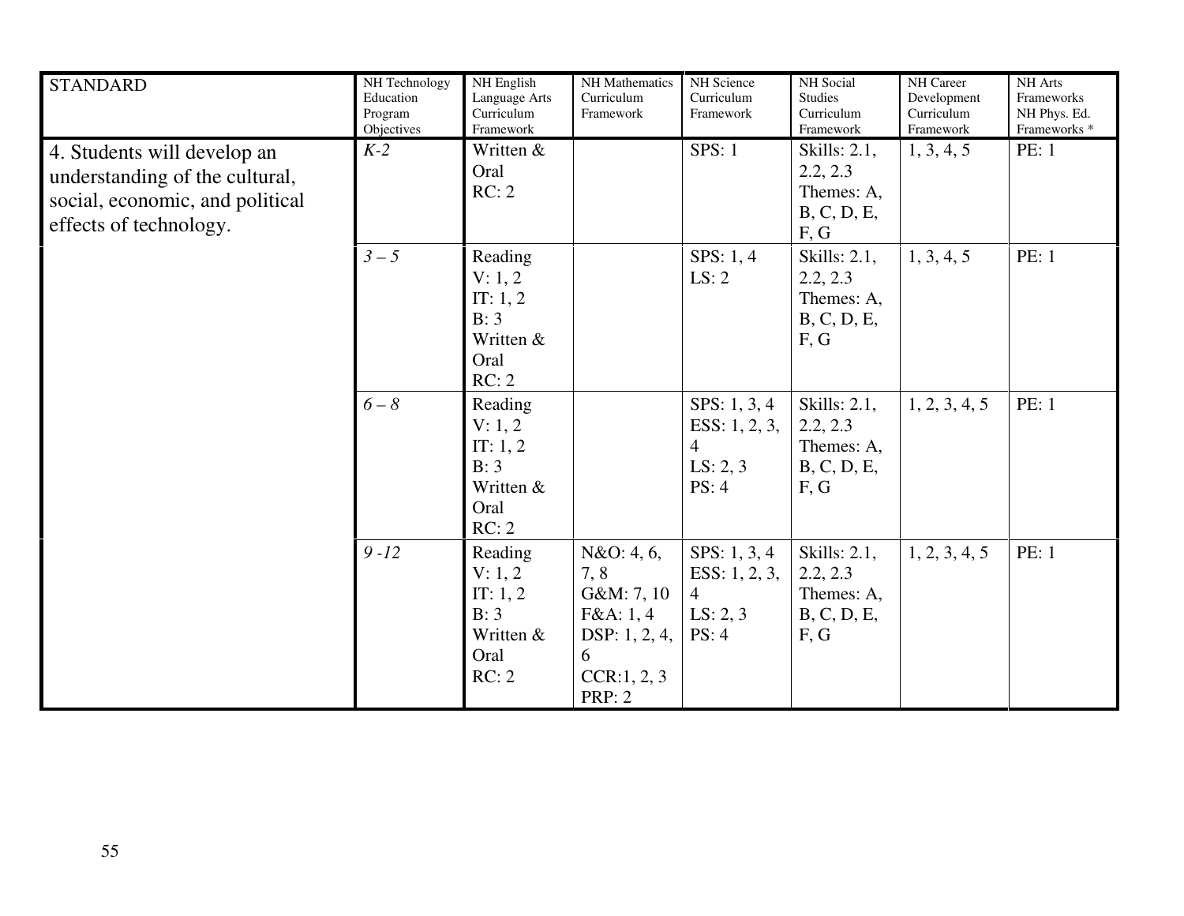| STANDARD | NH Technology Education Program Objectives | NH English Language Arts Curriculum Framework | NH Mathematics Curriculum Framework | NH Science Curriculum Framework | NH Social Studies Curriculum Framework | NH Career Development Curriculum Framework | NH Arts Frameworks NH Phys. Ed. Frameworks * |
|---|---|---|---|---|---|---|---|
| 4. Students will develop an understanding of the cultural, social, economic, and political effects of technology. | *K-2* | Written & Oral RC: 2 | | SPS: 1 | Skills: 2.1, 2.2, 2.3 Themes: A, B, C, D, E, F, G | 1, 3, 4, 5 | PE: 1 |
| | *3 – 5* | Reading V: 1, 2 IT: 1, 2 B: 3 Written & Oral RC: 2 | | SPS: 1, 4 LS: 2 | Skills: 2.1, 2.2, 2.3 Themes: A, B, C, D, E, F, G | 1, 3, 4, 5 | PE: 1 |
| | *6 – 8* | Reading V: 1, 2 IT: 1, 2 B: 3 Written & Oral RC: 2 | | SPS: 1, 3, 4 ESS: 1, 2, 3, 4 LS: 2, 3 PS: 4 | Skills: 2.1, 2.2, 2.3 Themes: A, B, C, D, E, F, G | 1, 2, 3, 4, 5 | PE: 1 |
| | *9 -12* | Reading V: 1, 2 IT: 1, 2 B: 3 Written & Oral RC: 2 | N&O: 4, 6, 7, 8 G&M: 7, 10 F&A: 1, 4 DSP: 1, 2, 4, 6 CCR:1, 2, 3 PRP: 2 | SPS: 1, 3, 4 ESS: 1, 2, 3, 4 LS: 2, 3 PS: 4 | Skills: 2.1, 2.2, 2.3 Themes: A, B, C, D, E, F, G | 1, 2, 3, 4, 5 | PE: 1 |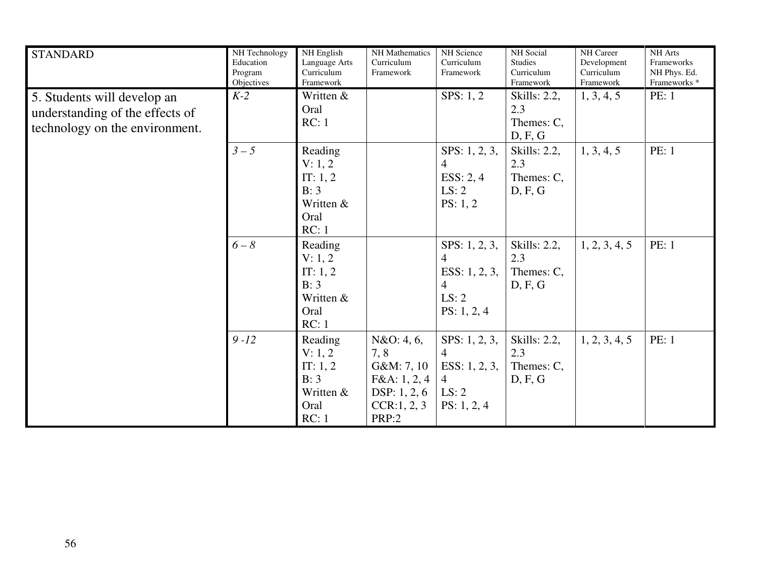| STANDARD | NH Technology Education Program Objectives | NH English Language Arts Curriculum Framework | NH Mathematics Curriculum Framework | NH Science Curriculum Framework | NH Social Studies Curriculum Framework | NH Career Development Curriculum Framework | NH Arts Frameworks NH Phys. Ed. Frameworks * |
|---|---|---|---|---|---|---|---|
| 5. Students will develop an understanding of the effects of technology on the environment. | *K-2* | Written & Oral RC: 1 | | SPS: 1, 2 | Skills: 2.2, 2.3 Themes: C, D, F, G | 1, 3, 4, 5 | PE: 1 |
| | *3 – 5* | Reading V: 1, 2 IT: 1, 2 B: 3 Written & Oral RC: 1 | | SPS: 1, 2, 3, 4 ESS: 2, 4 LS: 2 PS: 1, 2 | Skills: 2.2, 2.3 Themes: C, D, F, G | 1, 3, 4, 5 | PE: 1 |
| | *6 – 8* | Reading V: 1, 2 IT: 1, 2 B: 3 Written & Oral RC: 1 | | SPS: 1, 2, 3, 4 ESS: 1, 2, 3, 4 LS: 2 PS: 1, 2, 4 | Skills: 2.2, 2.3 Themes: C, D, F, G | 1, 2, 3, 4, 5 | PE: 1 |
| | *9 -12* | Reading V: 1, 2 IT: 1, 2 B: 3 Written & Oral RC: 1 | N&O: 4, 6, 7, 8 G&M: 7, 10 F&A: 1, 2, 4 DSP: 1, 2, 6 CCR:1, 2, 3 PRP:2 | SPS: 1, 2, 3, 4 ESS: 1, 2, 3, 4 LS: 2 PS: 1, 2, 4 | Skills: 2.2, 2.3 Themes: C, D, F, G | 1, 2, 3, 4, 5 | PE: 1 |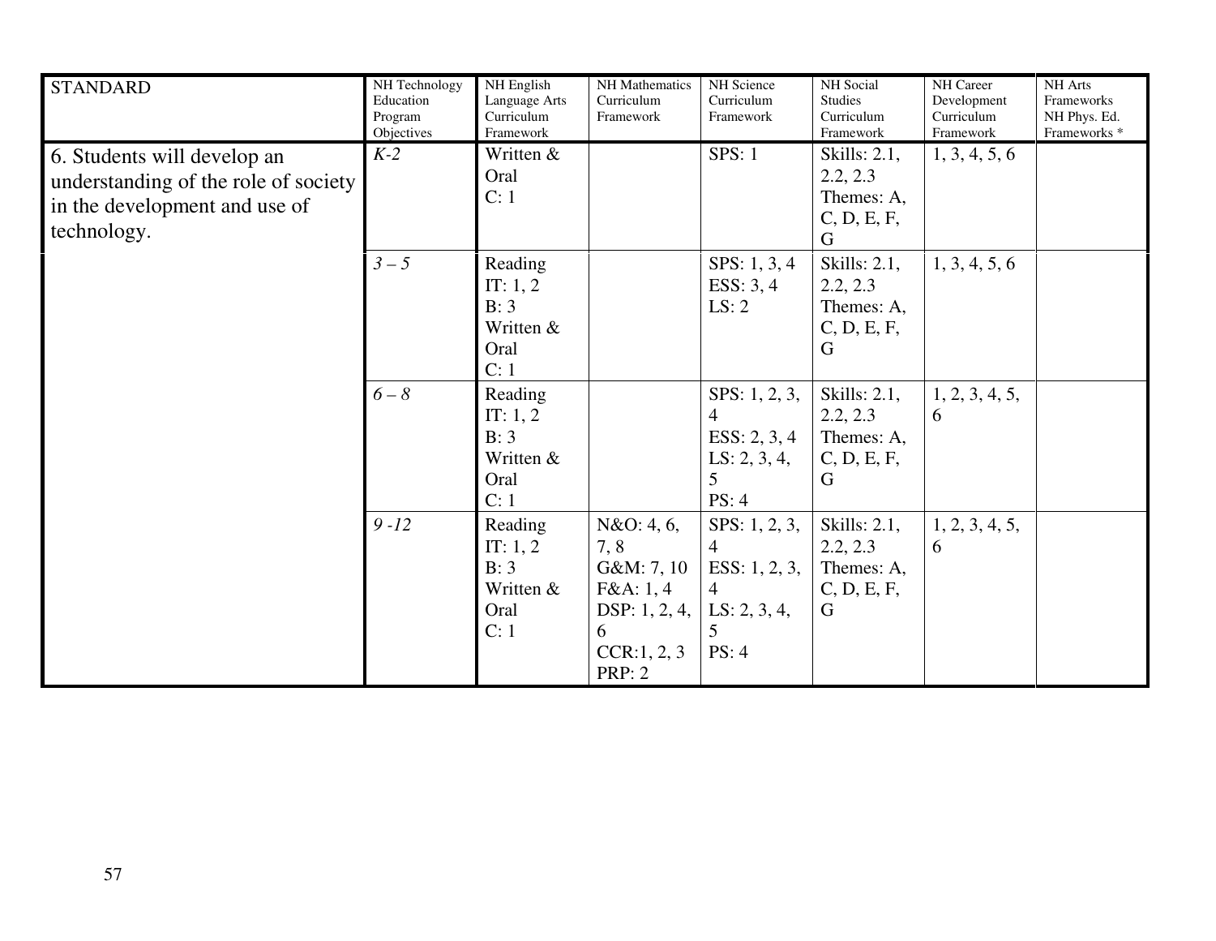| STANDARD | NH Technology Education Program Objectives | NH English Language Arts Curriculum Framework | NH Mathematics Curriculum Framework | NH Science Curriculum Framework | NH Social Studies Curriculum Framework | NH Career Development Curriculum Framework | NH Arts Frameworks NH Phys. Ed. Frameworks * |
|---|---|---|---|---|---|---|---|
| 6. Students will develop an understanding of the role of society in the development and use of technology. | *K-2* | Written & Oral C: 1 | | SPS: 1 | Skills: 2.1, 2.2, 2.3 Themes: A, C, D, E, F, G | 1, 3, 4, 5, 6 | |
| | *3 – 5* | Reading IT: 1, 2 B: 3 Written & Oral C: 1 | | SPS: 1, 3, 4 ESS: 3, 4 LS: 2 | Skills: 2.1, 2.2, 2.3 Themes: A, C, D, E, F, G | 1, 3, 4, 5, 6 | |
| | *6 – 8* | Reading IT: 1, 2 B: 3 Written & Oral C: 1 | | SPS: 1, 2, 3, 4 ESS: 2, 3, 4 LS: 2, 3, 4, 5 PS: 4 | Skills: 2.1, 2.2, 2.3 Themes: A, C, D, E, F, G | 1, 2, 3, 4, 5, 6 | |
| | *9 -12* | Reading IT: 1, 2 B: 3 Written & Oral C: 1 | N&O: 4, 6, 7, 8 G&M: 7, 10 F&A: 1, 4 DSP: 1, 2, 4, 6 CCR:1, 2, 3 PRP: 2 | SPS: 1, 2, 3, 4 ESS: 1, 2, 3, 4 LS: 2, 3, 4, 5 PS: 4 | Skills: 2.1, 2.2, 2.3 Themes: A, C, D, E, F, G | 1, 2, 3, 4, 5, 6 | |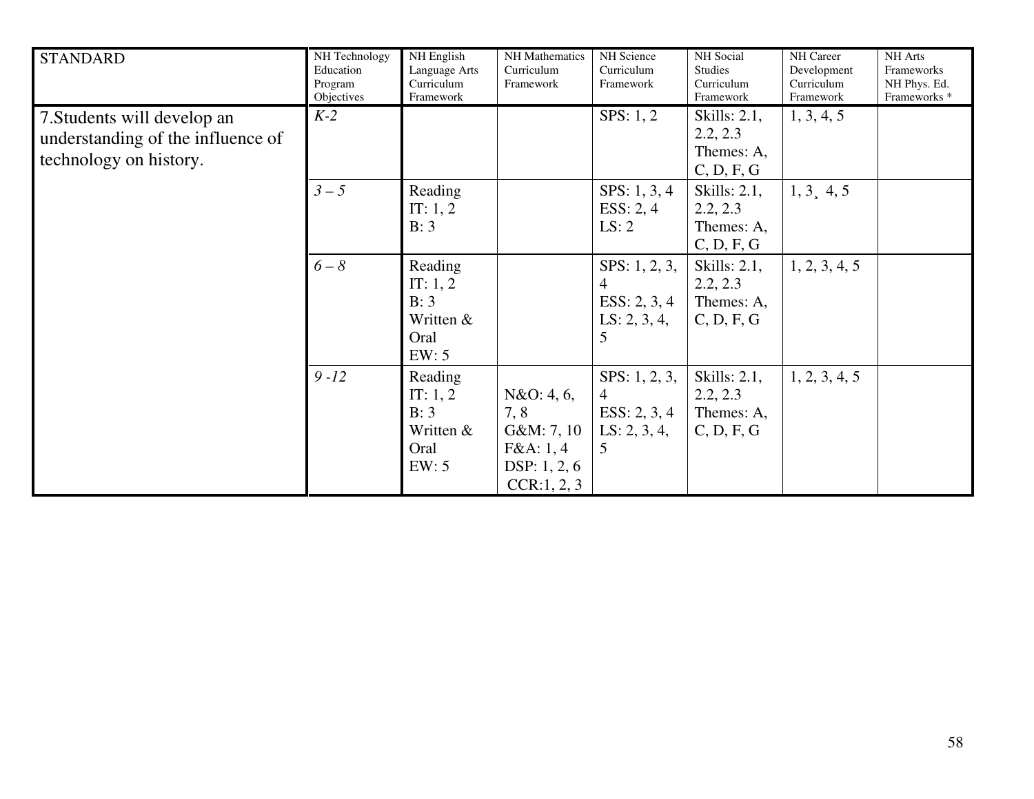| STANDARD | NH Technology Education Program Objectives | NH English Language Arts Curriculum Framework | NH Mathematics Curriculum Framework | NH Science Curriculum Framework | NH Social Studies Curriculum Framework | NH Career Development Curriculum Framework | NH Arts Frameworks NH Phys. Ed. Frameworks * |
|---|---|---|---|---|---|---|---|
| 7.Students will develop an understanding of the influence of technology on history. | *K-2* | | | SPS: 1, 2 | Skills: 2.1, 2.2, 2.3 Themes: A, C, D, F, G | 1, 3, 4, 5 | |
| | *3 – 5* | Reading IT: 1, 2 B: 3 | | SPS: 1, 3, 4 ESS: 2, 4 LS: 2 | Skills: 2.1, 2.2, 2.3 Themes: A, C, D, F, G | 1, 3¸ 4, 5 | |
| | *6 – 8* | Reading IT: 1, 2 B: 3 Written & Oral EW: 5 | | SPS: 1, 2, 3, 4 ESS: 2, 3, 4 LS: 2, 3, 4, 5 | Skills: 2.1, 2.2, 2.3 Themes: A, C, D, F, G | 1, 2, 3, 4, 5 | |
| | *9 -12* | Reading IT: 1, 2 B: 3 Written & Oral EW: 5 | N&O: 4, 6, 7, 8 G&M: 7, 10 F&A: 1, 4 DSP: 1, 2, 6 CCR:1, 2, 3 | SPS: 1, 2, 3, 4 ESS: 2, 3, 4 LS: 2, 3, 4, 5 | Skills: 2.1, 2.2, 2.3 Themes: A, C, D, F, G | 1, 2, 3, 4, 5 | |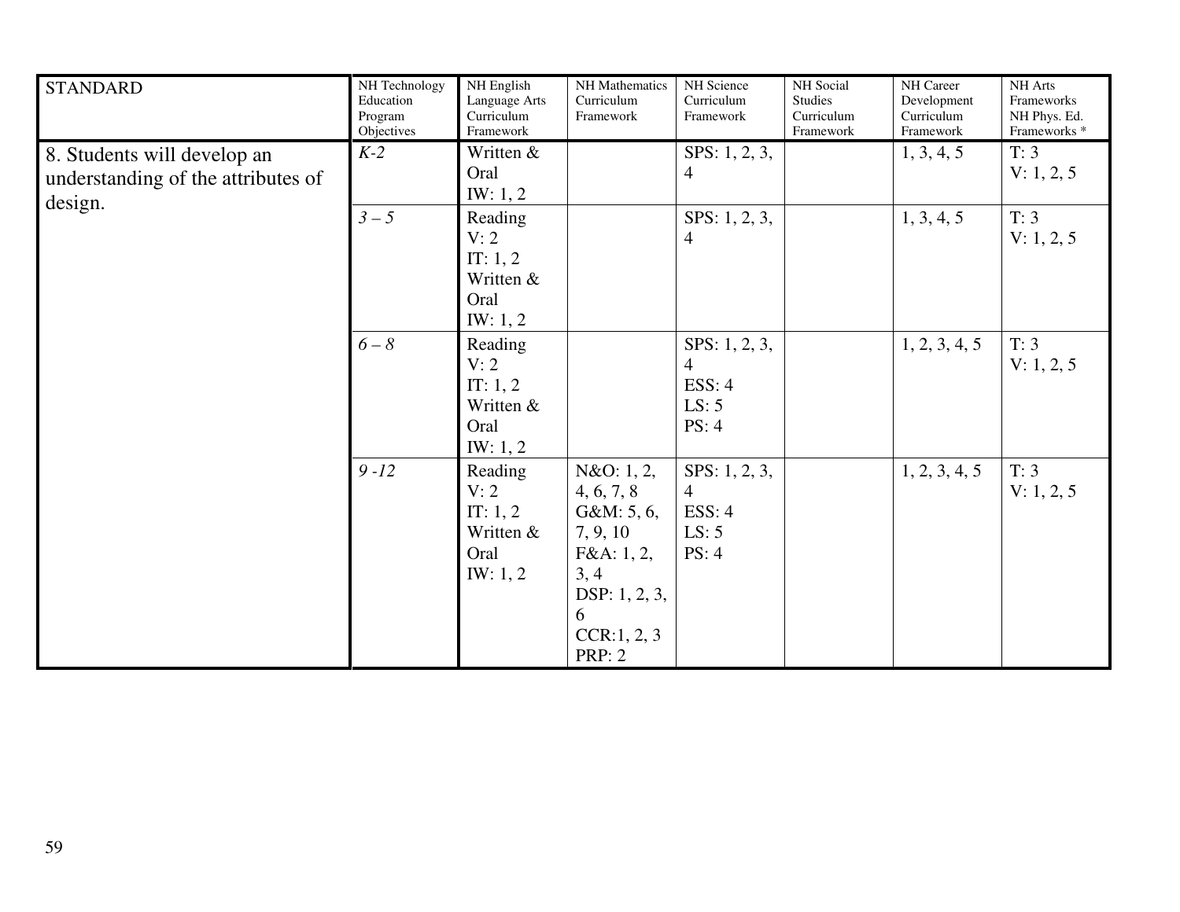| STANDARD | NH Technology Education Program Objectives | NH English Language Arts Curriculum Framework | NH Mathematics Curriculum Framework | NH Science Curriculum Framework | NH Social Studies Curriculum Framework | NH Career Development Curriculum Framework | NH Arts Frameworks NH Phys. Ed. Frameworks * |
|---|---|---|---|---|---|---|---|
| 8. Students will develop an understanding of the attributes of design. | *K-2* | Written & Oral IW: 1, 2 | | SPS: 1, 2, 3, 4 | | 1, 3, 4, 5 | T: 3 V: 1, 2, 5 |
| | *3 – 5* | Reading V: 2 IT: 1, 2 Written & Oral IW: 1, 2 | | SPS: 1, 2, 3, 4 | | 1, 3, 4, 5 | T: 3 V: 1, 2, 5 |
| | *6 – 8* | Reading V: 2 IT: 1, 2 Written & Oral IW: 1, 2 | | SPS: 1, 2, 3, 4 ESS: 4 LS: 5 PS: 4 | | 1, 2, 3, 4, 5 | T: 3 V: 1, 2, 5 |
| | *9 -12* | Reading V: 2 IT: 1, 2 Written & Oral IW: 1, 2 | N&O: 1, 2, 4, 6, 7, 8 G&M: 5, 6, 7, 9, 10 F&A: 1, 2, 3, 4 DSP: 1, 2, 3, 6 CCR:1, 2, 3 PRP: 2 | SPS: 1, 2, 3, 4 ESS: 4 LS: 5 PS: 4 | | 1, 2, 3, 4, 5 | T: 3 V: 1, 2, 5 |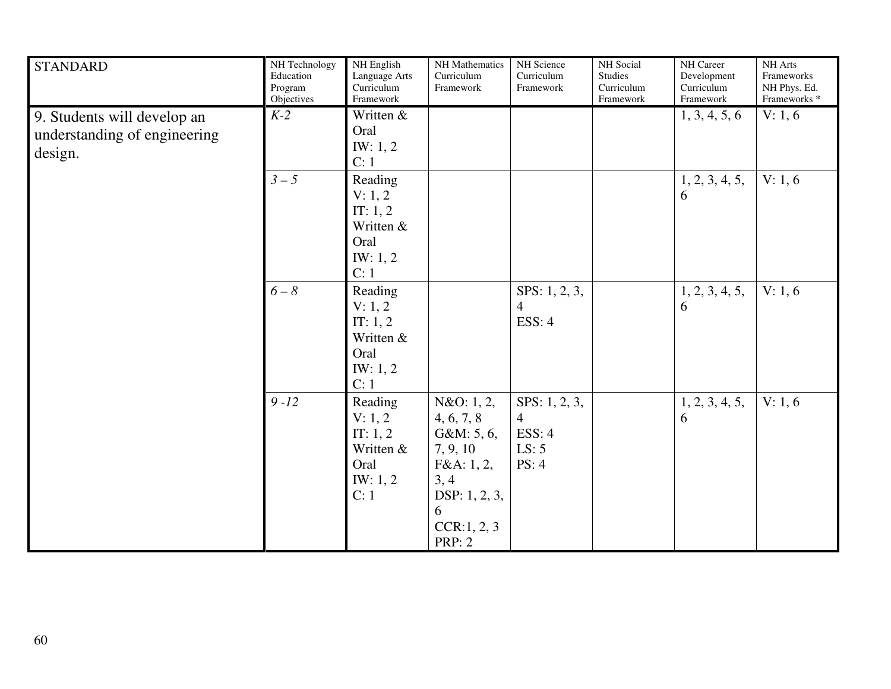| STANDARD | NH Technology Education Program Objectives | NH English Language Arts Curriculum Framework | NH Mathematics Curriculum Framework | NH Science Curriculum Framework | NH Social Studies Curriculum Framework | NH Career Development Curriculum Framework | NH Arts Frameworks NH Phys. Ed. Frameworks * |
|---|---|---|---|---|---|---|---|
| 9. Students will develop an understanding of engineering design. | *K-2* | Written & Oral IW: 1, 2 C: 1 | | | | 1, 3, 4, 5, 6 | V: 1, 6 |
| | *3 – 5* | Reading V: 1, 2 IT: 1, 2 Written & Oral IW: 1, 2 C: 1 | | | | 1, 2, 3, 4, 5, 6 | V: 1, 6 |
| | *6 – 8* | Reading V: 1, 2 IT: 1, 2 Written & Oral IW: 1, 2 C: 1 | | SPS: 1, 2, 3, 4 ESS: 4 | | 1, 2, 3, 4, 5, 6 | V: 1, 6 |
| | *9 -12* | Reading V: 1, 2 IT: 1, 2 Written & Oral IW: 1, 2 C: 1 | N&O: 1, 2, 4, 6, 7, 8 G&M: 5, 6, 7, 9, 10 F&A: 1, 2, 3, 4 DSP: 1, 2, 3, 6 CCR:1, 2, 3 PRP: 2 | SPS: 1, 2, 3, 4 ESS: 4 LS: 5 PS: 4 | | 1, 2, 3, 4, 5, 6 | V: 1, 6 |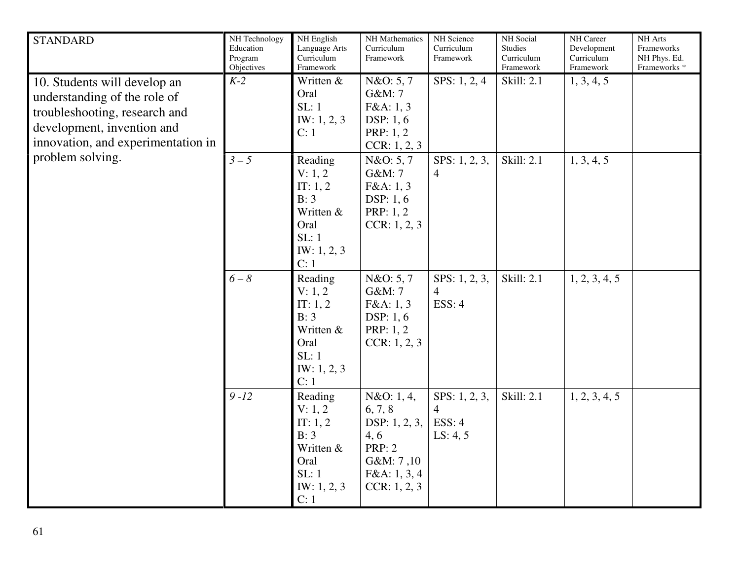| STANDARD | NH Technology Education Program Objectives | NH English Language Arts Curriculum Framework | NH Mathematics Curriculum Framework | NH Science Curriculum Framework | NH Social Studies Curriculum Framework | NH Career Development Curriculum Framework | NH Arts Frameworks NH Phys. Ed. Frameworks * |
|---|---|---|---|---|---|---|---|
| 10. Students will develop an understanding of the role of troubleshooting, research and development, invention and innovation, and experimentation in problem solving. | *K-2* | Written & Oral<br>SL: 1<br>IW: 1, 2, 3<br>C: 1 | N&O: 5, 7<br>G&M: 7<br>F&A: 1, 3<br>DSP: 1, 6<br>PRP: 1, 2<br>CCR: 1, 2, 3 | SPS: 1, 2, 4 | Skill: 2.1 | 1, 3, 4, 5 | |
| | *3 – 5* | Reading<br>V: 1, 2<br>IT: 1, 2<br>B: 3<br>Written & Oral<br>SL: 1<br>IW: 1, 2, 3<br>C: 1 | N&O: 5, 7<br>G&M: 7<br>F&A: 1, 3<br>DSP: 1, 6<br>PRP: 1, 2<br>CCR: 1, 2, 3 | SPS: 1, 2, 3, 4 | Skill: 2.1 | 1, 3, 4, 5 | |
| | *6 – 8* | Reading<br>V: 1, 2<br>IT: 1, 2<br>B: 3<br>Written & Oral<br>SL: 1<br>IW: 1, 2, 3<br>C: 1 | N&O: 5, 7<br>G&M: 7<br>F&A: 1, 3<br>DSP: 1, 6<br>PRP: 1, 2<br>CCR: 1, 2, 3 | SPS: 1, 2, 3, 4<br>ESS: 4 | Skill: 2.1 | 1, 2, 3, 4, 5 | |
| | *9 -12* | Reading<br>V: 1, 2<br>IT: 1, 2<br>B: 3<br>Written & Oral<br>SL: 1<br>IW: 1, 2, 3<br>C: 1 | N&O: 1, 4, 6, 7, 8<br>DSP: 1, 2, 3, 4, 6<br>PRP: 2<br>G&M: 7 ,10<br>F&A: 1, 3, 4<br>CCR: 1, 2, 3 | SPS: 1, 2, 3, 4<br>ESS: 4<br>LS: 4, 5 | Skill: 2.1 | 1, 2, 3, 4, 5 | |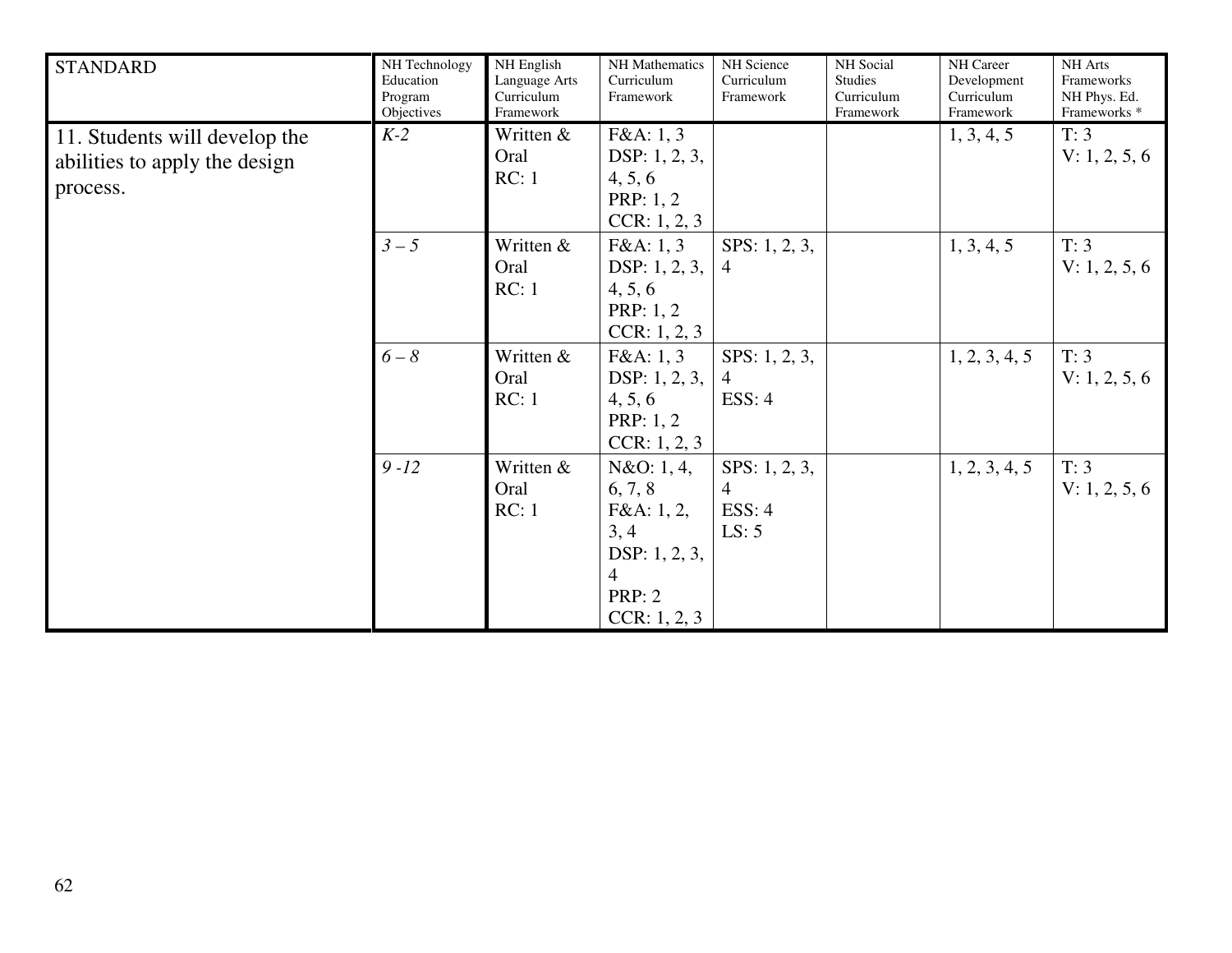| STANDARD | NH Technology Education Program Objectives | NH English Language Arts Curriculum Framework | NH Mathematics Curriculum Framework | NH Science Curriculum Framework | NH Social Studies Curriculum Framework | NH Career Development Curriculum Framework | NH Arts Frameworks NH Phys. Ed. Frameworks * |
|---|---|---|---|---|---|---|---|
| 11. Students will develop the abilities to apply the design process. | *K-2* | Written & Oral RC: 1 | F&A: 1, 3 DSP: 1, 2, 3, 4, 5, 6 PRP: 1, 2 CCR: 1, 2, 3 | | | 1, 3, 4, 5 | T: 3 V: 1, 2, 5, 6 |
| | *3 – 5* | Written & Oral RC: 1 | F&A: 1, 3 DSP: 1, 2, 3, 4, 5, 6 PRP: 1, 2 CCR: 1, 2, 3 | SPS: 1, 2, 3, 4 | | 1, 3, 4, 5 | T: 3 V: 1, 2, 5, 6 |
| | *6 – 8* | Written & Oral RC: 1 | F&A: 1, 3 DSP: 1, 2, 3, 4, 5, 6 PRP: 1, 2 CCR: 1, 2, 3 | SPS: 1, 2, 3, 4 ESS: 4 | | 1, 2, 3, 4, 5 | T: 3 V: 1, 2, 5, 6 |
| | *9 -12* | Written & Oral RC: 1 | N&O: 1, 4, 6, 7, 8 F&A: 1, 2, 3, 4 DSP: 1, 2, 3, 4 PRP: 2 CCR: 1, 2, 3 | SPS: 1, 2, 3, 4 ESS: 4 LS: 5 | | 1, 2, 3, 4, 5 | T: 3 V: 1, 2, 5, 6 |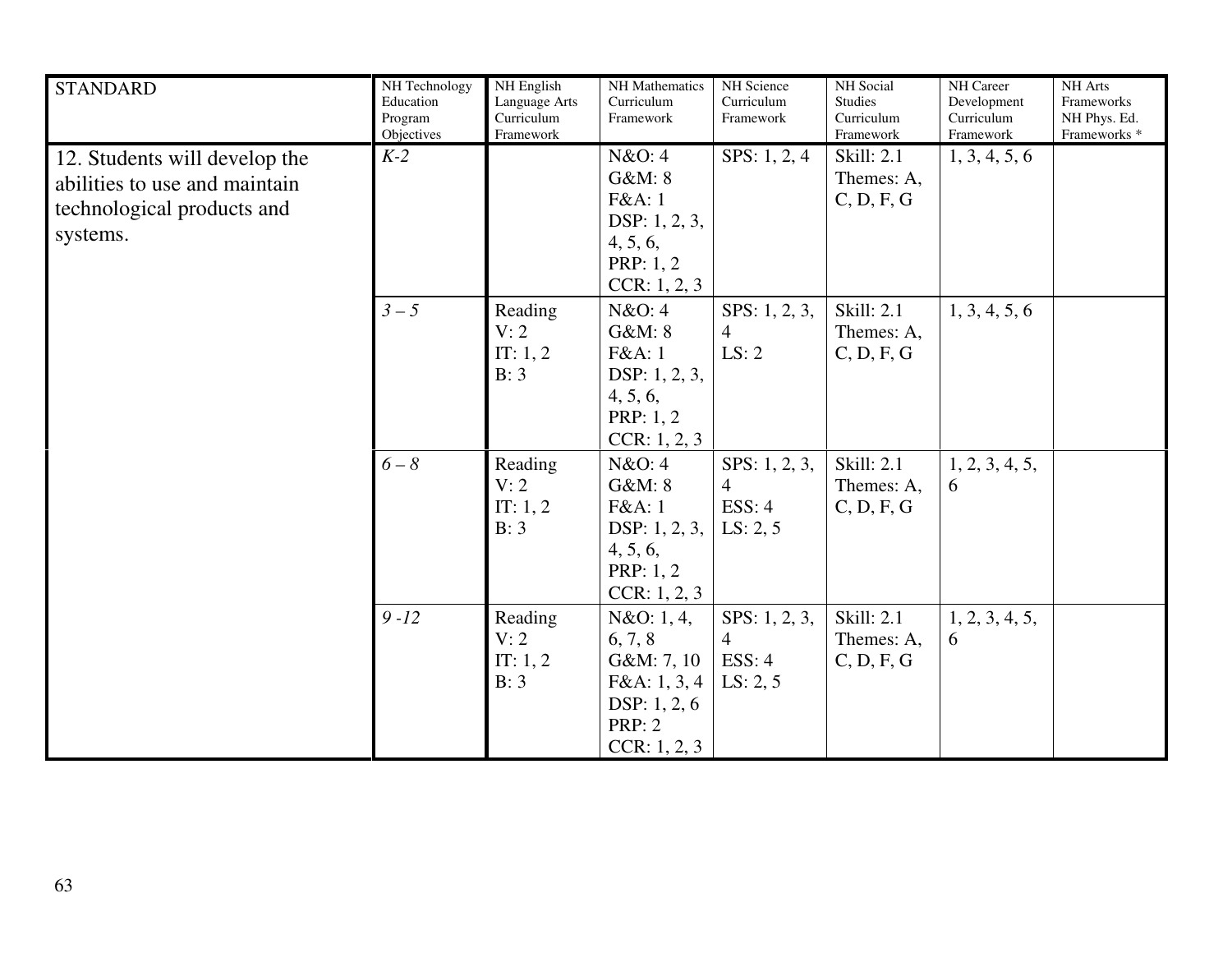| STANDARD | NH Technology Education Program Objectives | NH English Language Arts Curriculum Framework | NH Mathematics Curriculum Framework | NH Science Curriculum Framework | NH Social Studies Curriculum Framework | NH Career Development Curriculum Framework | NH Arts Frameworks NH Phys. Ed. Frameworks * |
|---|---|---|---|---|---|---|---|
| 12. Students will develop the abilities to use and maintain technological products and systems. | *K-2* | | N&O: 4<br>G&M: 8<br>F&A: 1<br>DSP: 1, 2, 3, 4, 5, 6,<br>PRP: 1, 2<br>CCR: 1, 2, 3 | SPS: 1, 2, 4 | Skill: 2.1<br>Themes: A, C, D, F, G | 1, 3, 4, 5, 6 | |
| | *3 – 5* | Reading<br>V: 2<br>IT: 1, 2<br>B: 3 | N&O: 4<br>G&M: 8<br>F&A: 1<br>DSP: 1, 2, 3, 4, 5, 6,<br>PRP: 1, 2<br>CCR: 1, 2, 3 | SPS: 1, 2, 3, 4<br>LS: 2 | Skill: 2.1<br>Themes: A, C, D, F, G | 1, 3, 4, 5, 6 | |
| | *6 – 8* | Reading<br>V: 2<br>IT: 1, 2<br>B: 3 | N&O: 4<br>G&M: 8<br>F&A: 1<br>DSP: 1, 2, 3, 4, 5, 6,<br>PRP: 1, 2<br>CCR: 1, 2, 3 | SPS: 1, 2, 3, 4<br>ESS: 4<br>LS: 2, 5 | Skill: 2.1<br>Themes: A, C, D, F, G | 1, 2, 3, 4, 5, 6 | |
| | *9 -12* | Reading<br>V: 2<br>IT: 1, 2<br>B: 3 | N&O: 1, 4, 6, 7, 8<br>G&M: 7, 10<br>F&A: 1, 3, 4<br>DSP: 1, 2, 6<br>PRP: 2<br>CCR: 1, 2, 3 | SPS: 1, 2, 3, 4<br>ESS: 4<br>LS: 2, 5 | Skill: 2.1<br>Themes: A, C, D, F, G | 1, 2, 3, 4, 5, 6 | |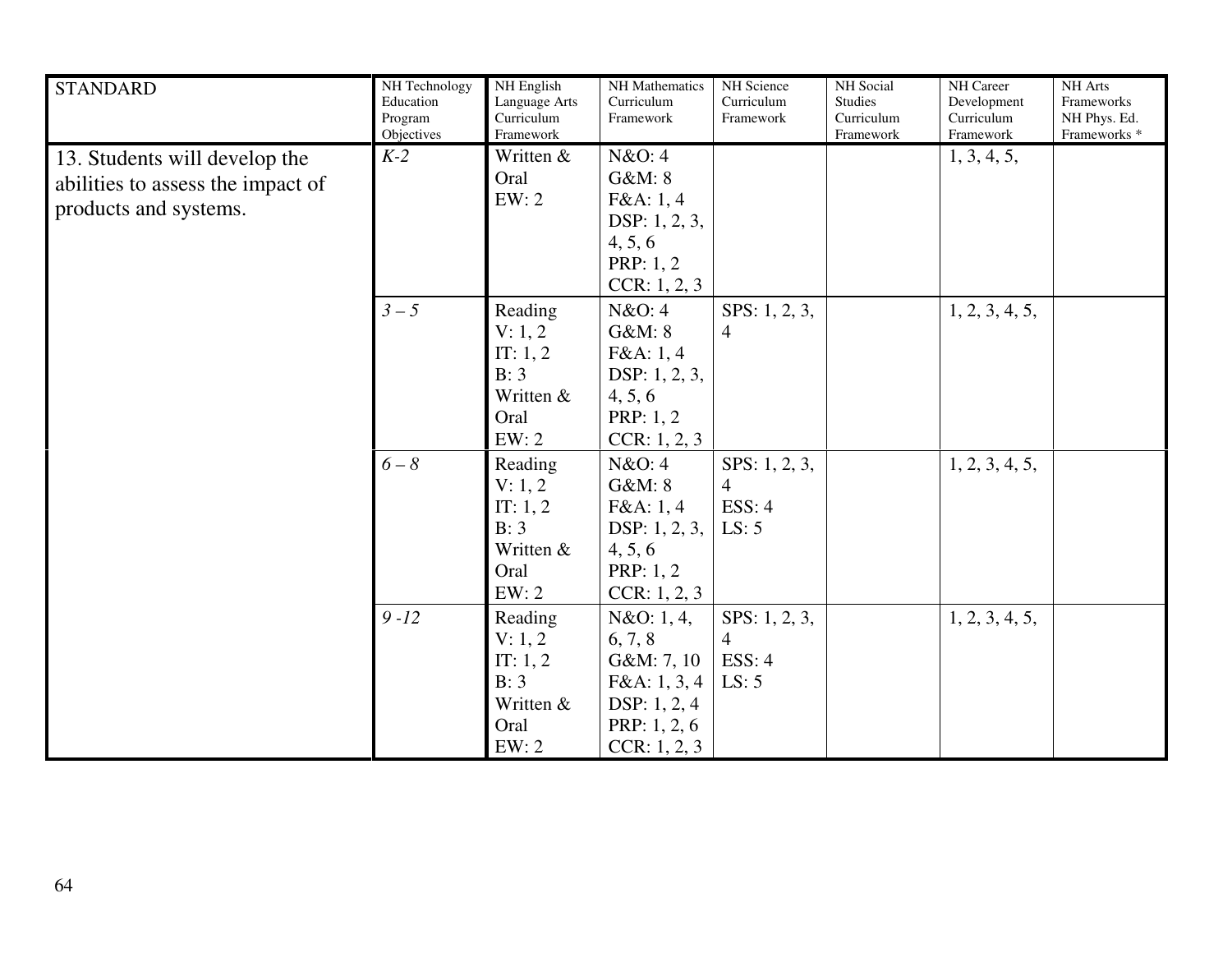| STANDARD | NH Technology Education Program Objectives | NH English Language Arts Curriculum Framework | NH Mathematics Curriculum Framework | NH Science Curriculum Framework | NH Social Studies Curriculum Framework | NH Career Development Curriculum Framework | NH Arts Frameworks NH Phys. Ed. Frameworks * |
|---|---|---|---|---|---|---|---|
| 13. Students will develop the abilities to assess the impact of products and systems. | *K-2* | Written & Oral EW: 2 | N&O: 4 G&M: 8 F&A: 1, 4 DSP: 1, 2, 3, 4, 5, 6 PRP: 1, 2 CCR: 1, 2, 3 | | | 1, 3, 4, 5, | |
| | *3 – 5* | Reading V: 1, 2 IT: 1, 2 B: 3 Written & Oral EW: 2 | N&O: 4 G&M: 8 F&A: 1, 4 DSP: 1, 2, 3, 4, 5, 6 PRP: 1, 2 CCR: 1, 2, 3 | SPS: 1, 2, 3, 4 | | 1, 2, 3, 4, 5, | |
| | *6 – 8* | Reading V: 1, 2 IT: 1, 2 B: 3 Written & Oral EW: 2 | N&O: 4 G&M: 8 F&A: 1, 4 DSP: 1, 2, 3, 4, 5, 6 PRP: 1, 2 CCR: 1, 2, 3 | SPS: 1, 2, 3, 4 ESS: 4 LS: 5 | | 1, 2, 3, 4, 5, | |
| | *9 -12* | Reading V: 1, 2 IT: 1, 2 B: 3 Written & Oral EW: 2 | N&O: 1, 4, 6, 7, 8 G&M: 7, 10 F&A: 1, 3, 4 DSP: 1, 2, 4 PRP: 1, 2, 6 CCR: 1, 2, 3 | SPS: 1, 2, 3, 4 ESS: 4 LS: 5 | | 1, 2, 3, 4, 5, | |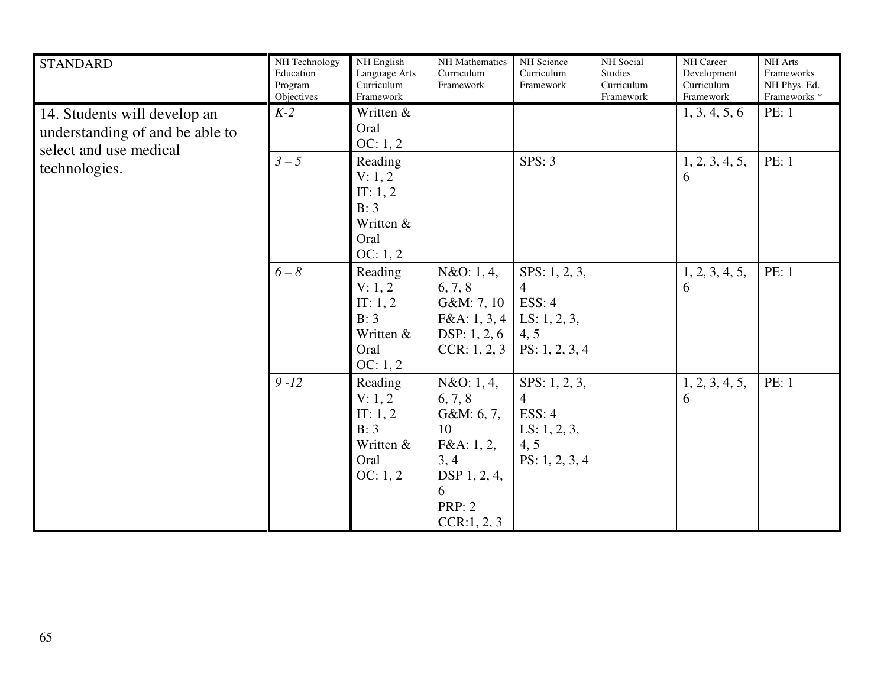| STANDARD | NH Technology Education Program Objectives | NH English Language Arts Curriculum Framework | NH Mathematics Curriculum Framework | NH Science Curriculum Framework | NH Social Studies Curriculum Framework | NH Career Development Curriculum Framework | NH Arts Frameworks NH Phys. Ed. Frameworks * |
|---|---|---|---|---|---|---|---|
| 14. Students will develop an understanding of and be able to select and use medical technologies. | *K-2* | Written & Oral OC: 1, 2 | | | | 1, 3, 4, 5, 6 | PE: 1 |
| | *3 – 5* | Reading V: 1, 2 IT: 1, 2 B: 3 Written & Oral OC: 1, 2 | | SPS: 3 | | 1, 2, 3, 4, 5, 6 | PE: 1 |
| | *6 – 8* | Reading V: 1, 2 IT: 1, 2 B: 3 Written & Oral OC: 1, 2 | N&O: 1, 4, 6, 7, 8 G&M: 7, 10 F&A: 1, 3, 4 DSP: 1, 2, 6 CCR: 1, 2, 3 | SPS: 1, 2, 3, 4 ESS: 4 LS: 1, 2, 3, 4, 5 PS: 1, 2, 3, 4 | | 1, 2, 3, 4, 5, 6 | PE: 1 |
| | *9 -12* | Reading V: 1, 2 IT: 1, 2 B: 3 Written & Oral OC: 1, 2 | N&O: 1, 4, 6, 7, 8 G&M: 6, 7, 10 F&A: 1, 2, 3, 4 DSP 1, 2, 4, 6 PRP: 2 CCR:1, 2, 3 | SPS: 1, 2, 3, 4 ESS: 4 LS: 1, 2, 3, 4, 5 PS: 1, 2, 3, 4 | | 1, 2, 3, 4, 5, 6 | PE: 1 |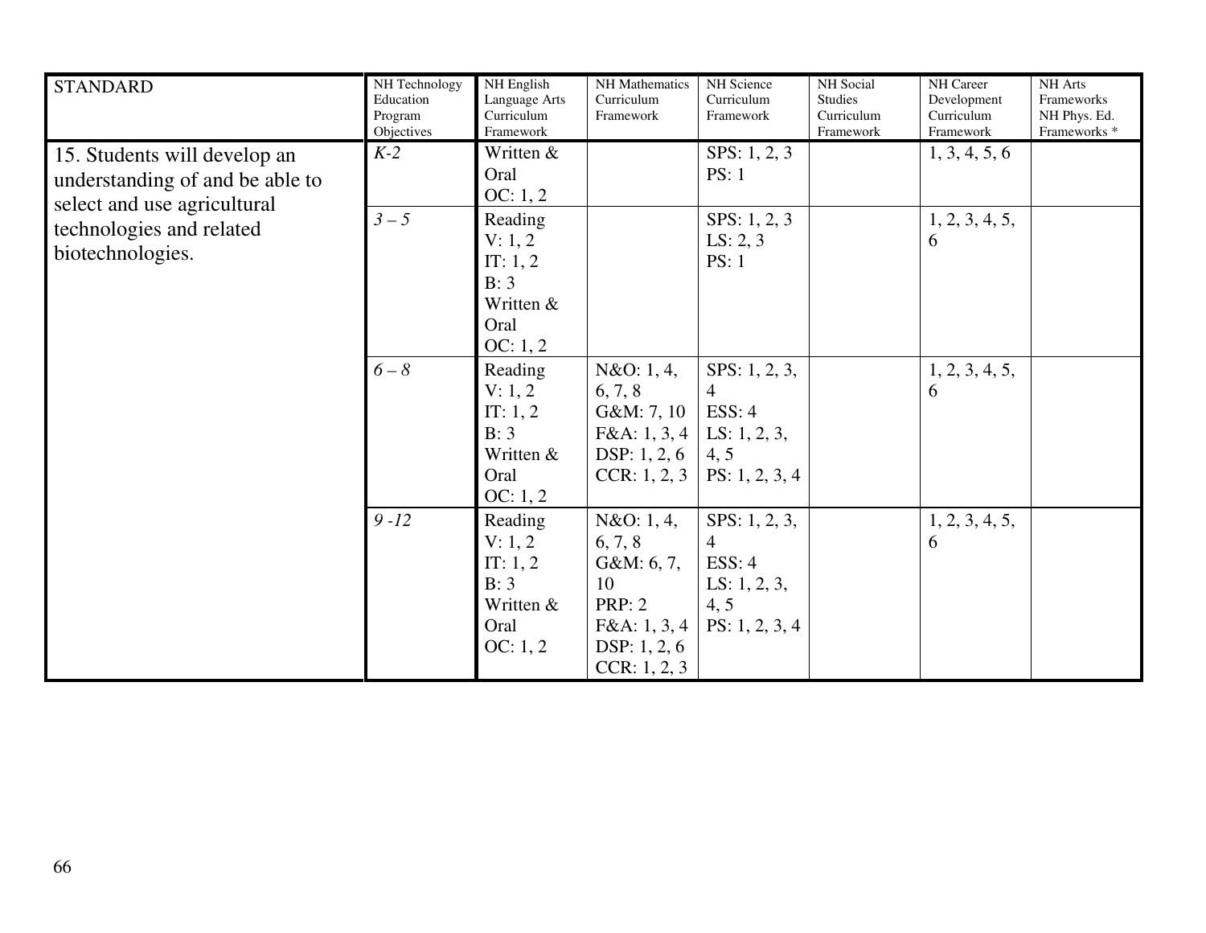| STANDARD | NH Technology Education Program Objectives | NH English Language Arts Curriculum Framework | NH Mathematics Curriculum Framework | NH Science Curriculum Framework | NH Social Studies Curriculum Framework | NH Career Development Curriculum Framework | NH Arts Frameworks NH Phys. Ed. Frameworks * |
|---|---|---|---|---|---|---|---|
| 15. Students will develop an understanding of and be able to select and use agricultural technologies and related biotechnologies. | *K-2* | Written & Oral OC: 1, 2 | | SPS: 1, 2, 3 PS: 1 | | 1, 3, 4, 5, 6 | |
| | *3 – 5* | Reading V: 1, 2 IT: 1, 2 B: 3 Written & Oral OC: 1, 2 | | SPS: 1, 2, 3 LS: 2, 3 PS: 1 | | 1, 2, 3, 4, 5, 6 | |
| | *6 – 8* | Reading V: 1, 2 IT: 1, 2 B: 3 Written & Oral OC: 1, 2 | N&O: 1, 4, 6, 7, 8 G&M: 7, 10 F&A: 1, 3, 4 DSP: 1, 2, 6 CCR: 1, 2, 3 | SPS: 1, 2, 3, 4 ESS: 4 LS: 1, 2, 3, 4, 5 PS: 1, 2, 3, 4 | | 1, 2, 3, 4, 5, 6 | |
| | *9 -12* | Reading V: 1, 2 IT: 1, 2 B: 3 Written & Oral OC: 1, 2 | N&O: 1, 4, 6, 7, 8 G&M: 6, 7, 10 PRP: 2 F&A: 1, 3, 4 DSP: 1, 2, 6 CCR: 1, 2, 3 | SPS: 1, 2, 3, 4 ESS: 4 LS: 1, 2, 3, 4, 5 PS: 1, 2, 3, 4 | | 1, 2, 3, 4, 5, 6 | |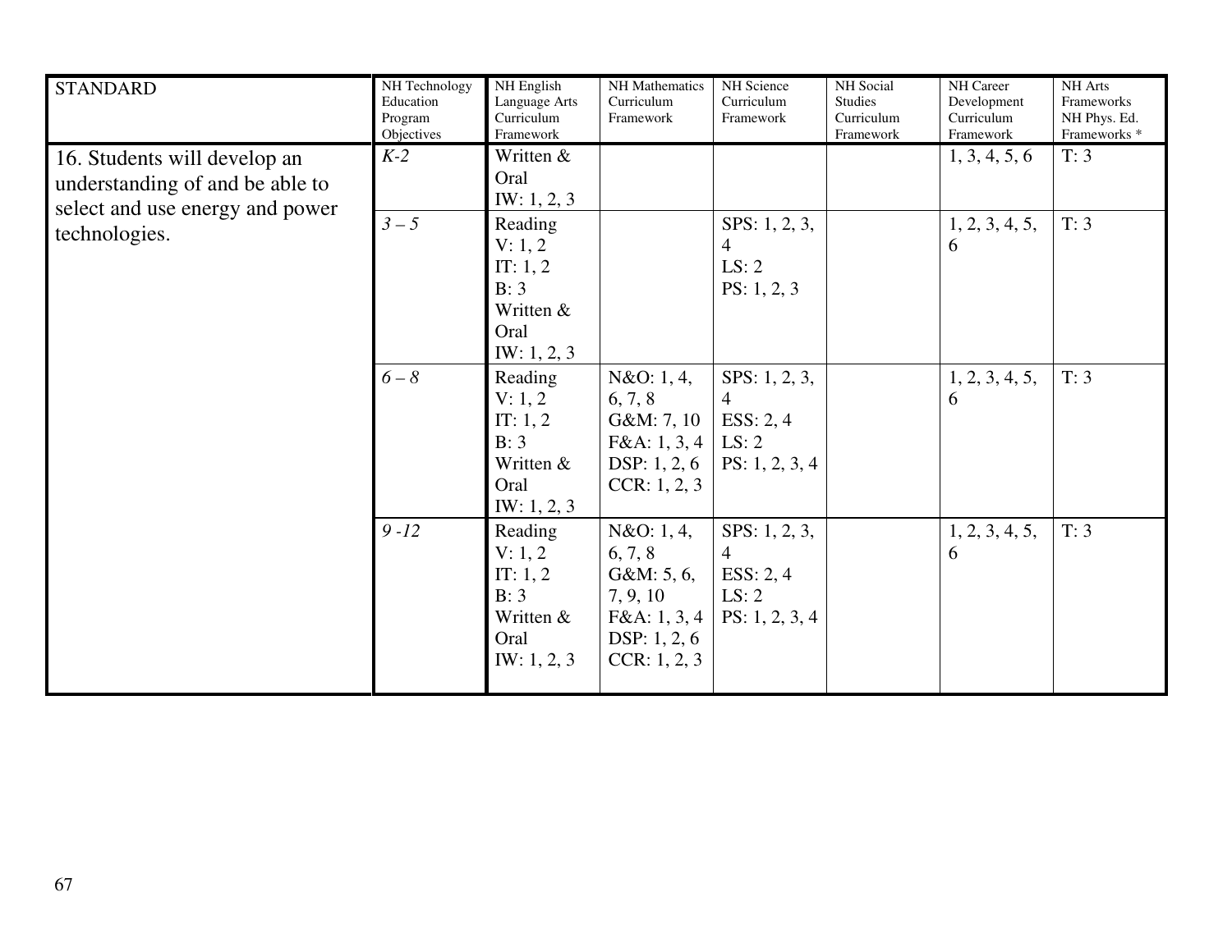| STANDARD | NH Technology Education Program Objectives | NH English Language Arts Curriculum Framework | NH Mathematics Curriculum Framework | NH Science Curriculum Framework | NH Social Studies Curriculum Framework | NH Career Development Curriculum Framework | NH Arts Frameworks NH Phys. Ed. Frameworks * |
|---|---|---|---|---|---|---|---|
| 16. Students will develop an understanding of and be able to select and use energy and power technologies. | *K-2* | Written & Oral<br>IW: 1, 2, 3 | | | | 1, 3, 4, 5, 6 | T: 3 |
| | *3 – 5* | Reading<br>V: 1, 2<br>IT: 1, 2<br>B: 3<br>Written & Oral<br>IW: 1, 2, 3 | | SPS: 1, 2, 3, 4<br>LS: 2<br>PS: 1, 2, 3 | | 1, 2, 3, 4, 5, 6 | T: 3 |
| | *6 – 8* | Reading<br>V: 1, 2<br>IT: 1, 2<br>B: 3<br>Written & Oral<br>IW: 1, 2, 3 | N&O: 1, 4, 6, 7, 8<br>G&M: 7, 10<br>F&A: 1, 3, 4<br>DSP: 1, 2, 6<br>CCR: 1, 2, 3 | SPS: 1, 2, 3, 4<br>ESS: 2, 4<br>LS: 2<br>PS: 1, 2, 3, 4 | | 1, 2, 3, 4, 5, 6 | T: 3 |
| | *9 -12* | Reading<br>V: 1, 2<br>IT: 1, 2<br>B: 3<br>Written & Oral<br>IW: 1, 2, 3 | N&O: 1, 4, 6, 7, 8<br>G&M: 5, 6, 7, 9, 10<br>F&A: 1, 3, 4<br>DSP: 1, 2, 6<br>CCR: 1, 2, 3 | SPS: 1, 2, 3, 4<br>ESS: 2, 4<br>LS: 2<br>PS: 1, 2, 3, 4 | | 1, 2, 3, 4, 5, 6 | T: 3 |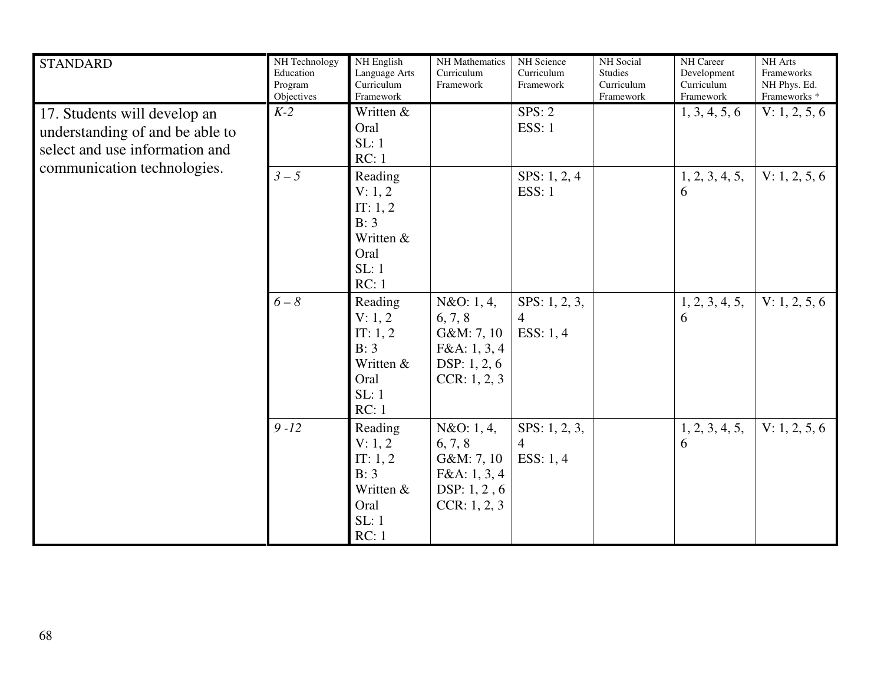| STANDARD | NH Technology Education Program Objectives | NH English Language Arts Curriculum Framework | NH Mathematics Curriculum Framework | NH Science Curriculum Framework | NH Social Studies Curriculum Framework | NH Career Development Curriculum Framework | NH Arts Frameworks NH Phys. Ed. Frameworks * |
|---|---|---|---|---|---|---|---|
| 17. Students will develop an understanding of and be able to select and use information and communication technologies. | *K-2* | Written & Oral<br>SL: 1<br>RC: 1 | | SPS: 2<br>ESS: 1 | | 1, 3, 4, 5, 6 | V: 1, 2, 5, 6 |
| | *3 – 5* | Reading<br>V: 1, 2<br>IT: 1, 2<br>B: 3<br>Written & Oral<br>SL: 1<br>RC: 1 | | SPS: 1, 2, 4<br>ESS: 1 | | 1, 2, 3, 4, 5, 6 | V: 1, 2, 5, 6 |
| | *6 – 8* | Reading<br>V: 1, 2<br>IT: 1, 2<br>B: 3<br>Written & Oral<br>SL: 1<br>RC: 1 | N&O: 1, 4, 6, 7, 8<br>G&M: 7, 10<br>F&A: 1, 3, 4<br>DSP: 1, 2, 6<br>CCR: 1, 2, 3 | SPS: 1, 2, 3, 4<br>ESS: 1, 4 | | 1, 2, 3, 4, 5, 6 | V: 1, 2, 5, 6 |
| | *9 -12* | Reading<br>V: 1, 2<br>IT: 1, 2<br>B: 3<br>Written & Oral<br>SL: 1<br>RC: 1 | N&O: 1, 4, 6, 7, 8<br>G&M: 7, 10<br>F&A: 1, 3, 4<br>DSP: 1, 2 , 6<br>CCR: 1, 2, 3 | SPS: 1, 2, 3, 4<br>ESS: 1, 4 | | 1, 2, 3, 4, 5, 6 | V: 1, 2, 5, 6 |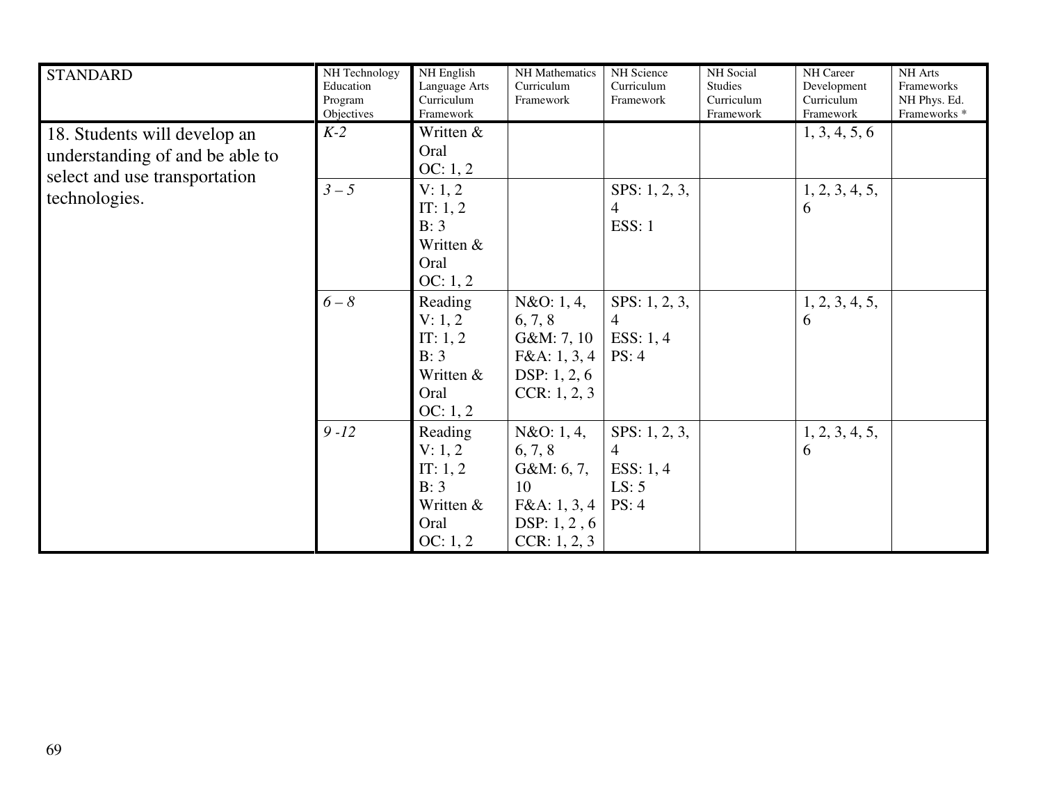| STANDARD | NH Technology Education Program Objectives | NH English Language Arts Curriculum Framework | NH Mathematics Curriculum Framework | NH Science Curriculum Framework | NH Social Studies Curriculum Framework | NH Career Development Curriculum Framework | NH Arts Frameworks NH Phys. Ed. Frameworks * |
|---|---|---|---|---|---|---|---|
| 18. Students will develop an understanding of and be able to select and use transportation technologies. | *K-2* | Written & Oral OC: 1, 2 | | | | 1, 3, 4, 5, 6 | |
| | *3 – 5* | V: 1, 2 IT: 1, 2 B: 3 Written & Oral OC: 1, 2 | | SPS: 1, 2, 3, 4 ESS: 1 | | 1, 2, 3, 4, 5, 6 | |
| | *6 – 8* | Reading V: 1, 2 IT: 1, 2 B: 3 Written & Oral OC: 1, 2 | N&O: 1, 4, 6, 7, 8 G&M: 7, 10 F&A: 1, 3, 4 DSP: 1, 2, 6 CCR: 1, 2, 3 | SPS: 1, 2, 3, 4 ESS: 1, 4 PS: 4 | | 1, 2, 3, 4, 5, 6 | |
| | *9 -12* | Reading V: 1, 2 IT: 1, 2 B: 3 Written & Oral OC: 1, 2 | N&O: 1, 4, 6, 7, 8 G&M: 6, 7, 10 F&A: 1, 3, 4 DSP: 1, 2 , 6 CCR: 1, 2, 3 | SPS: 1, 2, 3, 4 ESS: 1, 4 LS: 5 PS: 4 | | 1, 2, 3, 4, 5, 6 | |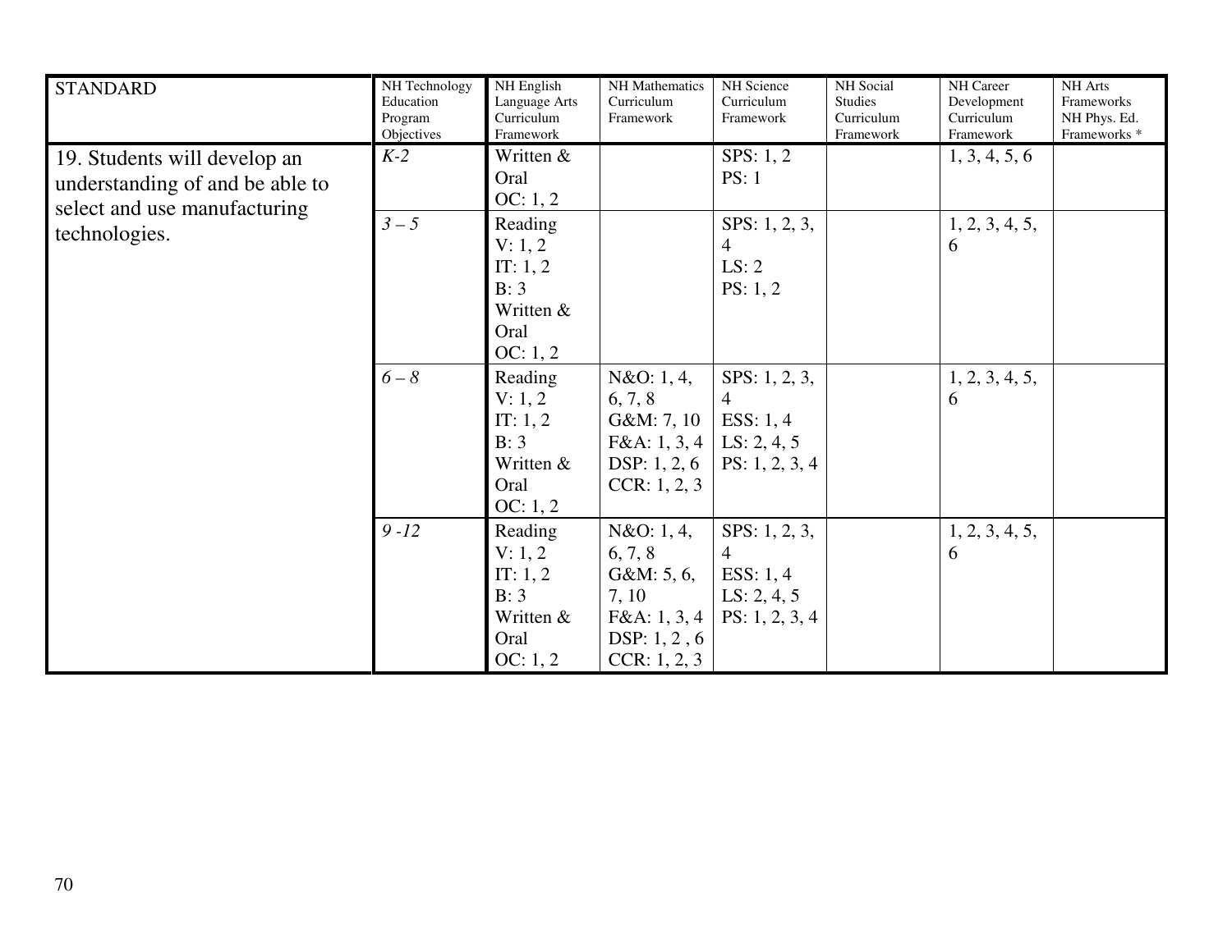| STANDARD | NH Technology Education Program Objectives | NH English Language Arts Curriculum Framework | NH Mathematics Curriculum Framework | NH Science Curriculum Framework | NH Social Studies Curriculum Framework | NH Career Development Curriculum Framework | NH Arts Frameworks NH Phys. Ed. Frameworks * |
|---|---|---|---|---|---|---|---|
| 19. Students will develop an understanding of and be able to select and use manufacturing technologies. | *K-2* | Written & Oral<br>OC: 1, 2 | | SPS: 1, 2<br>PS: 1 | | 1, 3, 4, 5, 6 | |
| | *3 – 5* | Reading<br>V: 1, 2<br>IT: 1, 2<br>B: 3<br>Written & Oral<br>OC: 1, 2 | | SPS: 1, 2, 3, 4<br>LS: 2<br>PS: 1, 2 | | 1, 2, 3, 4, 5, 6 | |
| | *6 – 8* | Reading<br>V: 1, 2<br>IT: 1, 2<br>B: 3<br>Written & Oral<br>OC: 1, 2 | N&O: 1, 4, 6, 7, 8<br>G&M: 7, 10<br>F&A: 1, 3, 4<br>DSP: 1, 2, 6<br>CCR: 1, 2, 3 | SPS: 1, 2, 3, 4<br>ESS: 1, 4<br>LS: 2, 4, 5<br>PS: 1, 2, 3, 4 | | 1, 2, 3, 4, 5, 6 | |
| | *9 -12* | Reading<br>V: 1, 2<br>IT: 1, 2<br>B: 3<br>Written & Oral<br>OC: 1, 2 | N&O: 1, 4, 6, 7, 8<br>G&M: 5, 6, 7, 10<br>F&A: 1, 3, 4<br>DSP: 1, 2 , 6<br>CCR: 1, 2, 3 | SPS: 1, 2, 3, 4<br>ESS: 1, 4<br>LS: 2, 4, 5<br>PS: 1, 2, 3, 4 | | 1, 2, 3, 4, 5, 6 | |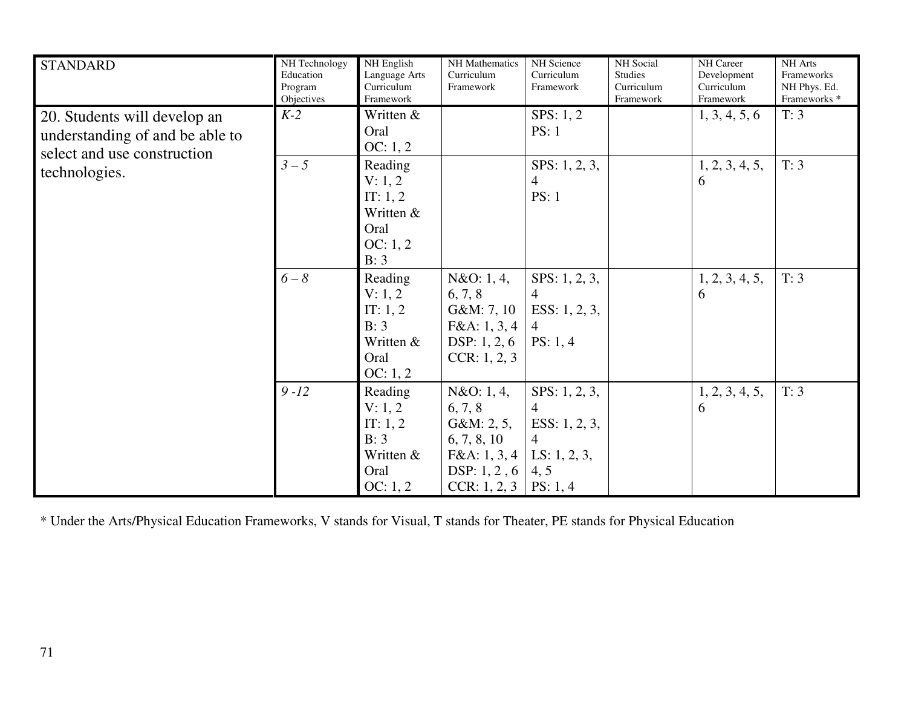| STANDARD | NH Technology Education Program Objectives | NH English Language Arts Curriculum Framework | NH Mathematics Curriculum Framework | NH Science Curriculum Framework | NH Social Studies Curriculum Framework | NH Career Development Curriculum Framework | NH Arts Frameworks NH Phys. Ed. Frameworks * |
|---|---|---|---|---|---|---|---|
| 20. Students will develop an understanding of and be able to select and use construction technologies. | *K-2* | Written & Oral OC: 1, 2 | | SPS: 1, 2 PS: 1 | | 1, 3, 4, 5, 6 | T: 3 |
| | *3 – 5* | Reading V: 1, 2 IT: 1, 2 Written & Oral OC: 1, 2 B: 3 | | SPS: 1, 2, 3, 4 PS: 1 | | 1, 2, 3, 4, 5, 6 | T: 3 |
| | *6 – 8* | Reading V: 1, 2 IT: 1, 2 B: 3 Written & Oral OC: 1, 2 | N&O: 1, 4, 6, 7, 8 G&M: 7, 10 F&A: 1, 3, 4 DSP: 1, 2, 6 CCR: 1, 2, 3 | SPS: 1, 2, 3, 4 ESS: 1, 2, 3, 4 PS: 1, 4 | | 1, 2, 3, 4, 5, 6 | T: 3 |
| | *9 -12* | Reading V: 1, 2 IT: 1, 2 B: 3 Written & Oral OC: 1, 2 | N&O: 1, 4, 6, 7, 8 G&M: 2, 5, 6, 7, 8, 10 F&A: 1, 3, 4 DSP: 1, 2 , 6 CCR: 1, 2, 3 | SPS: 1, 2, 3, 4 ESS: 1, 2, 3, 4 LS: 1, 2, 3, 4, 5 PS: 1, 4 | | 1, 2, 3, 4, 5, 6 | T: 3 |

* Under the Arts/Physical Education Frameworks, V stands for Visual, T stands for Theater, PE stands for Physical Education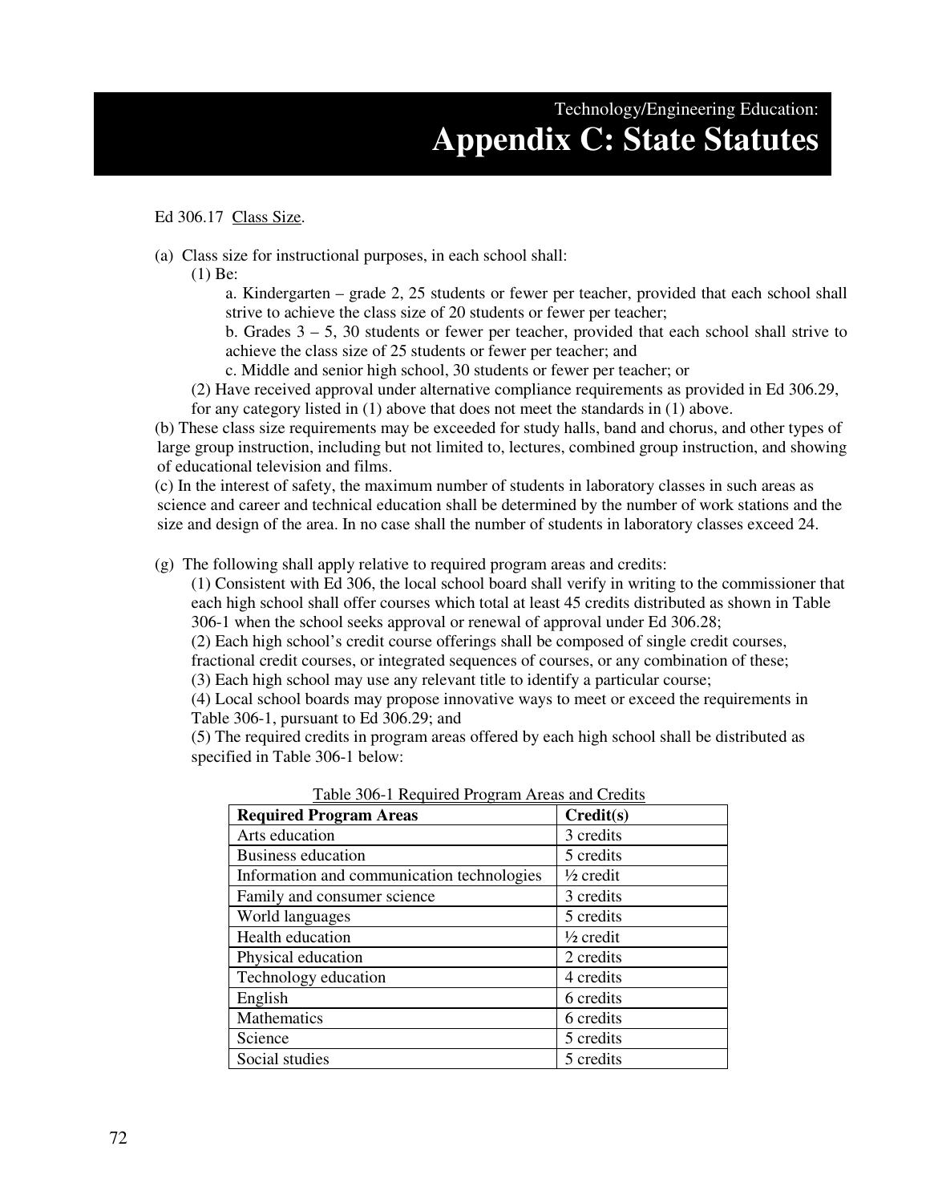Technology/Engineering Education:

# Appendix C: State Statutes

Ed 306.17 Class Size.

(a) Class size for instructional purposes, in each school shall:

(1) Be:

a. Kindergarten – grade 2, 25 students or fewer per teacher, provided that each school shall strive to achieve the class size of 20 students or fewer per teacher;

b. Grades 3 – 5, 30 students or fewer per teacher, provided that each school shall strive to achieve the class size of 25 students or fewer per teacher; and

c. Middle and senior high school, 30 students or fewer per teacher; or

(2) Have received approval under alternative compliance requirements as provided in Ed 306.29, for any category listed in (1) above that does not meet the standards in (1) above.

(b) These class size requirements may be exceeded for study halls, band and chorus, and other types of large group instruction, including but not limited to, lectures, combined group instruction, and showing of educational television and films.

(c) In the interest of safety, the maximum number of students in laboratory classes in such areas as science and career and technical education shall be determined by the number of work stations and the size and design of the area. In no case shall the number of students in laboratory classes exceed 24.

(g) The following shall apply relative to required program areas and credits:

(1) Consistent with Ed 306, the local school board shall verify in writing to the commissioner that each high school shall offer courses which total at least 45 credits distributed as shown in Table 306-1 when the school seeks approval or renewal of approval under Ed 306.28;

(2) Each high school's credit course offerings shall be composed of single credit courses, fractional credit courses, or integrated sequences of courses, or any combination of these;

(3) Each high school may use any relevant title to identify a particular course;

(4) Local school boards may propose innovative ways to meet or exceed the requirements in Table 306-1, pursuant to Ed 306.29; and

(5) The required credits in program areas offered by each high school shall be distributed as specified in Table 306-1 below:

Table 306-1 Required Program Areas and Credits

| Required Program Areas | Credit(s) |
|---|---|
| Arts education | 3 credits |
| Business education | 5 credits |
| Information and communication technologies | ½ credit |
| Family and consumer science | 3 credits |
| World languages | 5 credits |
| Health education | ½ credit |
| Physical education | 2 credits |
| Technology education | 4 credits |
| English | 6 credits |
| Mathematics | 6 credits |
| Science | 5 credits |
| Social studies | 5 credits |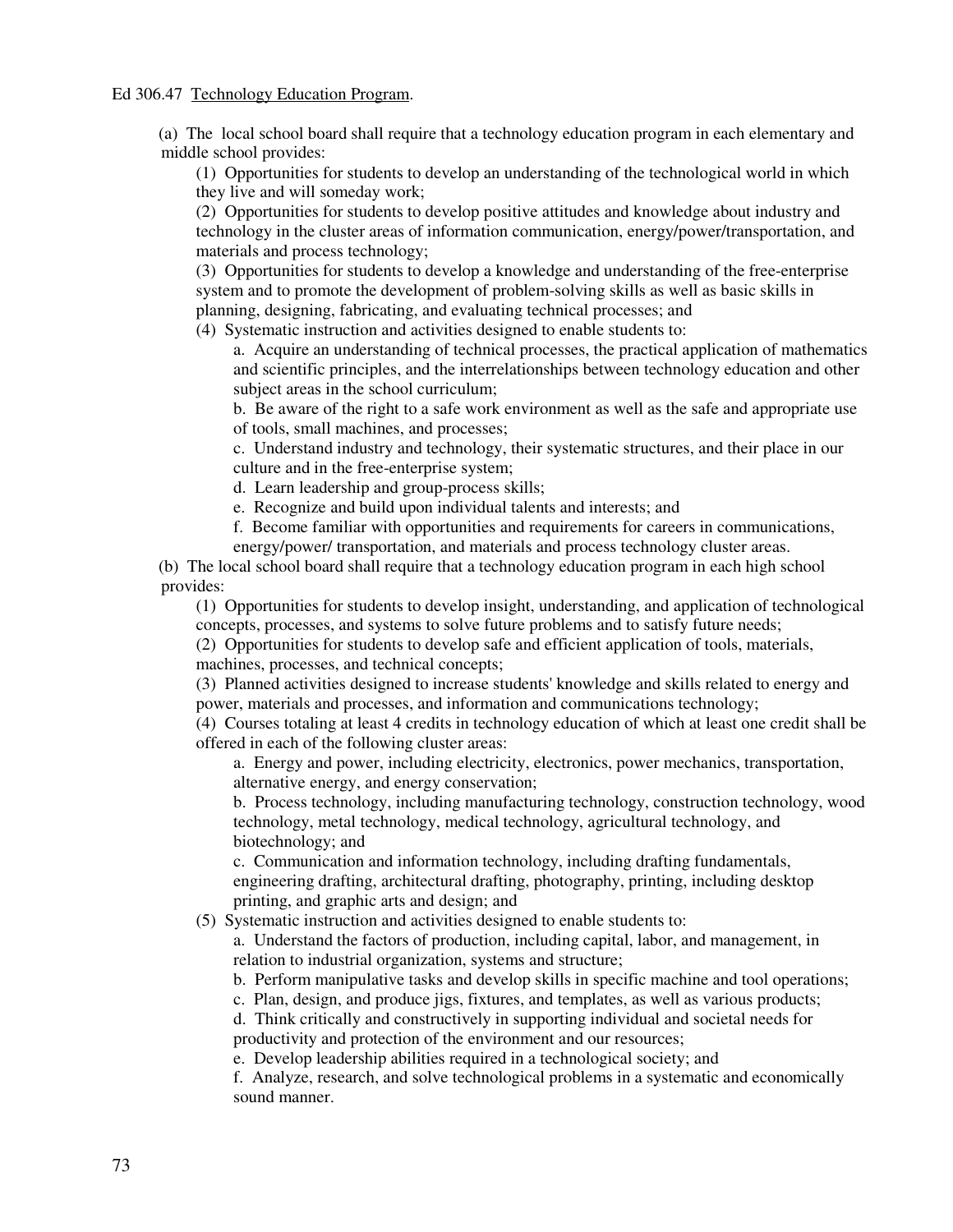Ed 306.47 Technology Education Program.

(a) The local school board shall require that a technology education program in each elementary and middle school provides:

(1) Opportunities for students to develop an understanding of the technological world in which they live and will someday work;

(2) Opportunities for students to develop positive attitudes and knowledge about industry and technology in the cluster areas of information communication, energy/power/transportation, and materials and process technology;

(3) Opportunities for students to develop a knowledge and understanding of the free-enterprise system and to promote the development of problem-solving skills as well as basic skills in planning, designing, fabricating, and evaluating technical processes; and

(4) Systematic instruction and activities designed to enable students to:

a. Acquire an understanding of technical processes, the practical application of mathematics and scientific principles, and the interrelationships between technology education and other subject areas in the school curriculum;

b. Be aware of the right to a safe work environment as well as the safe and appropriate use of tools, small machines, and processes;

c. Understand industry and technology, their systematic structures, and their place in our culture and in the free-enterprise system;

d. Learn leadership and group-process skills;

e. Recognize and build upon individual talents and interests; and

f. Become familiar with opportunities and requirements for careers in communications, energy/power/ transportation, and materials and process technology cluster areas.

(b) The local school board shall require that a technology education program in each high school provides:

(1) Opportunities for students to develop insight, understanding, and application of technological concepts, processes, and systems to solve future problems and to satisfy future needs;

(2) Opportunities for students to develop safe and efficient application of tools, materials, machines, processes, and technical concepts;

(3) Planned activities designed to increase students' knowledge and skills related to energy and power, materials and processes, and information and communications technology;

(4) Courses totaling at least 4 credits in technology education of which at least one credit shall be offered in each of the following cluster areas:

a. Energy and power, including electricity, electronics, power mechanics, transportation, alternative energy, and energy conservation;

b. Process technology, including manufacturing technology, construction technology, wood technology, metal technology, medical technology, agricultural technology, and biotechnology; and

c. Communication and information technology, including drafting fundamentals, engineering drafting, architectural drafting, photography, printing, including desktop printing, and graphic arts and design; and

(5) Systematic instruction and activities designed to enable students to:

a. Understand the factors of production, including capital, labor, and management, in relation to industrial organization, systems and structure;

b. Perform manipulative tasks and develop skills in specific machine and tool operations;

c. Plan, design, and produce jigs, fixtures, and templates, as well as various products;

d. Think critically and constructively in supporting individual and societal needs for productivity and protection of the environment and our resources;

e. Develop leadership abilities required in a technological society; and

f. Analyze, research, and solve technological problems in a systematic and economically sound manner.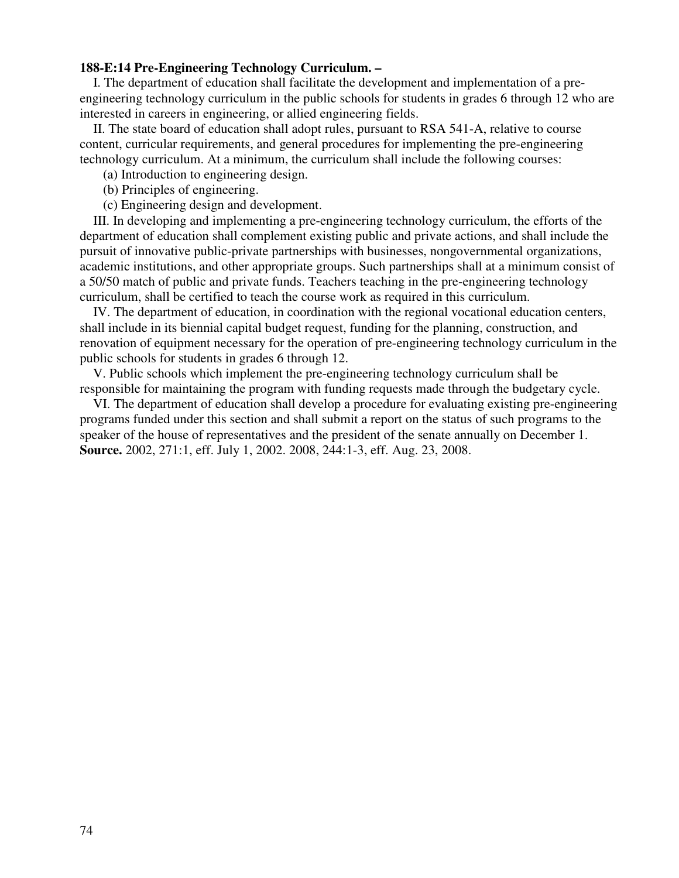**188-E:14 Pre-Engineering Technology Curriculum. –**

I. The department of education shall facilitate the development and implementation of a pre-engineering technology curriculum in the public schools for students in grades 6 through 12 who are interested in careers in engineering, or allied engineering fields.

II. The state board of education shall adopt rules, pursuant to RSA 541-A, relative to course content, curricular requirements, and general procedures for implementing the pre-engineering technology curriculum. At a minimum, the curriculum shall include the following courses:

(a) Introduction to engineering design.

(b) Principles of engineering.

(c) Engineering design and development.

III. In developing and implementing a pre-engineering technology curriculum, the efforts of the department of education shall complement existing public and private actions, and shall include the pursuit of innovative public-private partnerships with businesses, nongovernmental organizations, academic institutions, and other appropriate groups. Such partnerships shall at a minimum consist of a 50/50 match of public and private funds. Teachers teaching in the pre-engineering technology curriculum, shall be certified to teach the course work as required in this curriculum.

IV. The department of education, in coordination with the regional vocational education centers, shall include in its biennial capital budget request, funding for the planning, construction, and renovation of equipment necessary for the operation of pre-engineering technology curriculum in the public schools for students in grades 6 through 12.

V. Public schools which implement the pre-engineering technology curriculum shall be responsible for maintaining the program with funding requests made through the budgetary cycle.

VI. The department of education shall develop a procedure for evaluating existing pre-engineering programs funded under this section and shall submit a report on the status of such programs to the speaker of the house of representatives and the president of the senate annually on December 1.

**Source.** 2002, 271:1, eff. July 1, 2002. 2008, 244:1-3, eff. Aug. 23, 2008.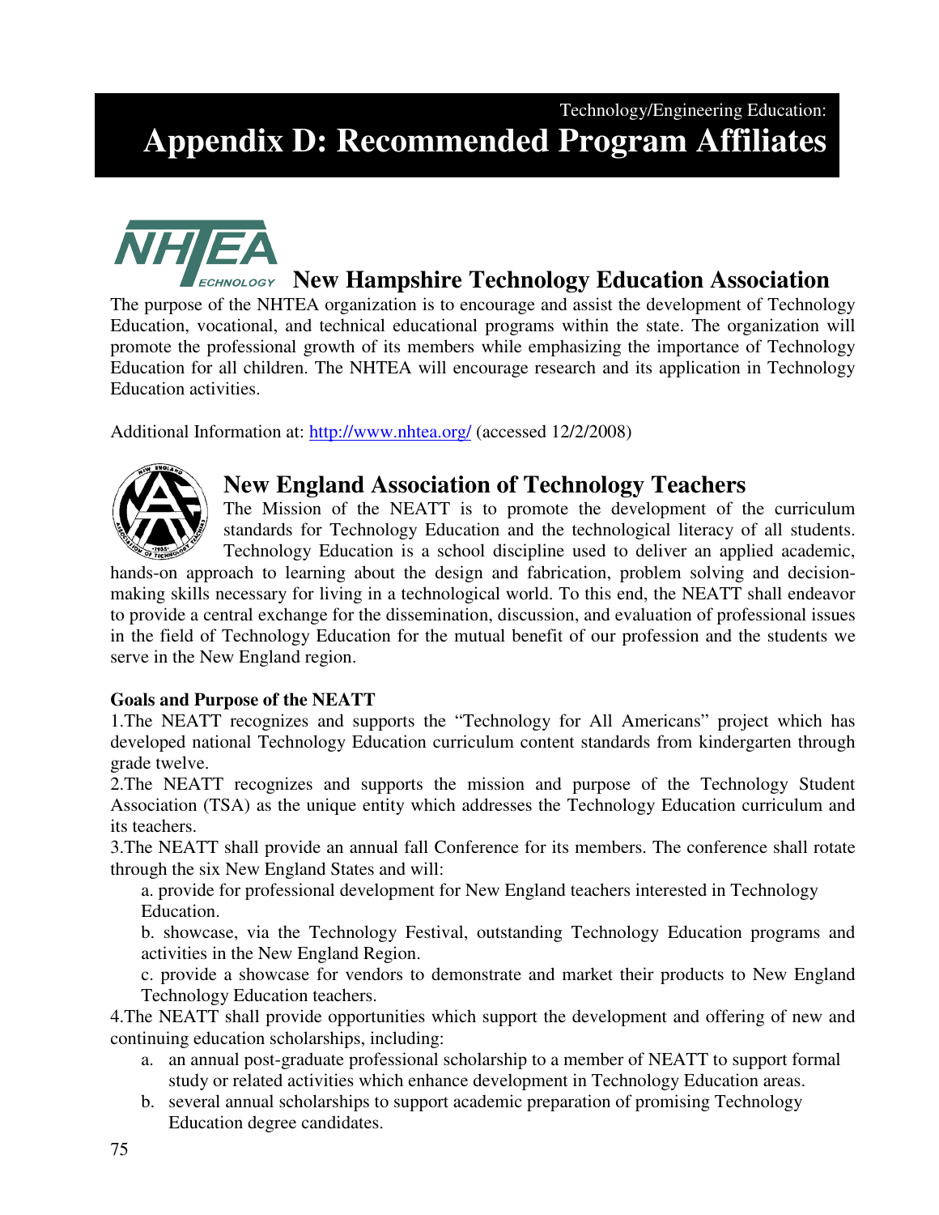Technology/Engineering Education:

# Appendix D: Recommended Program Affiliates

## New Hampshire Technology Education Association

The purpose of the NHTEA organization is to encourage and assist the development of Technology Education, vocational, and technical educational programs within the state. The organization will promote the professional growth of its members while emphasizing the importance of Technology Education for all children. The NHTEA will encourage research and its application in Technology Education activities.

Additional Information at: http://www.nhtea.org/ (accessed 12/2/2008)

## New England Association of Technology Teachers

The Mission of the NEATT is to promote the development of the curriculum standards for Technology Education and the technological literacy of all students. Technology Education is a school discipline used to deliver an applied academic, hands-on approach to learning about the design and fabrication, problem solving and decision-making skills necessary for living in a technological world. To this end, the NEATT shall endeavor to provide a central exchange for the dissemination, discussion, and evaluation of professional issues in the field of Technology Education for the mutual benefit of our profession and the students we serve in the New England region.

**Goals and Purpose of the NEATT**

1. The NEATT recognizes and supports the "Technology for All Americans" project which has developed national Technology Education curriculum content standards from kindergarten through grade twelve.
2. The NEATT recognizes and supports the mission and purpose of the Technology Student Association (TSA) as the unique entity which addresses the Technology Education curriculum and its teachers.
3. The NEATT shall provide an annual fall Conference for its members. The conference shall rotate through the six New England States and will:
   a. provide for professional development for New England teachers interested in Technology Education.
   b. showcase, via the Technology Festival, outstanding Technology Education programs and activities in the New England Region.
   c. provide a showcase for vendors to demonstrate and market their products to New England Technology Education teachers.
4. The NEATT shall provide opportunities which support the development and offering of new and continuing education scholarships, including:
   a. an annual post-graduate professional scholarship to a member of NEATT to support formal study or related activities which enhance development in Technology Education areas.
   b. several annual scholarships to support academic preparation of promising Technology Education degree candidates.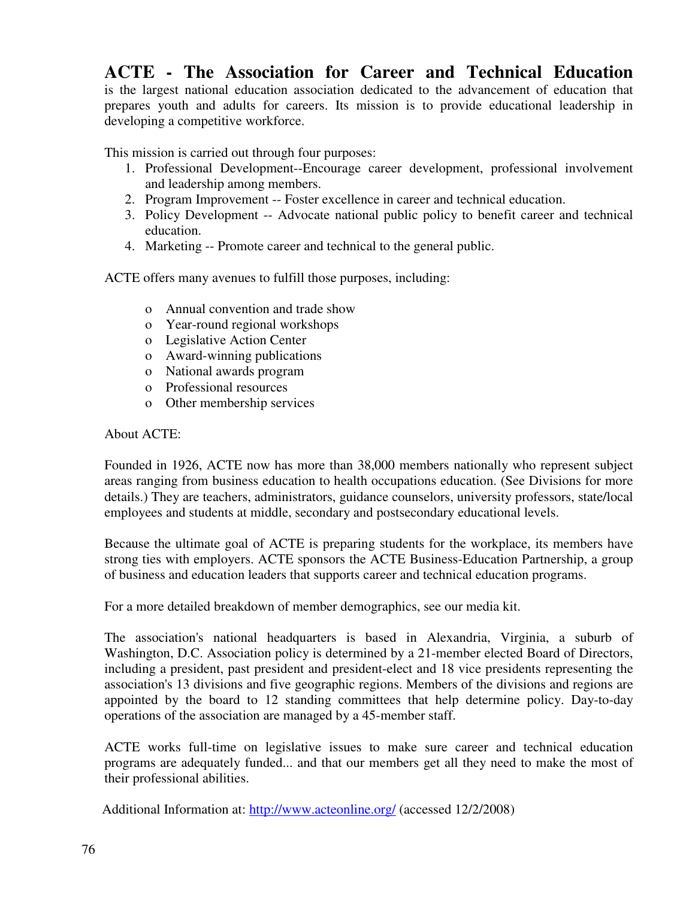**ACTE - The Association for Career and Technical Education** is the largest national education association dedicated to the advancement of education that prepares youth and adults for careers. Its mission is to provide educational leadership in developing a competitive workforce.

This mission is carried out through four purposes:

1. Professional Development--Encourage career development, professional involvement and leadership among members.
2. Program Improvement -- Foster excellence in career and technical education.
3. Policy Development -- Advocate national public policy to benefit career and technical education.
4. Marketing -- Promote career and technical to the general public.

ACTE offers many avenues to fulfill those purposes, including:

- Annual convention and trade show
- Year-round regional workshops
- Legislative Action Center
- Award-winning publications
- National awards program
- Professional resources
- Other membership services

About ACTE:

Founded in 1926, ACTE now has more than 38,000 members nationally who represent subject areas ranging from business education to health occupations education. (See Divisions for more details.) They are teachers, administrators, guidance counselors, university professors, state/local employees and students at middle, secondary and postsecondary educational levels.

Because the ultimate goal of ACTE is preparing students for the workplace, its members have strong ties with employers. ACTE sponsors the ACTE Business-Education Partnership, a group of business and education leaders that supports career and technical education programs.

For a more detailed breakdown of member demographics, see our media kit.

The association's national headquarters is based in Alexandria, Virginia, a suburb of Washington, D.C. Association policy is determined by a 21-member elected Board of Directors, including a president, past president and president-elect and 18 vice presidents representing the association's 13 divisions and five geographic regions. Members of the divisions and regions are appointed by the board to 12 standing committees that help determine policy. Day-to-day operations of the association are managed by a 45-member staff.

ACTE works full-time on legislative issues to make sure career and technical education programs are adequately funded... and that our members get all they need to make the most of their professional abilities.

Additional Information at: [http://www.acteonline.org/](http://www.acteonline.org/) (accessed 12/2/2008)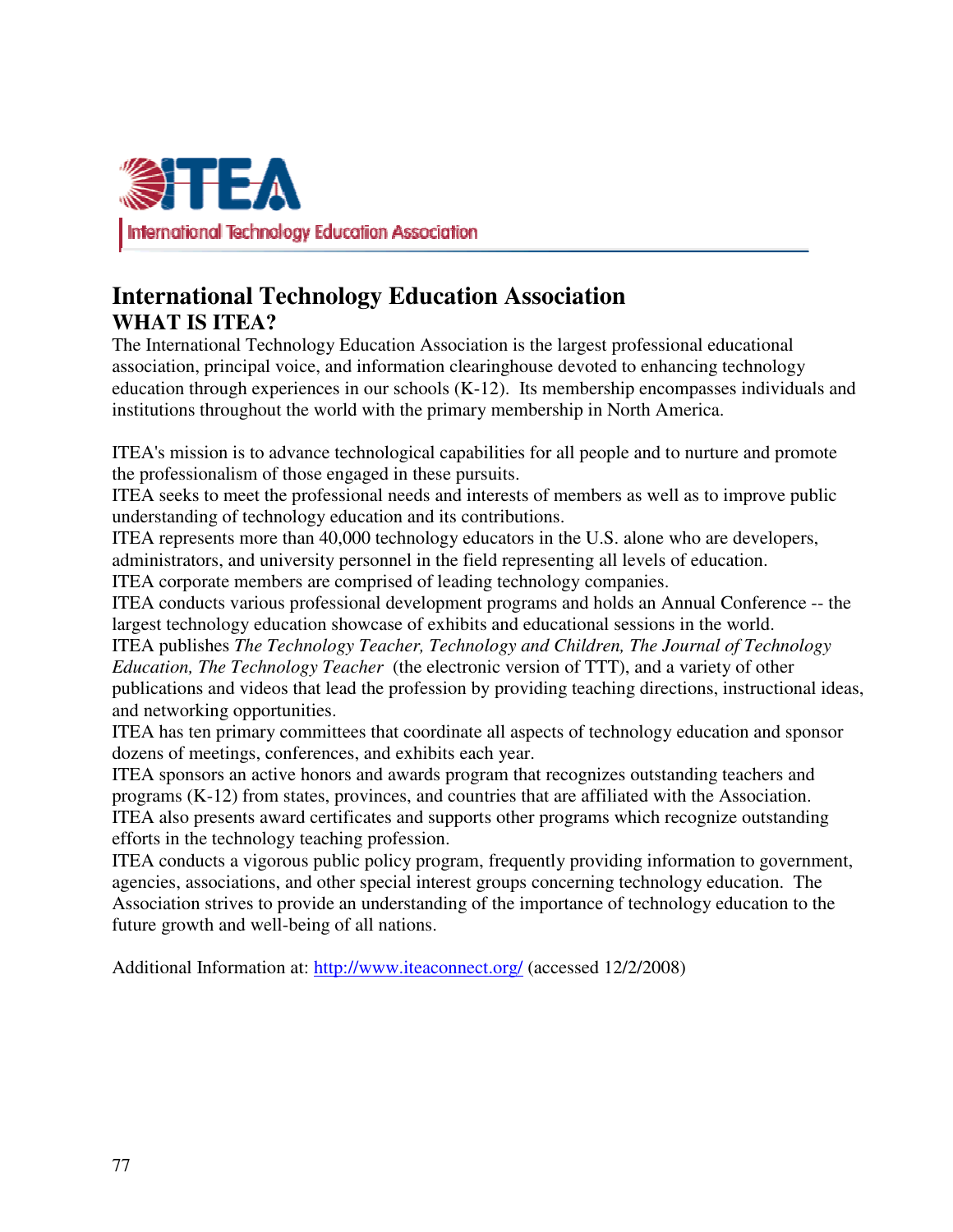ITEA

International Technology Education Association

# International Technology Education Association

## WHAT IS ITEA?

The International Technology Education Association is the largest professional educational association, principal voice, and information clearinghouse devoted to enhancing technology education through experiences in our schools (K-12). Its membership encompasses individuals and institutions throughout the world with the primary membership in North America.

ITEA's mission is to advance technological capabilities for all people and to nurture and promote the professionalism of those engaged in these pursuits.
ITEA seeks to meet the professional needs and interests of members as well as to improve public understanding of technology education and its contributions.
ITEA represents more than 40,000 technology educators in the U.S. alone who are developers, administrators, and university personnel in the field representing all levels of education.
ITEA corporate members are comprised of leading technology companies.
ITEA conducts various professional development programs and holds an Annual Conference -- the largest technology education showcase of exhibits and educational sessions in the world.
ITEA publishes *The Technology Teacher, Technology and Children, The Journal of Technology Education, The Technology Teacher* (the electronic version of TTT), and a variety of other publications and videos that lead the profession by providing teaching directions, instructional ideas, and networking opportunities.
ITEA has ten primary committees that coordinate all aspects of technology education and sponsor dozens of meetings, conferences, and exhibits each year.
ITEA sponsors an active honors and awards program that recognizes outstanding teachers and programs (K-12) from states, provinces, and countries that are affiliated with the Association.
ITEA also presents award certificates and supports other programs which recognize outstanding efforts in the technology teaching profession.
ITEA conducts a vigorous public policy program, frequently providing information to government, agencies, associations, and other special interest groups concerning technology education. The Association strives to provide an understanding of the importance of technology education to the future growth and well-being of all nations.

Additional Information at: http://www.iteaconnect.org/ (accessed 12/2/2008)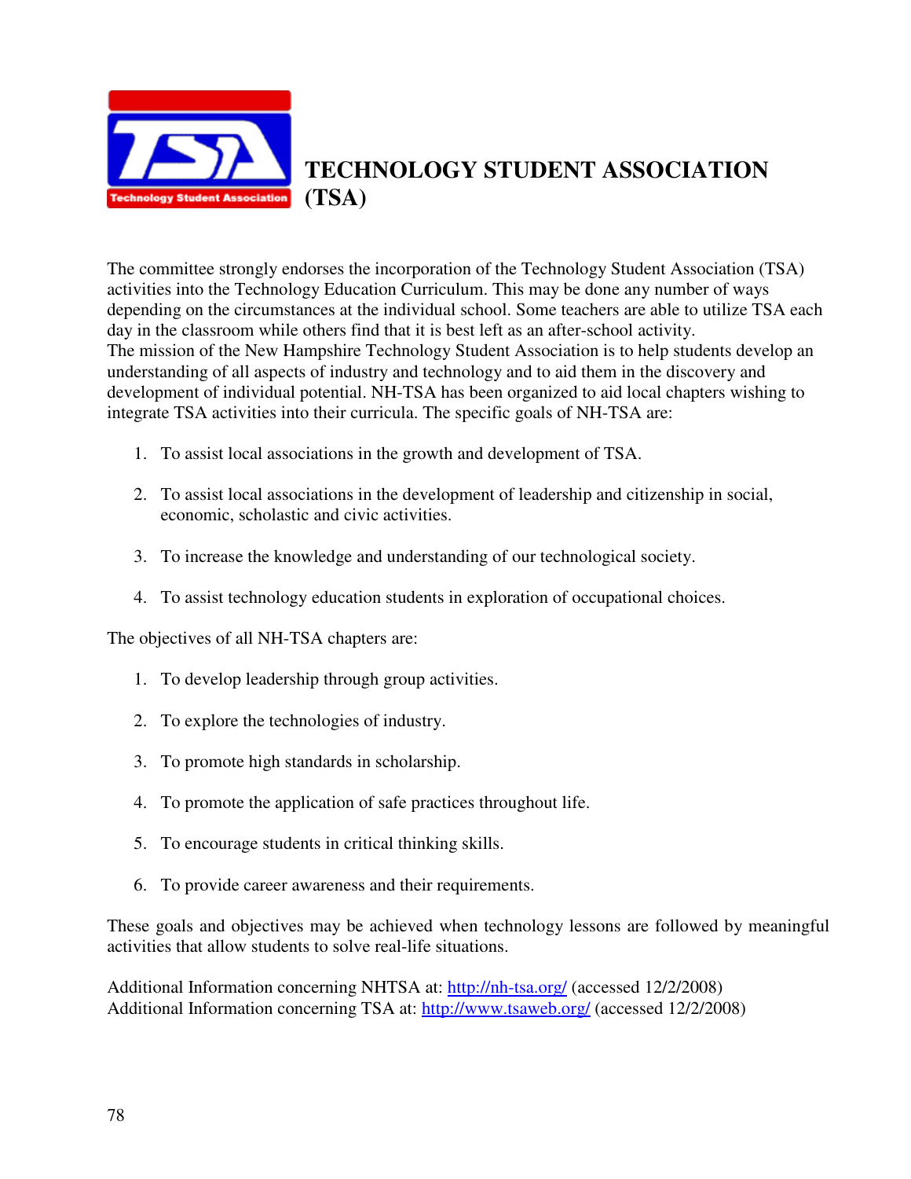# TECHNOLOGY STUDENT ASSOCIATION (TSA)

The committee strongly endorses the incorporation of the Technology Student Association (TSA) activities into the Technology Education Curriculum. This may be done any number of ways depending on the circumstances at the individual school. Some teachers are able to utilize TSA each day in the classroom while others find that it is best left as an after-school activity.
The mission of the New Hampshire Technology Student Association is to help students develop an understanding of all aspects of industry and technology and to aid them in the discovery and development of individual potential. NH-TSA has been organized to aid local chapters wishing to integrate TSA activities into their curricula. The specific goals of NH-TSA are:

1. To assist local associations in the growth and development of TSA.
2. To assist local associations in the development of leadership and citizenship in social, economic, scholastic and civic activities.
3. To increase the knowledge and understanding of our technological society.
4. To assist technology education students in exploration of occupational choices.

The objectives of all NH-TSA chapters are:

1. To develop leadership through group activities.
2. To explore the technologies of industry.
3. To promote high standards in scholarship.
4. To promote the application of safe practices throughout life.
5. To encourage students in critical thinking skills.
6. To provide career awareness and their requirements.

These goals and objectives may be achieved when technology lessons are followed by meaningful activities that allow students to solve real-life situations.

Additional Information concerning NHTSA at: http://nh-tsa.org/ (accessed 12/2/2008)
Additional Information concerning TSA at: http://www.tsaweb.org/ (accessed 12/2/2008)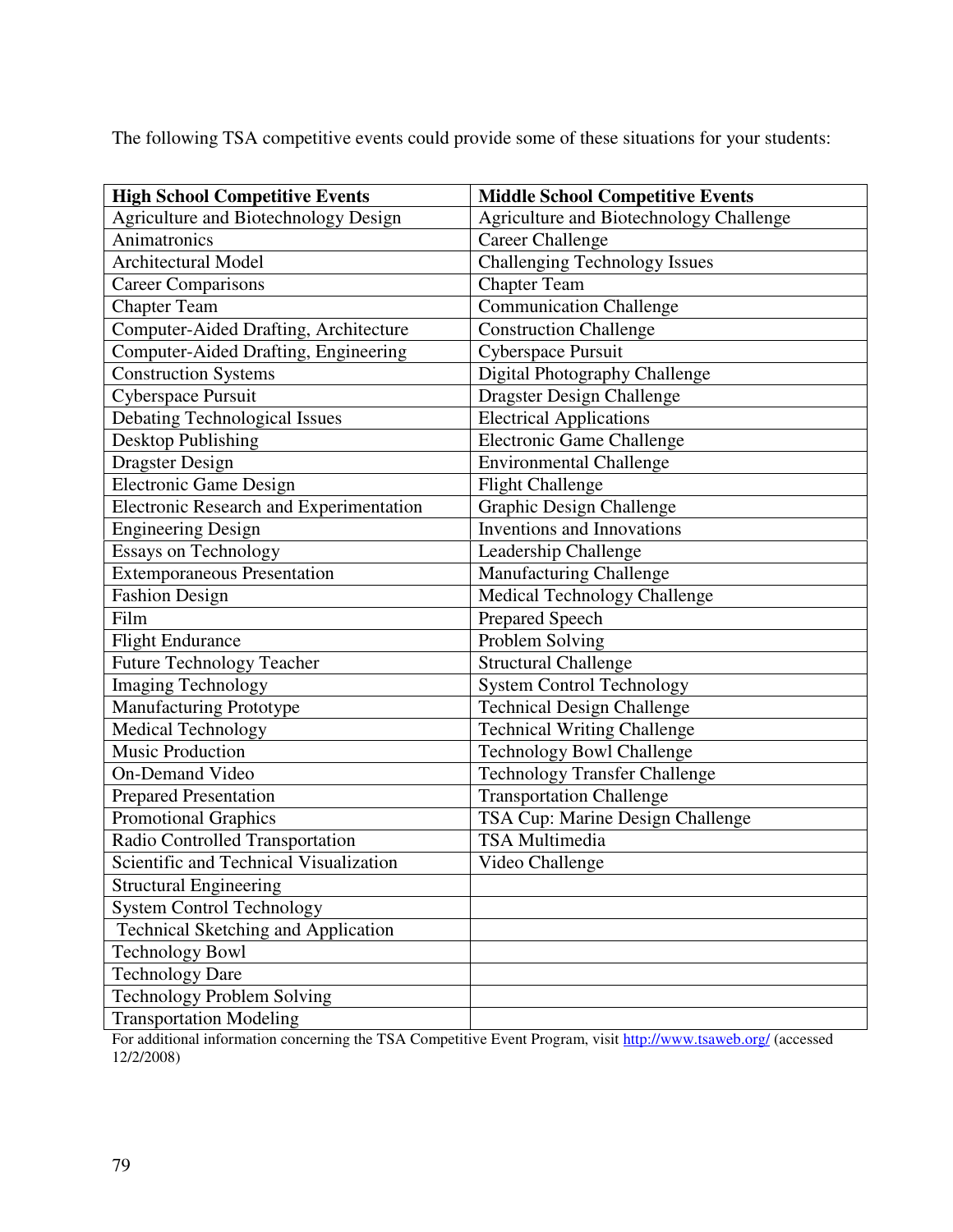The following TSA competitive events could provide some of these situations for your students:

| High School Competitive Events | Middle School Competitive Events |
|---|---|
| Agriculture and Biotechnology Design | Agriculture and Biotechnology Challenge |
| Animatronics | Career Challenge |
| Architectural Model | Challenging Technology Issues |
| Career Comparisons | Chapter Team |
| Chapter Team | Communication Challenge |
| Computer-Aided Drafting, Architecture | Construction Challenge |
| Computer-Aided Drafting, Engineering | Cyberspace Pursuit |
| Construction Systems | Digital Photography Challenge |
| Cyberspace Pursuit | Dragster Design Challenge |
| Debating Technological Issues | Electrical Applications |
| Desktop Publishing | Electronic Game Challenge |
| Dragster Design | Environmental Challenge |
| Electronic Game Design | Flight Challenge |
| Electronic Research and Experimentation | Graphic Design Challenge |
| Engineering Design | Inventions and Innovations |
| Essays on Technology | Leadership Challenge |
| Extemporaneous Presentation | Manufacturing Challenge |
| Fashion Design | Medical Technology Challenge |
| Film | Prepared Speech |
| Flight Endurance | Problem Solving |
| Future Technology Teacher | Structural Challenge |
| Imaging Technology | System Control Technology |
| Manufacturing Prototype | Technical Design Challenge |
| Medical Technology | Technical Writing Challenge |
| Music Production | Technology Bowl Challenge |
| On-Demand Video | Technology Transfer Challenge |
| Prepared Presentation | Transportation Challenge |
| Promotional Graphics | TSA Cup: Marine Design Challenge |
| Radio Controlled Transportation | TSA Multimedia |
| Scientific and Technical Visualization | Video Challenge |
| Structural Engineering | |
| System Control Technology | |
| Technical Sketching and Application | |
| Technology Bowl | |
| Technology Dare | |
| Technology Problem Solving | |
| Transportation Modeling | |

For additional information concerning the TSA Competitive Event Program, visit http://www.tsaweb.org/ (accessed 12/2/2008)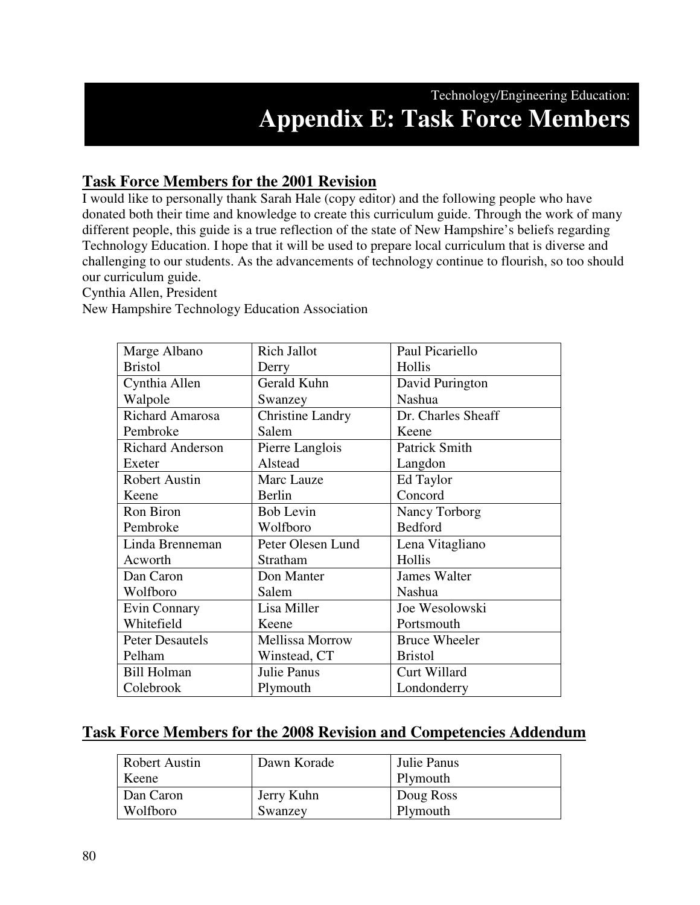Technology/Engineering Education:

# Appendix E: Task Force Members

## Task Force Members for the 2001 Revision

I would like to personally thank Sarah Hale (copy editor) and the following people who have donated both their time and knowledge to create this curriculum guide. Through the work of many different people, this guide is a true reflection of the state of New Hampshire's beliefs regarding Technology Education. I hope that it will be used to prepare local curriculum that is diverse and challenging to our students. As the advancements of technology continue to flourish, so too should our curriculum guide.
Cynthia Allen, President
New Hampshire Technology Education Association

| | | |
|---|---|---|
| Marge Albano<br>Bristol | Rich Jallot<br>Derry | Paul Picariello<br>Hollis |
| Cynthia Allen<br>Walpole | Gerald Kuhn<br>Swanzey | David Purington<br>Nashua |
| Richard Amarosa<br>Pembroke | Christine Landry<br>Salem | Dr. Charles Sheaff<br>Keene |
| Richard Anderson<br>Exeter | Pierre Langlois<br>Alstead | Patrick Smith<br>Langdon |
| Robert Austin<br>Keene | Marc Lauze<br>Berlin | Ed Taylor<br>Concord |
| Ron Biron<br>Pembroke | Bob Levin<br>Wolfboro | Nancy Torborg<br>Bedford |
| Linda Brenneman<br>Acworth | Peter Olesen Lund<br>Stratham | Lena Vitagliano<br>Hollis |
| Dan Caron<br>Wolfboro | Don Manter<br>Salem | James Walter<br>Nashua |
| Evin Connary<br>Whitefield | Lisa Miller<br>Keene | Joe Wesolowski<br>Portsmouth |
| Peter Desautels<br>Pelham | Mellissa Morrow<br>Winstead, CT | Bruce Wheeler<br>Bristol |
| Bill Holman<br>Colebrook | Julie Panus<br>Plymouth | Curt Willard<br>Londonderry |

## Task Force Members for the 2008 Revision and Competencies Addendum

| | | |
|---|---|---|
| Robert Austin<br>Keene | Dawn Korade | Julie Panus<br>Plymouth |
| Dan Caron<br>Wolfboro | Jerry Kuhn<br>Swanzey | Doug Ross<br>Plymouth |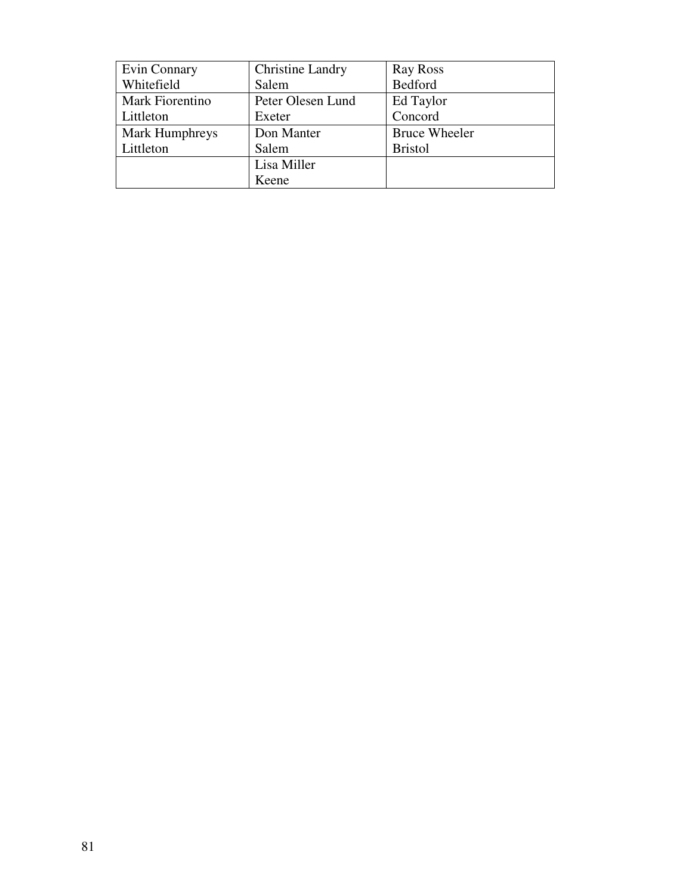| | | |
|---|---|---|
| Evin Connary<br>Whitefield | Christine Landry<br>Salem | Ray Ross<br>Bedford |
| Mark Fiorentino<br>Littleton | Peter Olesen Lund<br>Exeter | Ed Taylor<br>Concord |
| Mark Humphreys<br>Littleton | Don Manter<br>Salem | Bruce Wheeler<br>Bristol |
| | Lisa Miller<br>Keene | |